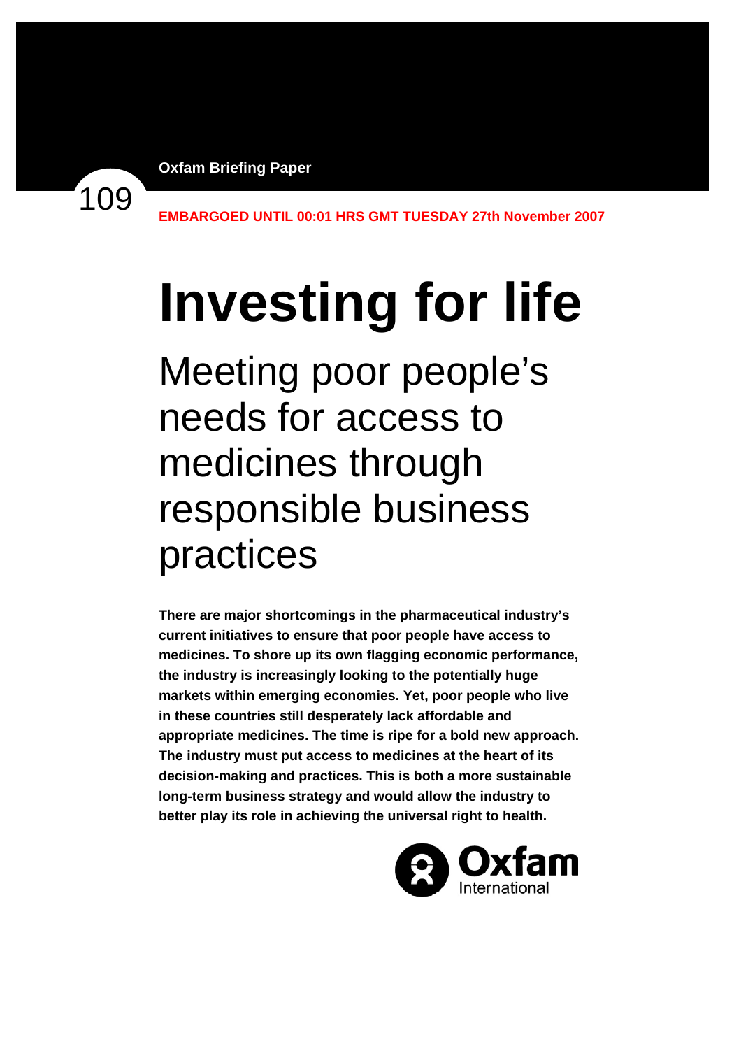Oxfam Briefing Paper

109

**EMBARGOED UNTIL 00:01 HRS GMT TUESDAY 27th November 2007**

# Investing for life

## Meeting poor people's needs for access to medicines through responsible business practices

**There are major shortcomings in the pharmaceutical industry's current initiatives to ensure that poor people have access to medicines. To shore up its own flagging economic performance, the industry is increasingly looking to the potentially huge markets within emerging economies. Yet, poor people who live in these countries still desperately lack affordable and appropriate medicines. The time is ripe for a bold new approach. The industry must put access to medicines at the heart of its decision-making and practices. This is both a more sustainable long-term business strategy and would allow the industry to better play its role in achieving the universal right to health.**

Oxfam International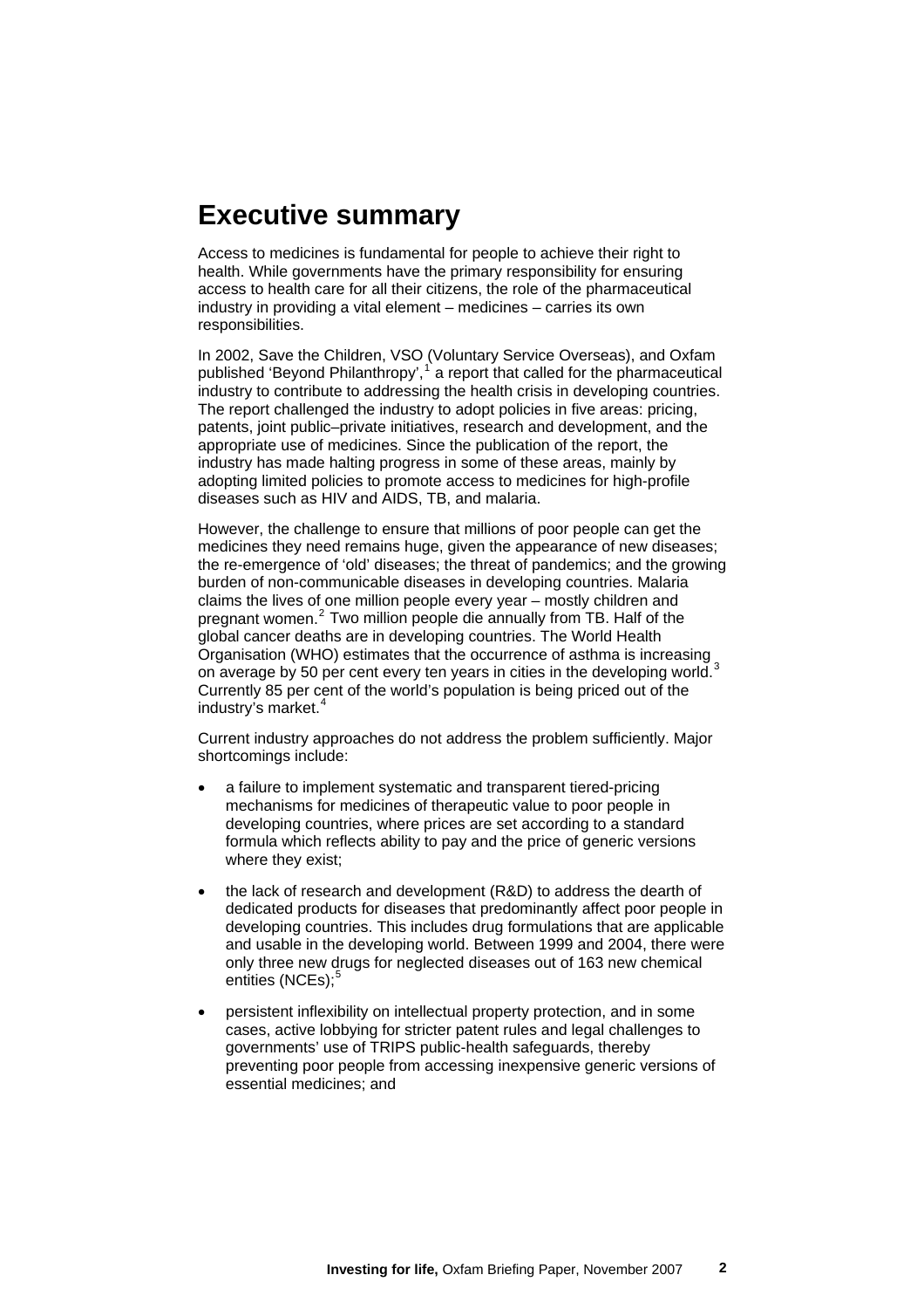# Executive summary

Access to medicines is fundamental for people to achieve their right to health. While governments have the primary responsibility for ensuring access to health care for all their citizens, the role of the pharmaceutical industry in providing a vital element – medicines – carries its own responsibilities.

In 2002, Save the Children, VSO (Voluntary Service Overseas), and Oxfam published 'Beyond Philanthropy',[1] a report that called for the pharmaceutical industry to contribute to addressing the health crisis in developing countries. The report challenged the industry to adopt policies in five areas: pricing, patents, joint public–private initiatives, research and development, and the appropriate use of medicines. Since the publication of the report, the industry has made halting progress in some of these areas, mainly by adopting limited policies to promote access to medicines for high-profile diseases such as HIV and AIDS, TB, and malaria.

However, the challenge to ensure that millions of poor people can get the medicines they need remains huge, given the appearance of new diseases; the re-emergence of 'old' diseases; the threat of pandemics; and the growing burden of non-communicable diseases in developing countries. Malaria claims the lives of one million people every year – mostly children and pregnant women.[2] Two million people die annually from TB. Half of the global cancer deaths are in developing countries. The World Health Organisation (WHO) estimates that the occurrence of asthma is increasing on average by 50 per cent every ten years in cities in the developing world.[3] Currently 85 per cent of the world's population is being priced out of the industry's market.[4]

Current industry approaches do not address the problem sufficiently. Major shortcomings include:

- a failure to implement systematic and transparent tiered-pricing mechanisms for medicines of therapeutic value to poor people in developing countries, where prices are set according to a standard formula which reflects ability to pay and the price of generic versions where they exist;
- the lack of research and development (R&D) to address the dearth of dedicated products for diseases that predominantly affect poor people in developing countries. This includes drug formulations that are applicable and usable in the developing world. Between 1999 and 2004, there were only three new drugs for neglected diseases out of 163 new chemical entities (NCEs);[5]
- persistent inflexibility on intellectual property protection, and in some cases, active lobbying for stricter patent rules and legal challenges to governments' use of TRIPS public-health safeguards, thereby preventing poor people from accessing inexpensive generic versions of essential medicines; and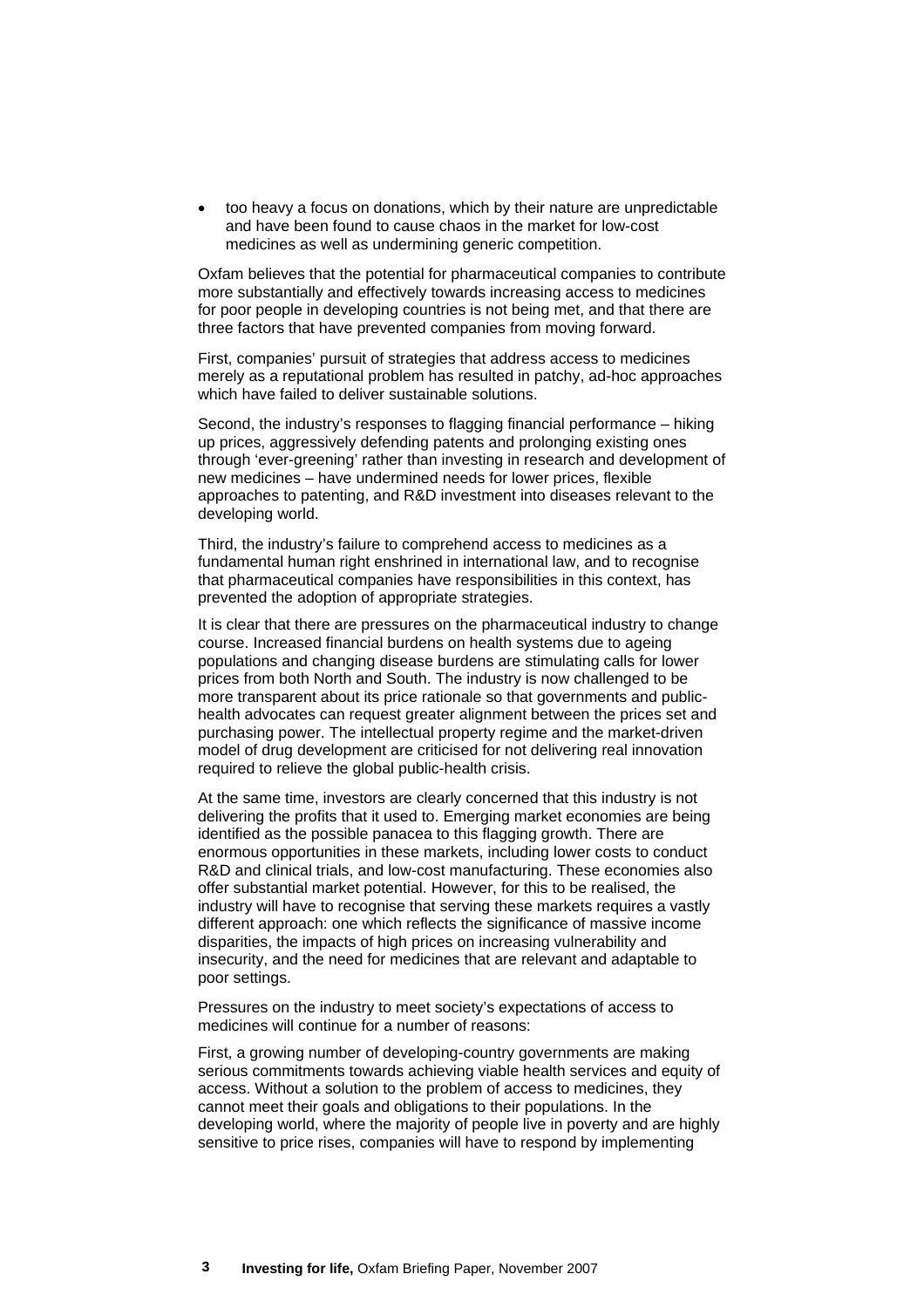- too heavy a focus on donations, which by their nature are unpredictable and have been found to cause chaos in the market for low-cost medicines as well as undermining generic competition.

Oxfam believes that the potential for pharmaceutical companies to contribute more substantially and effectively towards increasing access to medicines for poor people in developing countries is not being met, and that there are three factors that have prevented companies from moving forward.

First, companies' pursuit of strategies that address access to medicines merely as a reputational problem has resulted in patchy, ad-hoc approaches which have failed to deliver sustainable solutions.

Second, the industry's responses to flagging financial performance – hiking up prices, aggressively defending patents and prolonging existing ones through 'ever-greening' rather than investing in research and development of new medicines – have undermined needs for lower prices, flexible approaches to patenting, and R&D investment into diseases relevant to the developing world.

Third, the industry's failure to comprehend access to medicines as a fundamental human right enshrined in international law, and to recognise that pharmaceutical companies have responsibilities in this context, has prevented the adoption of appropriate strategies.

It is clear that there are pressures on the pharmaceutical industry to change course. Increased financial burdens on health systems due to ageing populations and changing disease burdens are stimulating calls for lower prices from both North and South. The industry is now challenged to be more transparent about its price rationale so that governments and public-health advocates can request greater alignment between the prices set and purchasing power. The intellectual property regime and the market-driven model of drug development are criticised for not delivering real innovation required to relieve the global public-health crisis.

At the same time, investors are clearly concerned that this industry is not delivering the profits that it used to. Emerging market economies are being identified as the possible panacea to this flagging growth. There are enormous opportunities in these markets, including lower costs to conduct R&D and clinical trials, and low-cost manufacturing. These economies also offer substantial market potential. However, for this to be realised, the industry will have to recognise that serving these markets requires a vastly different approach: one which reflects the significance of massive income disparities, the impacts of high prices on increasing vulnerability and insecurity, and the need for medicines that are relevant and adaptable to poor settings.

Pressures on the industry to meet society's expectations of access to medicines will continue for a number of reasons:

First, a growing number of developing-country governments are making serious commitments towards achieving viable health services and equity of access. Without a solution to the problem of access to medicines, they cannot meet their goals and obligations to their populations. In the developing world, where the majority of people live in poverty and are highly sensitive to price rises, companies will have to respond by implementing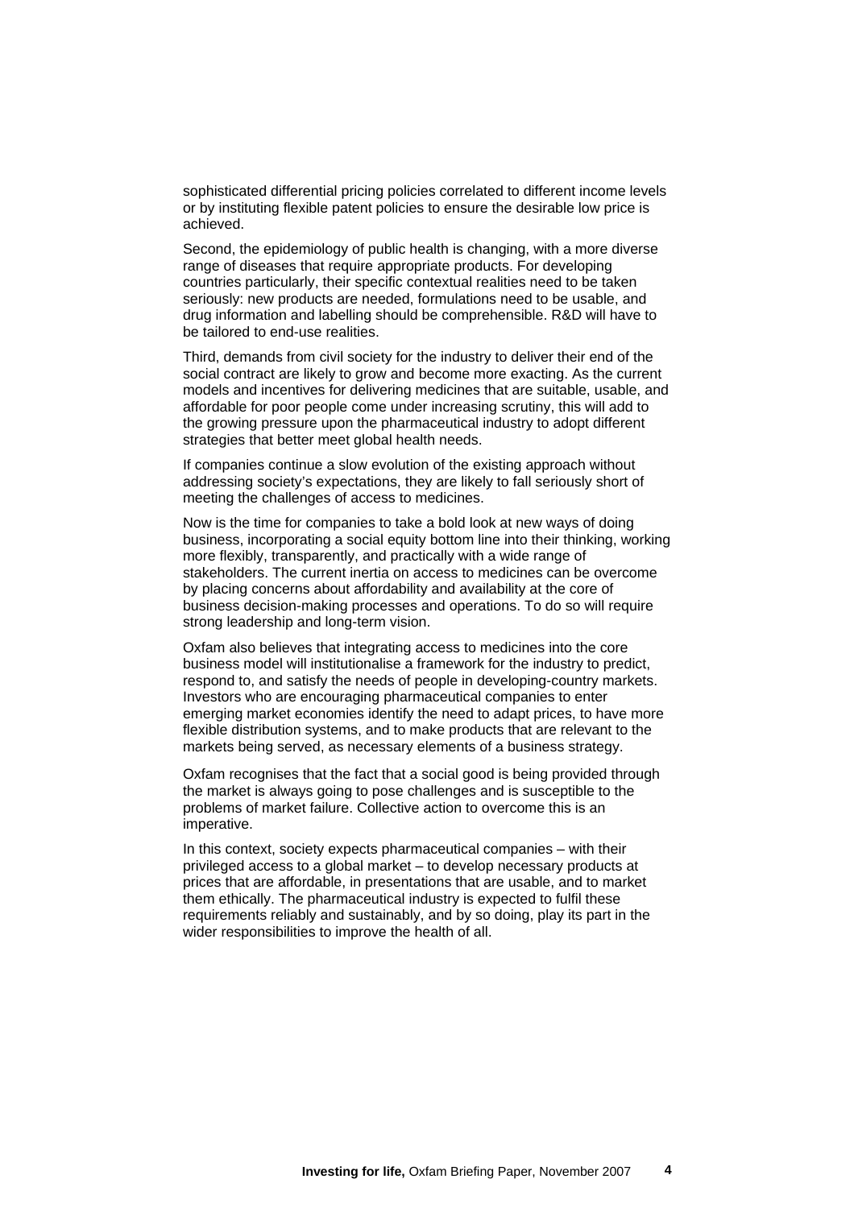sophisticated differential pricing policies correlated to different income levels or by instituting flexible patent policies to ensure the desirable low price is achieved.

Second, the epidemiology of public health is changing, with a more diverse range of diseases that require appropriate products. For developing countries particularly, their specific contextual realities need to be taken seriously: new products are needed, formulations need to be usable, and drug information and labelling should be comprehensible. R&D will have to be tailored to end-use realities.

Third, demands from civil society for the industry to deliver their end of the social contract are likely to grow and become more exacting. As the current models and incentives for delivering medicines that are suitable, usable, and affordable for poor people come under increasing scrutiny, this will add to the growing pressure upon the pharmaceutical industry to adopt different strategies that better meet global health needs.

If companies continue a slow evolution of the existing approach without addressing society's expectations, they are likely to fall seriously short of meeting the challenges of access to medicines.

Now is the time for companies to take a bold look at new ways of doing business, incorporating a social equity bottom line into their thinking, working more flexibly, transparently, and practically with a wide range of stakeholders. The current inertia on access to medicines can be overcome by placing concerns about affordability and availability at the core of business decision-making processes and operations. To do so will require strong leadership and long-term vision.

Oxfam also believes that integrating access to medicines into the core business model will institutionalise a framework for the industry to predict, respond to, and satisfy the needs of people in developing-country markets. Investors who are encouraging pharmaceutical companies to enter emerging market economies identify the need to adapt prices, to have more flexible distribution systems, and to make products that are relevant to the markets being served, as necessary elements of a business strategy.

Oxfam recognises that the fact that a social good is being provided through the market is always going to pose challenges and is susceptible to the problems of market failure. Collective action to overcome this is an imperative.

In this context, society expects pharmaceutical companies – with their privileged access to a global market – to develop necessary products at prices that are affordable, in presentations that are usable, and to market them ethically. The pharmaceutical industry is expected to fulfil these requirements reliably and sustainably, and by so doing, play its part in the wider responsibilities to improve the health of all.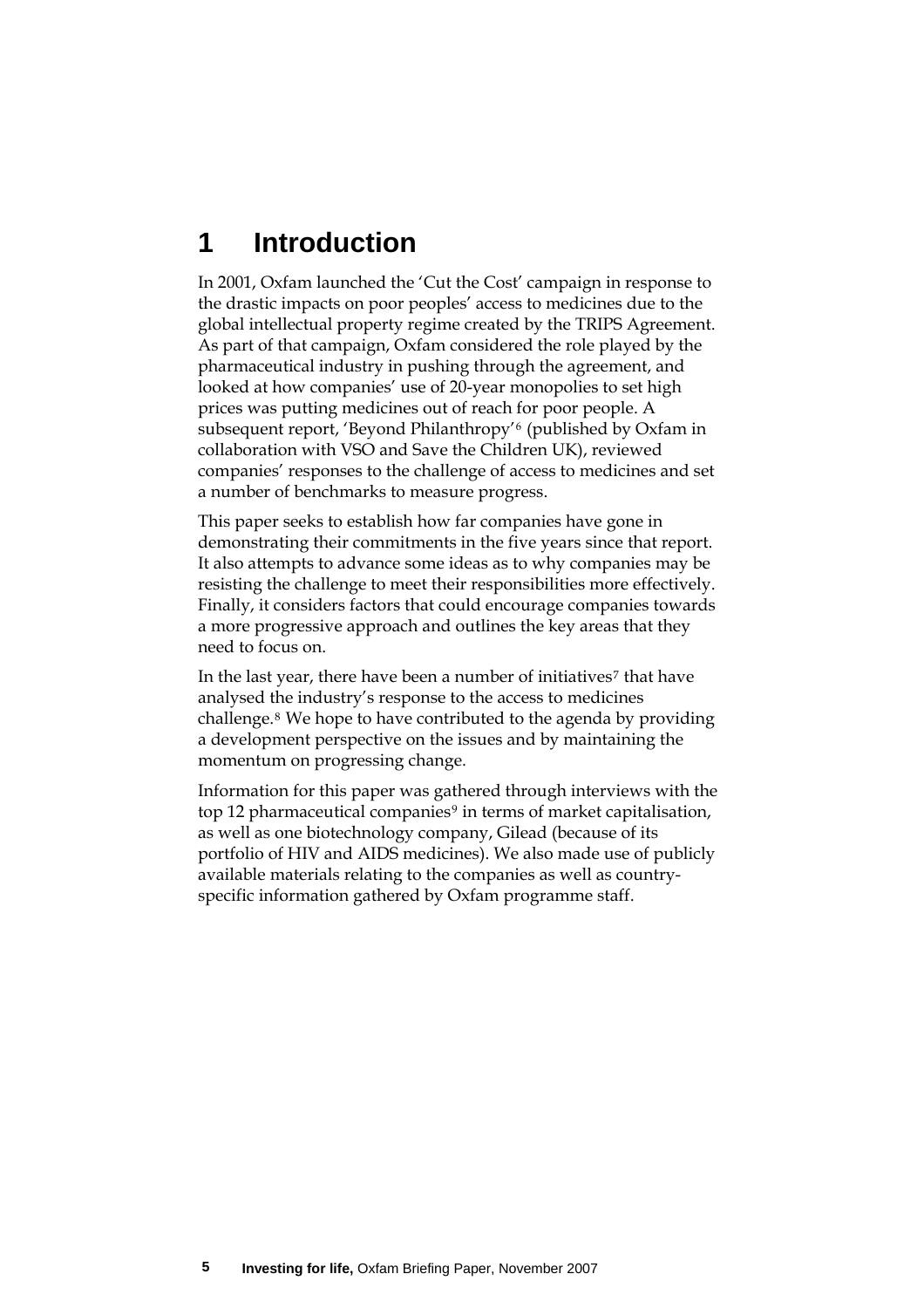# 1 Introduction

In 2001, Oxfam launched the 'Cut the Cost' campaign in response to the drastic impacts on poor peoples' access to medicines due to the global intellectual property regime created by the TRIPS Agreement. As part of that campaign, Oxfam considered the role played by the pharmaceutical industry in pushing through the agreement, and looked at how companies' use of 20-year monopolies to set high prices was putting medicines out of reach for poor people. A subsequent report, 'Beyond Philanthropy'[6] (published by Oxfam in collaboration with VSO and Save the Children UK), reviewed companies' responses to the challenge of access to medicines and set a number of benchmarks to measure progress.

This paper seeks to establish how far companies have gone in demonstrating their commitments in the five years since that report. It also attempts to advance some ideas as to why companies may be resisting the challenge to meet their responsibilities more effectively. Finally, it considers factors that could encourage companies towards a more progressive approach and outlines the key areas that they need to focus on.

In the last year, there have been a number of initiatives[7] that have analysed the industry's response to the access to medicines challenge.[8] We hope to have contributed to the agenda by providing a development perspective on the issues and by maintaining the momentum on progressing change.

Information for this paper was gathered through interviews with the top 12 pharmaceutical companies[9] in terms of market capitalisation, as well as one biotechnology company, Gilead (because of its portfolio of HIV and AIDS medicines). We also made use of publicly available materials relating to the companies as well as country-specific information gathered by Oxfam programme staff.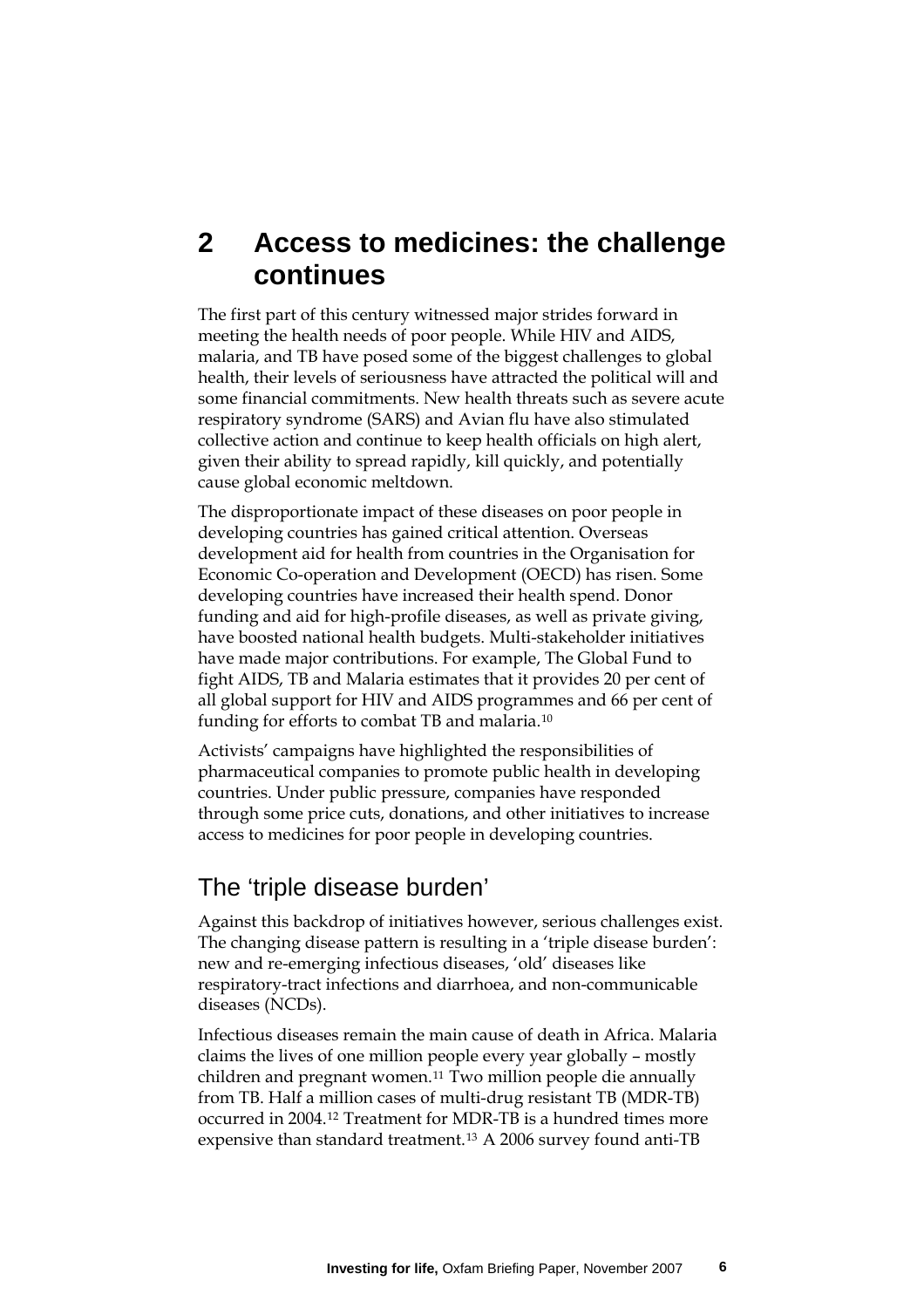# 2 Access to medicines: the challenge continues

The first part of this century witnessed major strides forward in meeting the health needs of poor people. While HIV and AIDS, malaria, and TB have posed some of the biggest challenges to global health, their levels of seriousness have attracted the political will and some financial commitments. New health threats such as severe acute respiratory syndrome (SARS) and Avian flu have also stimulated collective action and continue to keep health officials on high alert, given their ability to spread rapidly, kill quickly, and potentially cause global economic meltdown.

The disproportionate impact of these diseases on poor people in developing countries has gained critical attention. Overseas development aid for health from countries in the Organisation for Economic Co-operation and Development (OECD) has risen. Some developing countries have increased their health spend. Donor funding and aid for high-profile diseases, as well as private giving, have boosted national health budgets. Multi-stakeholder initiatives have made major contributions. For example, The Global Fund to fight AIDS, TB and Malaria estimates that it provides 20 per cent of all global support for HIV and AIDS programmes and 66 per cent of funding for efforts to combat TB and malaria.[10]

Activists' campaigns have highlighted the responsibilities of pharmaceutical companies to promote public health in developing countries. Under public pressure, companies have responded through some price cuts, donations, and other initiatives to increase access to medicines for poor people in developing countries.

## The 'triple disease burden'

Against this backdrop of initiatives however, serious challenges exist. The changing disease pattern is resulting in a 'triple disease burden': new and re-emerging infectious diseases, 'old' diseases like respiratory-tract infections and diarrhoea, and non-communicable diseases (NCDs).

Infectious diseases remain the main cause of death in Africa. Malaria claims the lives of one million people every year globally – mostly children and pregnant women.[11] Two million people die annually from TB. Half a million cases of multi-drug resistant TB (MDR-TB) occurred in 2004.[12] Treatment for MDR-TB is a hundred times more expensive than standard treatment.[13] A 2006 survey found anti-TB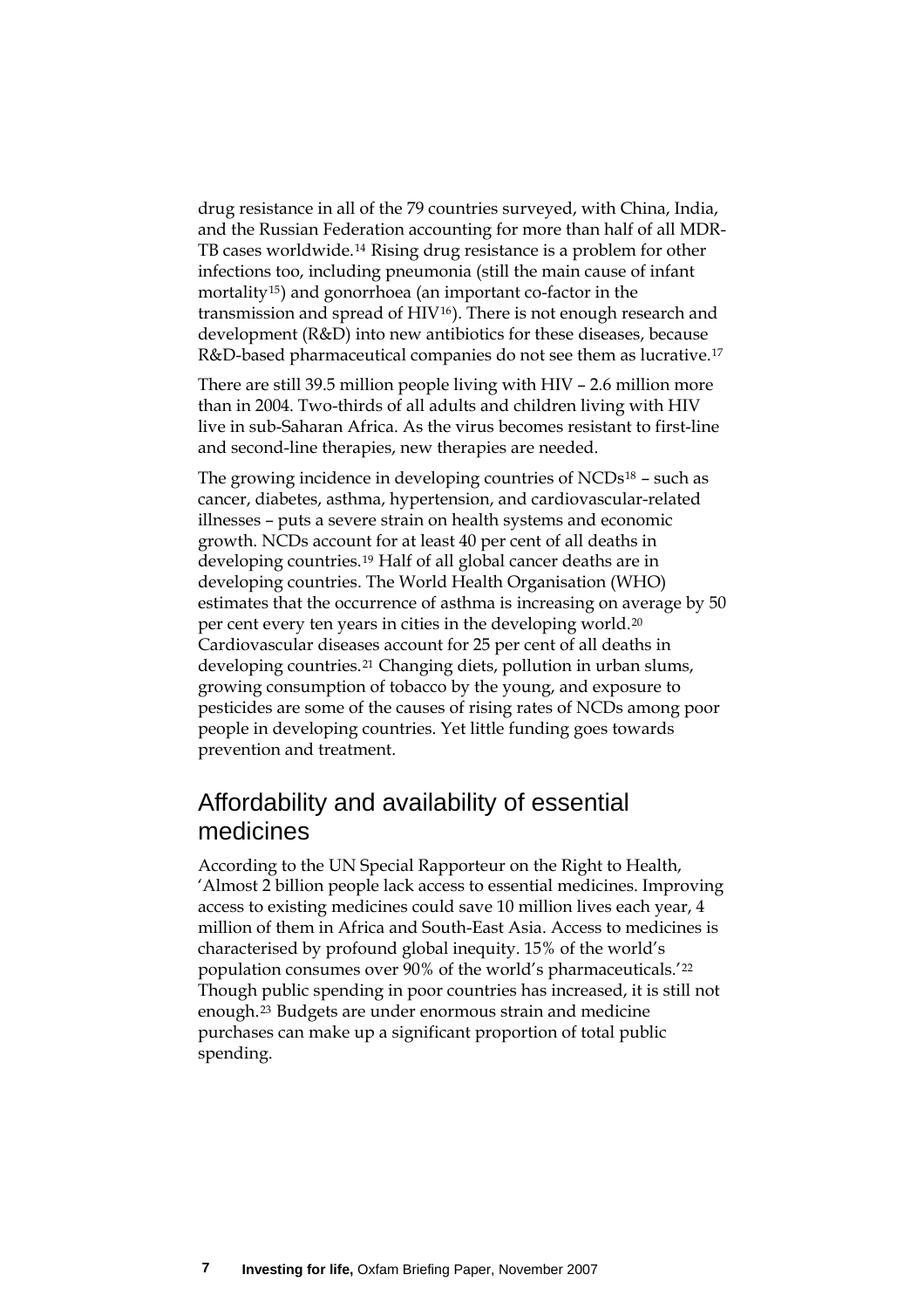drug resistance in all of the 79 countries surveyed, with China, India, and the Russian Federation accounting for more than half of all MDR-TB cases worldwide.[14] Rising drug resistance is a problem for other infections too, including pneumonia (still the main cause of infant mortality[15]) and gonorrhoea (an important co-factor in the transmission and spread of HIV[16]). There is not enough research and development (R&D) into new antibiotics for these diseases, because R&D-based pharmaceutical companies do not see them as lucrative.[17]

There are still 39.5 million people living with HIV – 2.6 million more than in 2004. Two-thirds of all adults and children living with HIV live in sub-Saharan Africa. As the virus becomes resistant to first-line and second-line therapies, new therapies are needed.

The growing incidence in developing countries of NCDs[18] – such as cancer, diabetes, asthma, hypertension, and cardiovascular-related illnesses – puts a severe strain on health systems and economic growth. NCDs account for at least 40 per cent of all deaths in developing countries.[19] Half of all global cancer deaths are in developing countries. The World Health Organisation (WHO) estimates that the occurrence of asthma is increasing on average by 50 per cent every ten years in cities in the developing world.[20] Cardiovascular diseases account for 25 per cent of all deaths in developing countries.[21] Changing diets, pollution in urban slums, growing consumption of tobacco by the young, and exposure to pesticides are some of the causes of rising rates of NCDs among poor people in developing countries. Yet little funding goes towards prevention and treatment.

## Affordability and availability of essential medicines

According to the UN Special Rapporteur on the Right to Health, 'Almost 2 billion people lack access to essential medicines. Improving access to existing medicines could save 10 million lives each year, 4 million of them in Africa and South-East Asia. Access to medicines is characterised by profound global inequity. 15% of the world's population consumes over 90% of the world's pharmaceuticals.'[22] Though public spending in poor countries has increased, it is still not enough.[23] Budgets are under enormous strain and medicine purchases can make up a significant proportion of total public spending.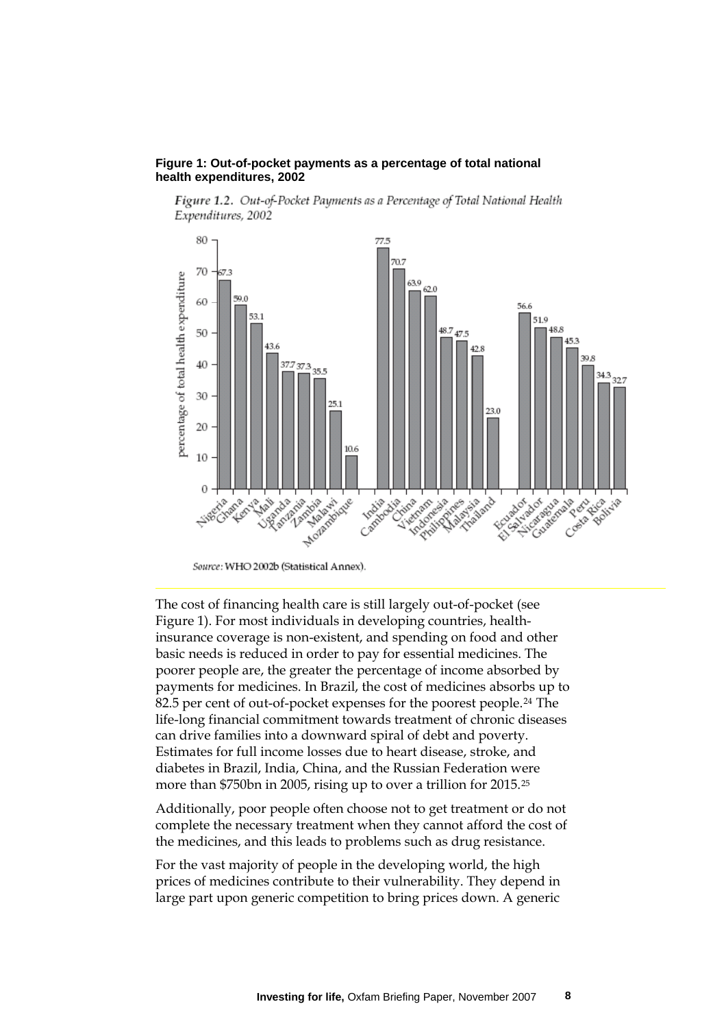**Figure 1: Out-of-pocket payments as a percentage of total national health expenditures, 2002**

*Figure 1.2. Out-of-Pocket Payments as a Percentage of Total National Health Expenditures, 2002*

| Country | Percentage of total health expenditure |
|---|---|
| Nigeria | 67.3 |
| Ghana | 59.0 |
| Kenya | 53.1 |
| Mali | 43.6 |
| Uganda | 37.7 |
| Tanzania | 37.3 |
| Zambia | 35.5 |
| Malawi | 25.1 |
| Mozambique | 10.6 |
| India | 77.5 |
| Cambodia | 70.7 |
| China | 63.9 |
| Vietnam | 62.0 |
| Indonesia | 48.7 |
| Philippines | 47.5 |
| Malaysia | 42.8 |
| Thailand | 23.0 |
| Ecuador | 56.6 |
| El Salvador | 51.9 |
| Nicaragua | 48.8 |
| Guatemala | 45.3 |
| Peru | 39.8 |
| Costa Rica | 34.3 |
| Bolivia | 32.7 |

*Source:* WHO 2002b (Statistical Annex).

The cost of financing health care is still largely out-of-pocket (see Figure 1). For most individuals in developing countries, health-insurance coverage is non-existent, and spending on food and other basic needs is reduced in order to pay for essential medicines. The poorer people are, the greater the percentage of income absorbed by payments for medicines. In Brazil, the cost of medicines absorbs up to 82.5 per cent of out-of-pocket expenses for the poorest people.[24] The life-long financial commitment towards treatment of chronic diseases can drive families into a downward spiral of debt and poverty. Estimates for full income losses due to heart disease, stroke, and diabetes in Brazil, India, China, and the Russian Federation were more than \$750bn in 2005, rising up to over a trillion for 2015.[25]

Additionally, poor people often choose not to get treatment or do not complete the necessary treatment when they cannot afford the cost of the medicines, and this leads to problems such as drug resistance.

For the vast majority of people in the developing world, the high prices of medicines contribute to their vulnerability. They depend in large part upon generic competition to bring prices down. A generic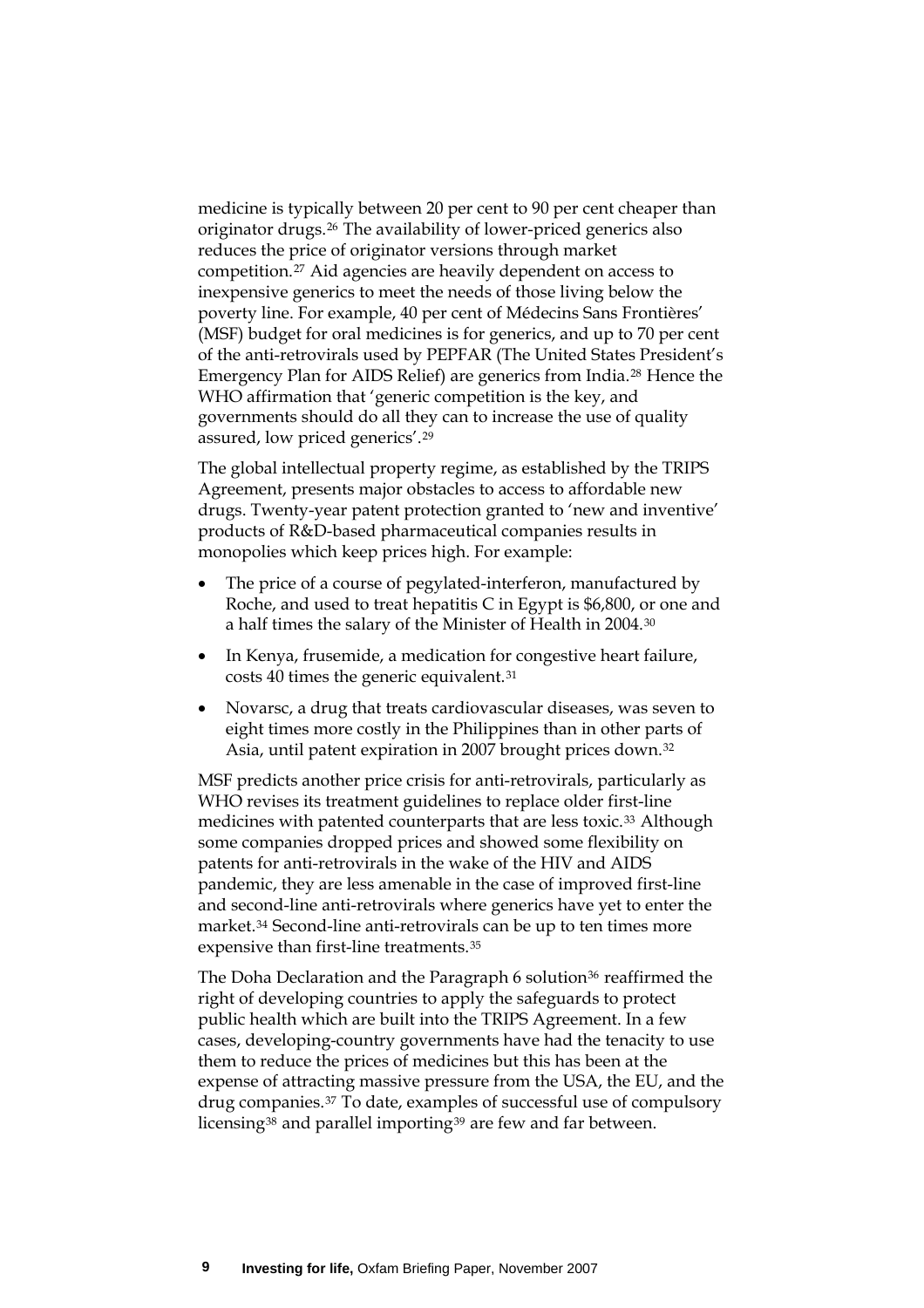medicine is typically between 20 per cent to 90 per cent cheaper than originator drugs.[26] The availability of lower-priced generics also reduces the price of originator versions through market competition.[27] Aid agencies are heavily dependent on access to inexpensive generics to meet the needs of those living below the poverty line. For example, 40 per cent of Médecins Sans Frontières' (MSF) budget for oral medicines is for generics, and up to 70 per cent of the anti-retrovirals used by PEPFAR (The United States President's Emergency Plan for AIDS Relief) are generics from India.[28] Hence the WHO affirmation that 'generic competition is the key, and governments should do all they can to increase the use of quality assured, low priced generics'.[29]

The global intellectual property regime, as established by the TRIPS Agreement, presents major obstacles to access to affordable new drugs. Twenty-year patent protection granted to 'new and inventive' products of R&D-based pharmaceutical companies results in monopolies which keep prices high. For example:

- The price of a course of pegylated-interferon, manufactured by Roche, and used to treat hepatitis C in Egypt is $6,800, or one and a half times the salary of the Minister of Health in 2004.[30]
- In Kenya, frusemide, a medication for congestive heart failure, costs 40 times the generic equivalent.[31]
- Novarsc, a drug that treats cardiovascular diseases, was seven to eight times more costly in the Philippines than in other parts of Asia, until patent expiration in 2007 brought prices down.[32]

MSF predicts another price crisis for anti-retrovirals, particularly as WHO revises its treatment guidelines to replace older first-line medicines with patented counterparts that are less toxic.[33] Although some companies dropped prices and showed some flexibility on patents for anti-retrovirals in the wake of the HIV and AIDS pandemic, they are less amenable in the case of improved first-line and second-line anti-retrovirals where generics have yet to enter the market.[34] Second-line anti-retrovirals can be up to ten times more expensive than first-line treatments.[35]

The Doha Declaration and the Paragraph 6 solution[36] reaffirmed the right of developing countries to apply the safeguards to protect public health which are built into the TRIPS Agreement. In a few cases, developing-country governments have had the tenacity to use them to reduce the prices of medicines but this has been at the expense of attracting massive pressure from the USA, the EU, and the drug companies.[37] To date, examples of successful use of compulsory licensing[38] and parallel importing[39] are few and far between.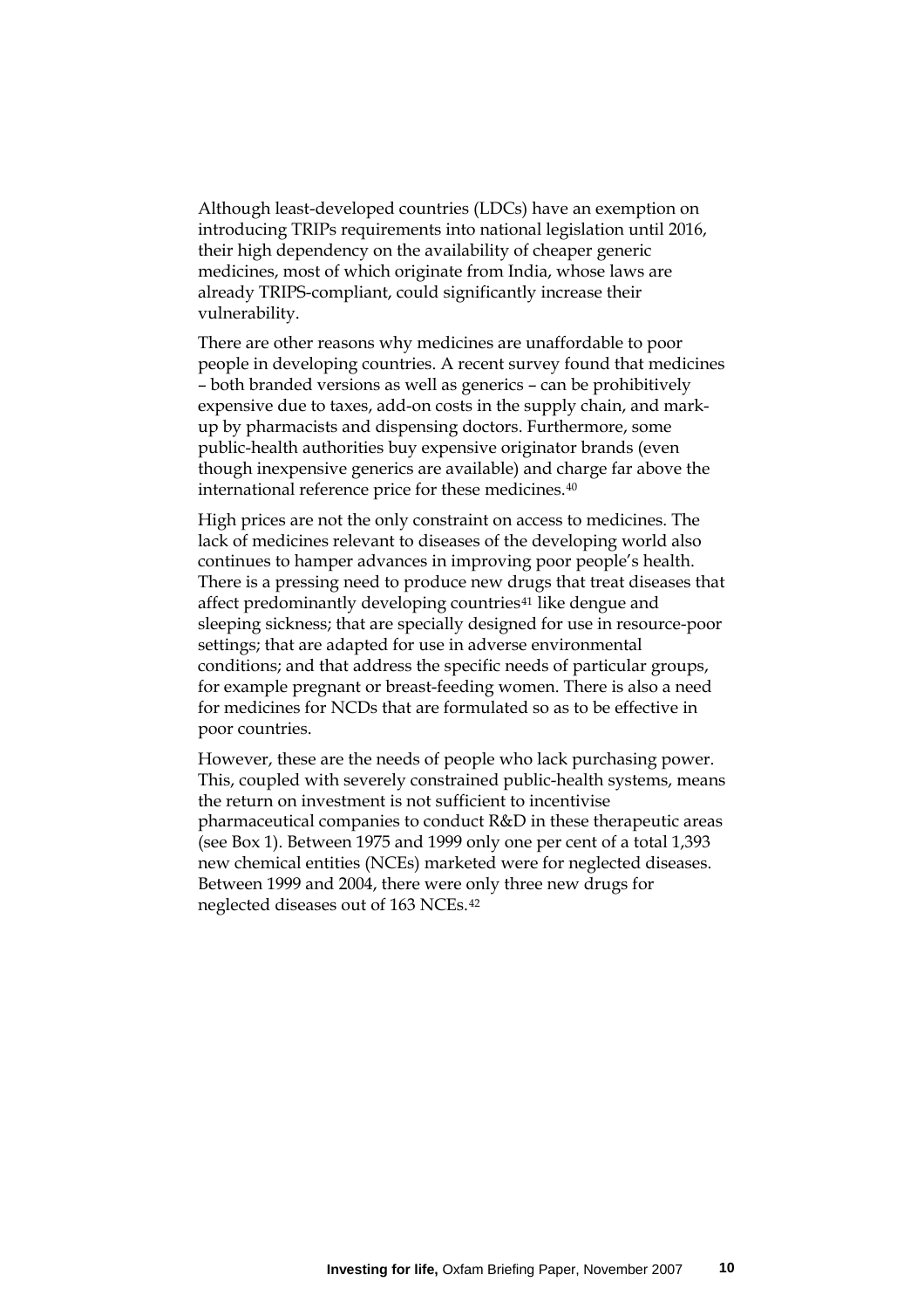Although least-developed countries (LDCs) have an exemption on introducing TRIPs requirements into national legislation until 2016, their high dependency on the availability of cheaper generic medicines, most of which originate from India, whose laws are already TRIPS-compliant, could significantly increase their vulnerability.

There are other reasons why medicines are unaffordable to poor people in developing countries. A recent survey found that medicines – both branded versions as well as generics – can be prohibitively expensive due to taxes, add-on costs in the supply chain, and mark-up by pharmacists and dispensing doctors. Furthermore, some public-health authorities buy expensive originator brands (even though inexpensive generics are available) and charge far above the international reference price for these medicines.[40]

High prices are not the only constraint on access to medicines. The lack of medicines relevant to diseases of the developing world also continues to hamper advances in improving poor people's health. There is a pressing need to produce new drugs that treat diseases that affect predominantly developing countries[41] like dengue and sleeping sickness; that are specially designed for use in resource-poor settings; that are adapted for use in adverse environmental conditions; and that address the specific needs of particular groups, for example pregnant or breast-feeding women. There is also a need for medicines for NCDs that are formulated so as to be effective in poor countries.

However, these are the needs of people who lack purchasing power. This, coupled with severely constrained public-health systems, means the return on investment is not sufficient to incentivise pharmaceutical companies to conduct R&D in these therapeutic areas (see Box 1). Between 1975 and 1999 only one per cent of a total 1,393 new chemical entities (NCEs) marketed were for neglected diseases. Between 1999 and 2004, there were only three new drugs for neglected diseases out of 163 NCEs.[42]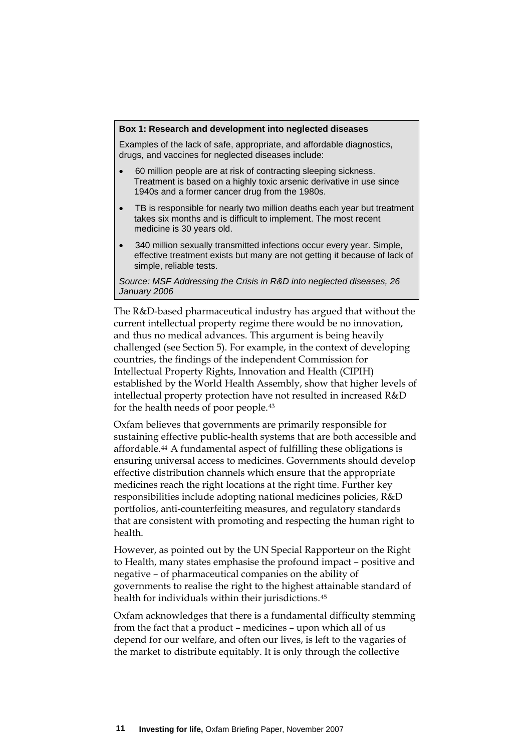**Box 1: Research and development into neglected diseases**

Examples of the lack of safe, appropriate, and affordable diagnostics, drugs, and vaccines for neglected diseases include:

- 60 million people are at risk of contracting sleeping sickness. Treatment is based on a highly toxic arsenic derivative in use since 1940s and a former cancer drug from the 1980s.
- TB is responsible for nearly two million deaths each year but treatment takes six months and is difficult to implement. The most recent medicine is 30 years old.
- 340 million sexually transmitted infections occur every year. Simple, effective treatment exists but many are not getting it because of lack of simple, reliable tests.

*Source: MSF Addressing the Crisis in R&D into neglected diseases, 26 January 2006*

The R&D-based pharmaceutical industry has argued that without the current intellectual property regime there would be no innovation, and thus no medical advances. This argument is being heavily challenged (see Section 5). For example, in the context of developing countries, the findings of the independent Commission for Intellectual Property Rights, Innovation and Health (CIPIH) established by the World Health Assembly, show that higher levels of intellectual property protection have not resulted in increased R&D for the health needs of poor people.[43]

Oxfam believes that governments are primarily responsible for sustaining effective public-health systems that are both accessible and affordable.[44] A fundamental aspect of fulfilling these obligations is ensuring universal access to medicines. Governments should develop effective distribution channels which ensure that the appropriate medicines reach the right locations at the right time. Further key responsibilities include adopting national medicines policies, R&D portfolios, anti-counterfeiting measures, and regulatory standards that are consistent with promoting and respecting the human right to health.

However, as pointed out by the UN Special Rapporteur on the Right to Health, many states emphasise the profound impact – positive and negative – of pharmaceutical companies on the ability of governments to realise the right to the highest attainable standard of health for individuals within their jurisdictions.[45]

Oxfam acknowledges that there is a fundamental difficulty stemming from the fact that a product – medicines – upon which all of us depend for our welfare, and often our lives, is left to the vagaries of the market to distribute equitably. It is only through the collective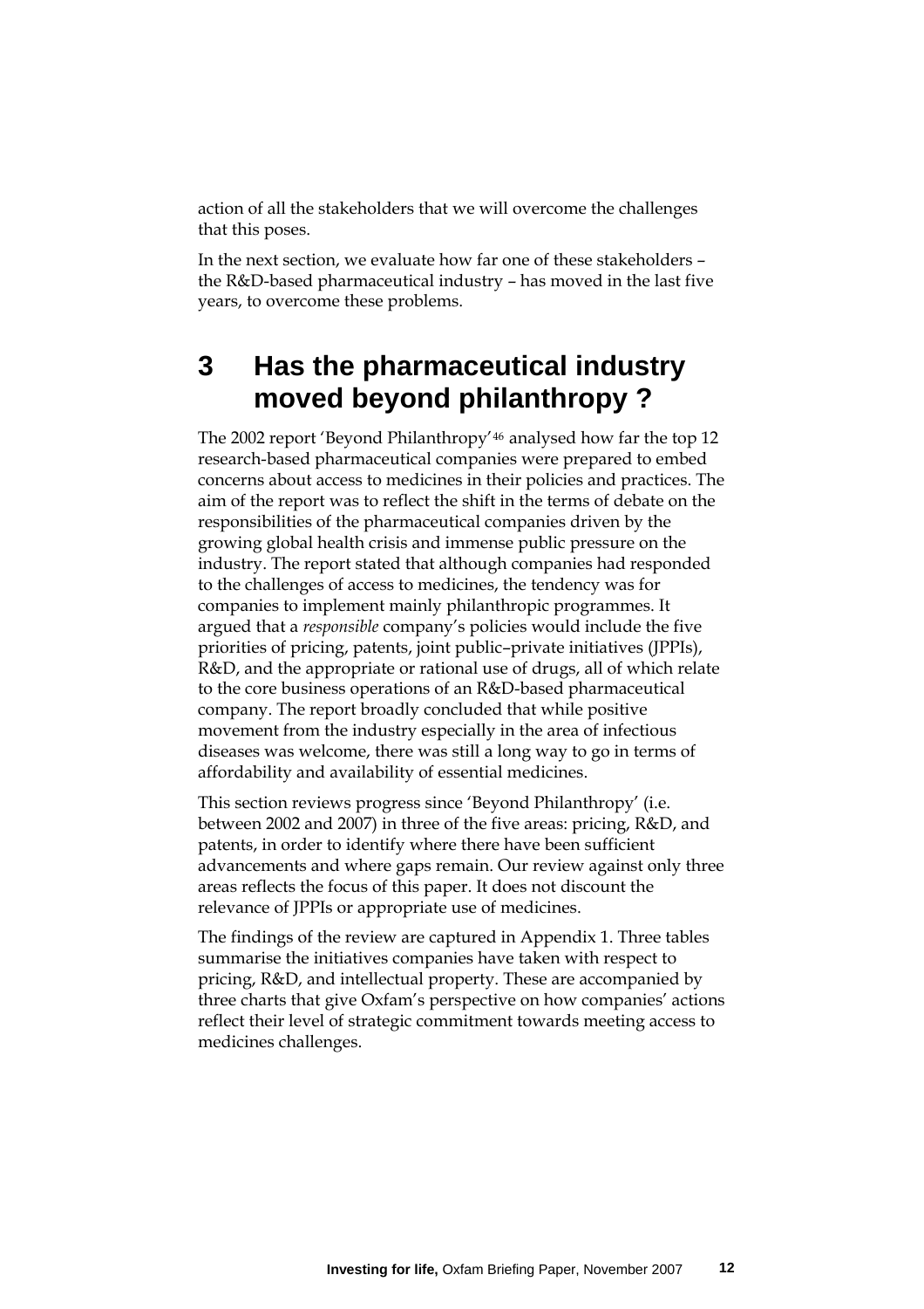action of all the stakeholders that we will overcome the challenges that this poses.

In the next section, we evaluate how far one of these stakeholders – the R&D-based pharmaceutical industry – has moved in the last five years, to overcome these problems.

# 3 Has the pharmaceutical industry moved beyond philanthropy ?

The 2002 report 'Beyond Philanthropy'[46] analysed how far the top 12 research-based pharmaceutical companies were prepared to embed concerns about access to medicines in their policies and practices. The aim of the report was to reflect the shift in the terms of debate on the responsibilities of the pharmaceutical companies driven by the growing global health crisis and immense public pressure on the industry. The report stated that although companies had responded to the challenges of access to medicines, the tendency was for companies to implement mainly philanthropic programmes. It argued that a *responsible* company's policies would include the five priorities of pricing, patents, joint public–private initiatives (JPPIs), R&D, and the appropriate or rational use of drugs, all of which relate to the core business operations of an R&D-based pharmaceutical company. The report broadly concluded that while positive movement from the industry especially in the area of infectious diseases was welcome, there was still a long way to go in terms of affordability and availability of essential medicines.

This section reviews progress since 'Beyond Philanthropy' (i.e. between 2002 and 2007) in three of the five areas: pricing, R&D, and patents, in order to identify where there have been sufficient advancements and where gaps remain. Our review against only three areas reflects the focus of this paper. It does not discount the relevance of JPPIs or appropriate use of medicines.

The findings of the review are captured in Appendix 1. Three tables summarise the initiatives companies have taken with respect to pricing, R&D, and intellectual property. These are accompanied by three charts that give Oxfam's perspective on how companies' actions reflect their level of strategic commitment towards meeting access to medicines challenges.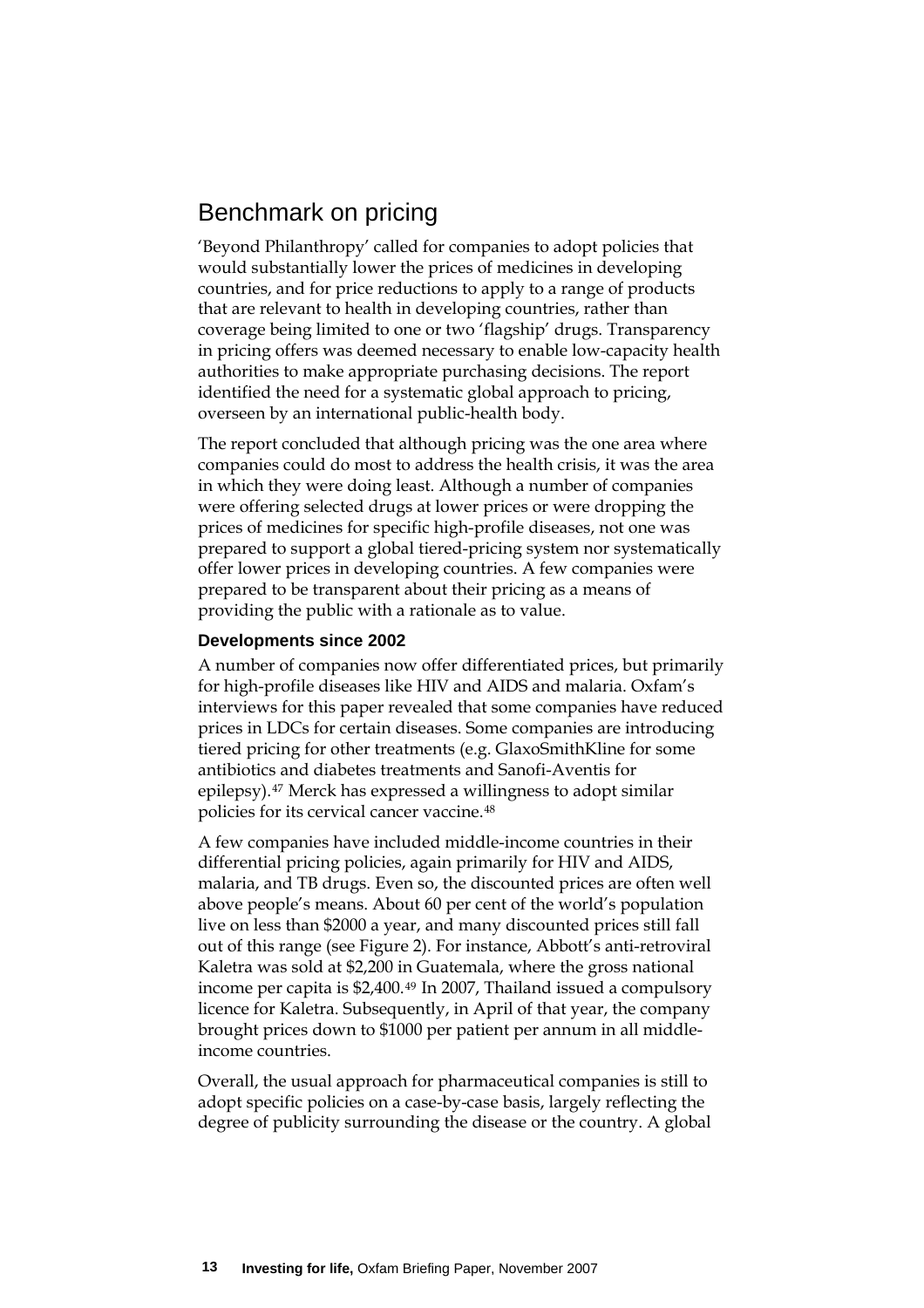## Benchmark on pricing

'Beyond Philanthropy' called for companies to adopt policies that would substantially lower the prices of medicines in developing countries, and for price reductions to apply to a range of products that are relevant to health in developing countries, rather than coverage being limited to one or two 'flagship' drugs. Transparency in pricing offers was deemed necessary to enable low-capacity health authorities to make appropriate purchasing decisions. The report identified the need for a systematic global approach to pricing, overseen by an international public-health body.

The report concluded that although pricing was the one area where companies could do most to address the health crisis, it was the area in which they were doing least. Although a number of companies were offering selected drugs at lower prices or were dropping the prices of medicines for specific high-profile diseases, not one was prepared to support a global tiered-pricing system nor systematically offer lower prices in developing countries. A few companies were prepared to be transparent about their pricing as a means of providing the public with a rationale as to value.

### Developments since 2002

A number of companies now offer differentiated prices, but primarily for high-profile diseases like HIV and AIDS and malaria. Oxfam's interviews for this paper revealed that some companies have reduced prices in LDCs for certain diseases. Some companies are introducing tiered pricing for other treatments (e.g. GlaxoSmithKline for some antibiotics and diabetes treatments and Sanofi-Aventis for epilepsy).[47] Merck has expressed a willingness to adopt similar policies for its cervical cancer vaccine.[48]

A few companies have included middle-income countries in their differential pricing policies, again primarily for HIV and AIDS, malaria, and TB drugs. Even so, the discounted prices are often well above people's means. About 60 per cent of the world's population live on less than $2000 a year, and many discounted prices still fall out of this range (see Figure 2). For instance, Abbott's anti-retroviral Kaletra was sold at $2,200 in Guatemala, where the gross national income per capita is $2,400.[49] In 2007, Thailand issued a compulsory licence for Kaletra. Subsequently, in April of that year, the company brought prices down to $1000 per patient per annum in all middle-income countries.

Overall, the usual approach for pharmaceutical companies is still to adopt specific policies on a case-by-case basis, largely reflecting the degree of publicity surrounding the disease or the country. A global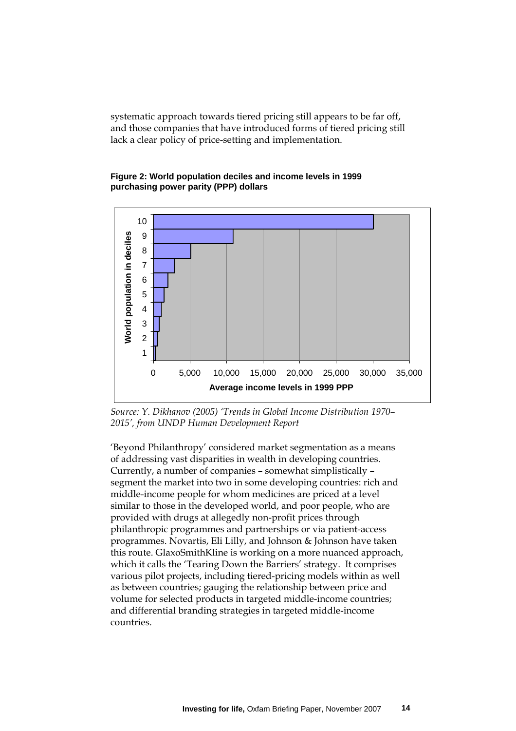systematic approach towards tiered pricing still appears to be far off, and those companies that have introduced forms of tiered pricing still lack a clear policy of price-setting and implementation.

**Figure 2: World population deciles and income levels in 1999 purchasing power parity (PPP) dollars**

*Source: Y. Dikhanov (2005) 'Trends in Global Income Distribution 1970–2015', from UNDP Human Development Report*

'Beyond Philanthropy' considered market segmentation as a means of addressing vast disparities in wealth in developing countries. Currently, a number of companies – somewhat simplistically – segment the market into two in some developing countries: rich and middle-income people for whom medicines are priced at a level similar to those in the developed world, and poor people, who are provided with drugs at allegedly non-profit prices through philanthropic programmes and partnerships or via patient-access programmes. Novartis, Eli Lilly, and Johnson & Johnson have taken this route. GlaxoSmithKline is working on a more nuanced approach, which it calls the 'Tearing Down the Barriers' strategy. It comprises various pilot projects, including tiered-pricing models within as well as between countries; gauging the relationship between price and volume for selected products in targeted middle-income countries; and differential branding strategies in targeted middle-income countries.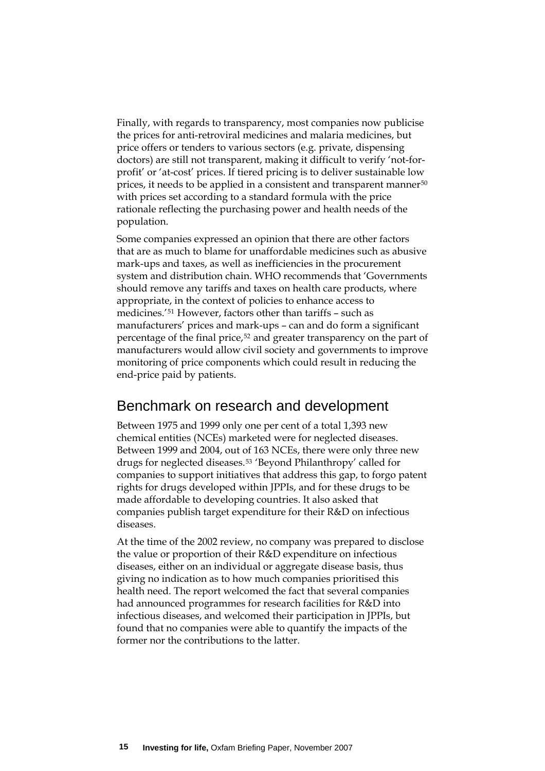Finally, with regards to transparency, most companies now publicise the prices for anti-retroviral medicines and malaria medicines, but price offers or tenders to various sectors (e.g. private, dispensing doctors) are still not transparent, making it difficult to verify 'not-for-profit' or 'at-cost' prices. If tiered pricing is to deliver sustainable low prices, it needs to be applied in a consistent and transparent manner[50] with prices set according to a standard formula with the price rationale reflecting the purchasing power and health needs of the population.

Some companies expressed an opinion that there are other factors that are as much to blame for unaffordable medicines such as abusive mark-ups and taxes, as well as inefficiencies in the procurement system and distribution chain. WHO recommends that 'Governments should remove any tariffs and taxes on health care products, where appropriate, in the context of policies to enhance access to medicines.'[51] However, factors other than tariffs – such as manufacturers' prices and mark-ups – can and do form a significant percentage of the final price,[52] and greater transparency on the part of manufacturers would allow civil society and governments to improve monitoring of price components which could result in reducing the end-price paid by patients.

## Benchmark on research and development

Between 1975 and 1999 only one per cent of a total 1,393 new chemical entities (NCEs) marketed were for neglected diseases. Between 1999 and 2004, out of 163 NCEs, there were only three new drugs for neglected diseases.[53] 'Beyond Philanthropy' called for companies to support initiatives that address this gap, to forgo patent rights for drugs developed within JPPIs, and for these drugs to be made affordable to developing countries. It also asked that companies publish target expenditure for their R&D on infectious diseases.

At the time of the 2002 review, no company was prepared to disclose the value or proportion of their R&D expenditure on infectious diseases, either on an individual or aggregate disease basis, thus giving no indication as to how much companies prioritised this health need. The report welcomed the fact that several companies had announced programmes for research facilities for R&D into infectious diseases, and welcomed their participation in JPPIs, but found that no companies were able to quantify the impacts of the former nor the contributions to the latter.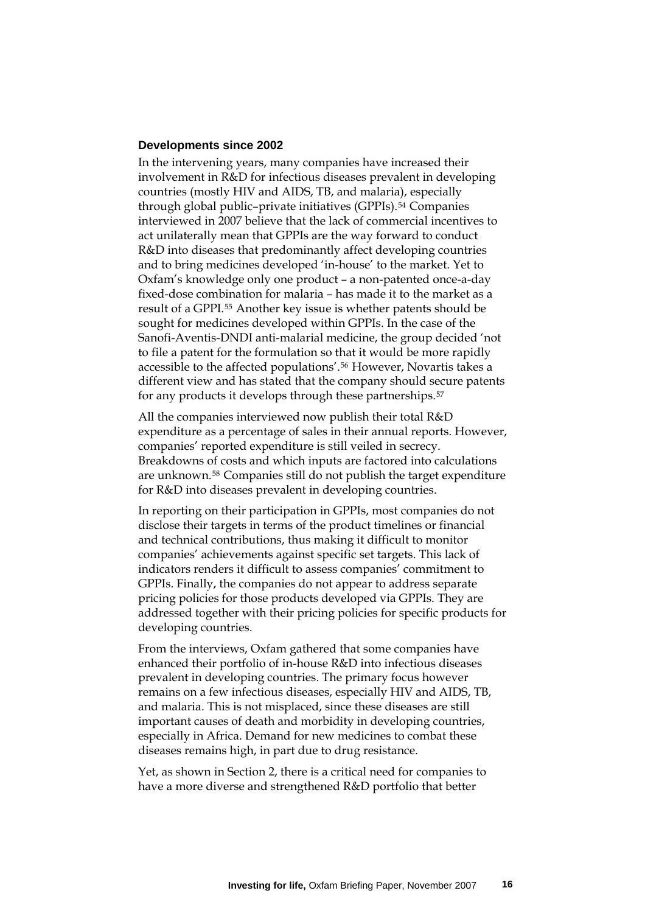### Developments since 2002

In the intervening years, many companies have increased their involvement in R&D for infectious diseases prevalent in developing countries (mostly HIV and AIDS, TB, and malaria), especially through global public–private initiatives (GPPIs).[54] Companies interviewed in 2007 believe that the lack of commercial incentives to act unilaterally mean that GPPIs are the way forward to conduct R&D into diseases that predominantly affect developing countries and to bring medicines developed 'in-house' to the market. Yet to Oxfam's knowledge only one product – a non-patented once-a-day fixed-dose combination for malaria – has made it to the market as a result of a GPPI.[55] Another key issue is whether patents should be sought for medicines developed within GPPIs. In the case of the Sanofi-Aventis-DNDI anti-malarial medicine, the group decided 'not to file a patent for the formulation so that it would be more rapidly accessible to the affected populations'.[56] However, Novartis takes a different view and has stated that the company should secure patents for any products it develops through these partnerships.[57]

All the companies interviewed now publish their total R&D expenditure as a percentage of sales in their annual reports. However, companies' reported expenditure is still veiled in secrecy. Breakdowns of costs and which inputs are factored into calculations are unknown.[58] Companies still do not publish the target expenditure for R&D into diseases prevalent in developing countries.

In reporting on their participation in GPPIs, most companies do not disclose their targets in terms of the product timelines or financial and technical contributions, thus making it difficult to monitor companies' achievements against specific set targets. This lack of indicators renders it difficult to assess companies' commitment to GPPIs. Finally, the companies do not appear to address separate pricing policies for those products developed via GPPIs. They are addressed together with their pricing policies for specific products for developing countries.

From the interviews, Oxfam gathered that some companies have enhanced their portfolio of in-house R&D into infectious diseases prevalent in developing countries. The primary focus however remains on a few infectious diseases, especially HIV and AIDS, TB, and malaria. This is not misplaced, since these diseases are still important causes of death and morbidity in developing countries, especially in Africa. Demand for new medicines to combat these diseases remains high, in part due to drug resistance.

Yet, as shown in Section 2, there is a critical need for companies to have a more diverse and strengthened R&D portfolio that better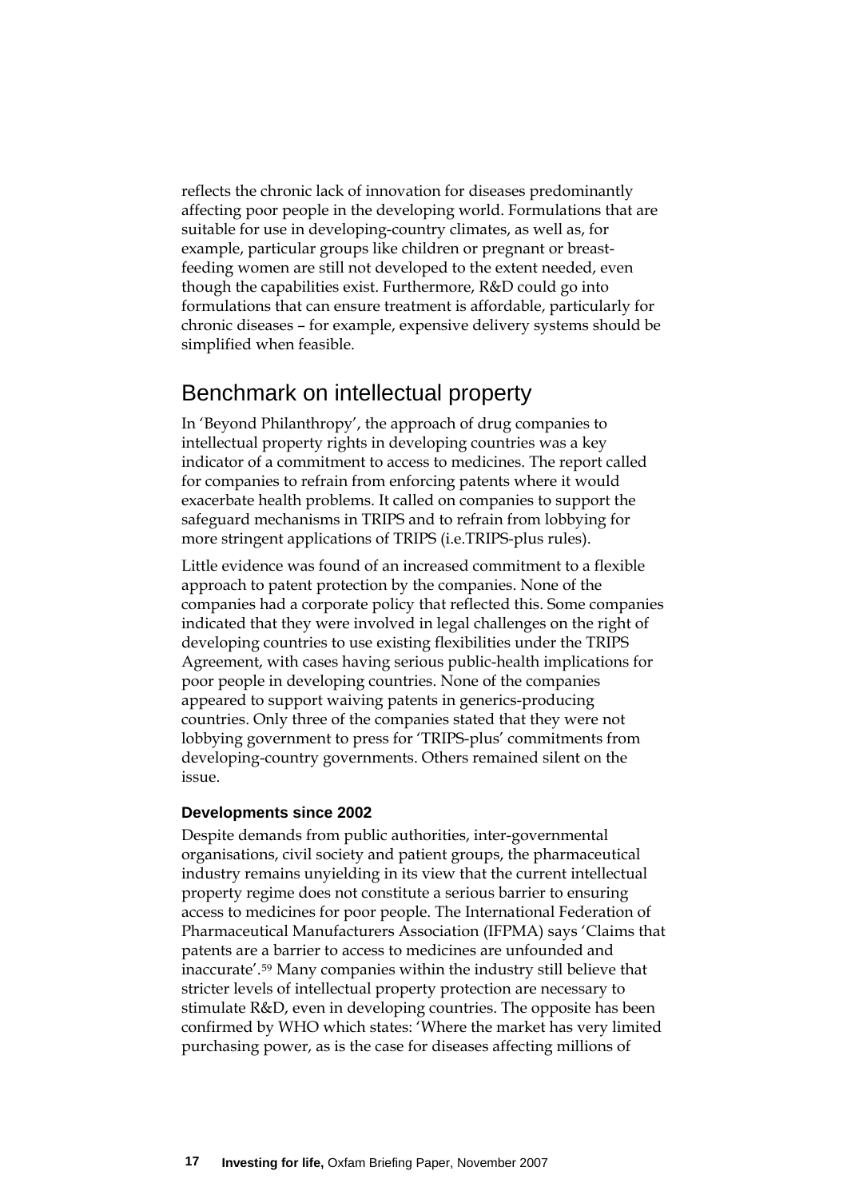reflects the chronic lack of innovation for diseases predominantly affecting poor people in the developing world. Formulations that are suitable for use in developing-country climates, as well as, for example, particular groups like children or pregnant or breast-feeding women are still not developed to the extent needed, even though the capabilities exist. Furthermore, R&D could go into formulations that can ensure treatment is affordable, particularly for chronic diseases – for example, expensive delivery systems should be simplified when feasible.

## Benchmark on intellectual property

In 'Beyond Philanthropy', the approach of drug companies to intellectual property rights in developing countries was a key indicator of a commitment to access to medicines. The report called for companies to refrain from enforcing patents where it would exacerbate health problems. It called on companies to support the safeguard mechanisms in TRIPS and to refrain from lobbying for more stringent applications of TRIPS (i.e.TRIPS-plus rules).

Little evidence was found of an increased commitment to a flexible approach to patent protection by the companies. None of the companies had a corporate policy that reflected this. Some companies indicated that they were involved in legal challenges on the right of developing countries to use existing flexibilities under the TRIPS Agreement, with cases having serious public-health implications for poor people in developing countries. None of the companies appeared to support waiving patents in generics-producing countries. Only three of the companies stated that they were not lobbying government to press for 'TRIPS-plus' commitments from developing-country governments. Others remained silent on the issue.

### Developments since 2002

Despite demands from public authorities, inter-governmental organisations, civil society and patient groups, the pharmaceutical industry remains unyielding in its view that the current intellectual property regime does not constitute a serious barrier to ensuring access to medicines for poor people. The International Federation of Pharmaceutical Manufacturers Association (IFPMA) says 'Claims that patents are a barrier to access to medicines are unfounded and inaccurate'.[59] Many companies within the industry still believe that stricter levels of intellectual property protection are necessary to stimulate R&D, even in developing countries. The opposite has been confirmed by WHO which states: 'Where the market has very limited purchasing power, as is the case for diseases affecting millions of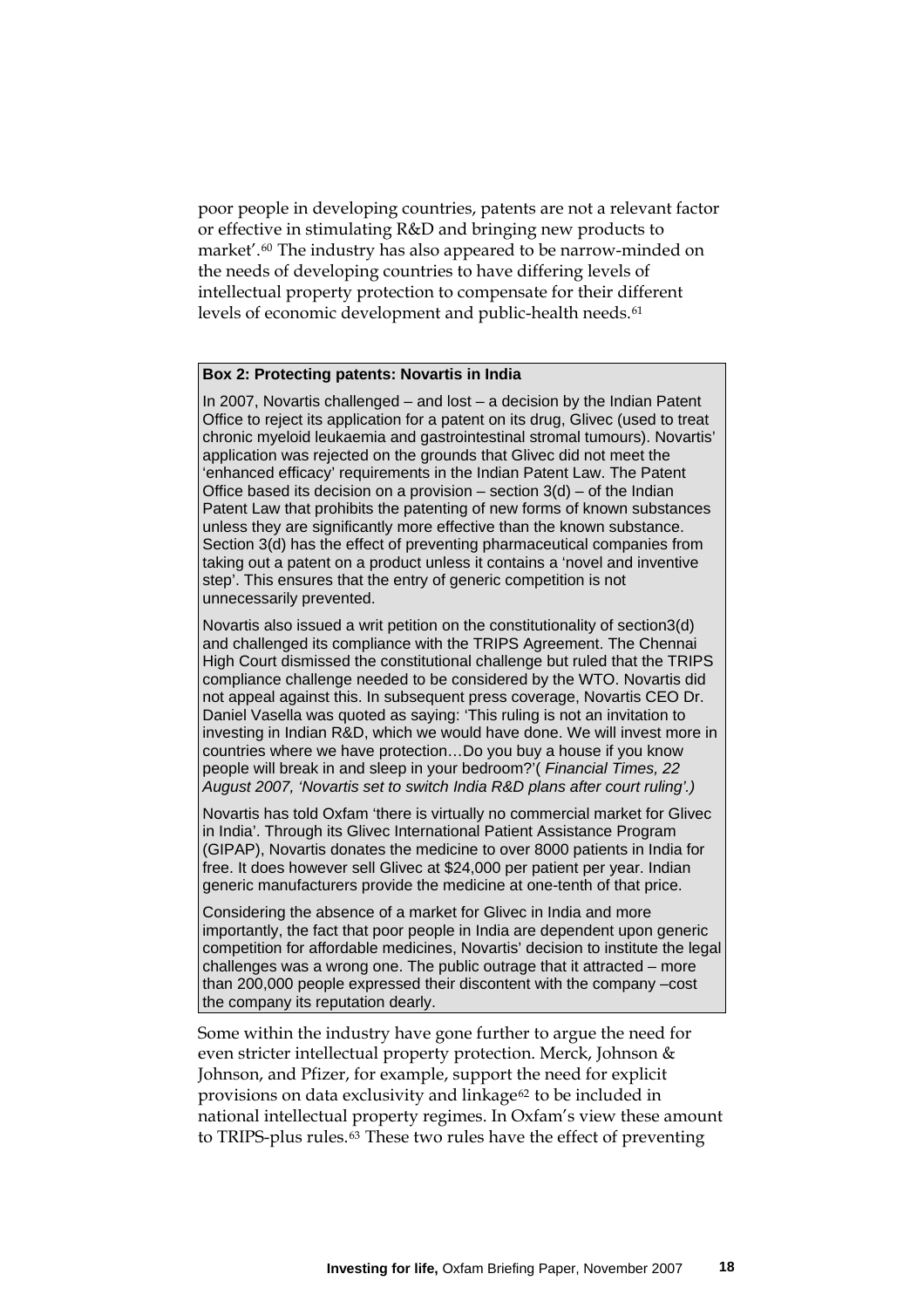poor people in developing countries, patents are not a relevant factor or effective in stimulating R&D and bringing new products to market'.[60] The industry has also appeared to be narrow-minded on the needs of developing countries to have differing levels of intellectual property protection to compensate for their different levels of economic development and public-health needs.[61]

**Box 2: Protecting patents: Novartis in India**

In 2007, Novartis challenged – and lost – a decision by the Indian Patent Office to reject its application for a patent on its drug, Glivec (used to treat chronic myeloid leukaemia and gastrointestinal stromal tumours). Novartis' application was rejected on the grounds that Glivec did not meet the 'enhanced efficacy' requirements in the Indian Patent Law. The Patent Office based its decision on a provision – section 3(d) – of the Indian Patent Law that prohibits the patenting of new forms of known substances unless they are significantly more effective than the known substance. Section 3(d) has the effect of preventing pharmaceutical companies from taking out a patent on a product unless it contains a 'novel and inventive step'. This ensures that the entry of generic competition is not unnecessarily prevented.

Novartis also issued a writ petition on the constitutionality of section3(d) and challenged its compliance with the TRIPS Agreement. The Chennai High Court dismissed the constitutional challenge but ruled that the TRIPS compliance challenge needed to be considered by the WTO. Novartis did not appeal against this. In subsequent press coverage, Novartis CEO Dr. Daniel Vasella was quoted as saying: 'This ruling is not an invitation to investing in Indian R&D, which we would have done. We will invest more in countries where we have protection…Do you buy a house if you know people will break in and sleep in your bedroom?'( *Financial Times, 22 August 2007, 'Novartis set to switch India R&D plans after court ruling'.)*

Novartis has told Oxfam 'there is virtually no commercial market for Glivec in India'. Through its Glivec International Patient Assistance Program (GIPAP), Novartis donates the medicine to over 8000 patients in India for free. It does however sell Glivec at $24,000 per patient per year. Indian generic manufacturers provide the medicine at one-tenth of that price.

Considering the absence of a market for Glivec in India and more importantly, the fact that poor people in India are dependent upon generic competition for affordable medicines, Novartis' decision to institute the legal challenges was a wrong one. The public outrage that it attracted – more than 200,000 people expressed their discontent with the company –cost the company its reputation dearly.

Some within the industry have gone further to argue the need for even stricter intellectual property protection. Merck, Johnson & Johnson, and Pfizer, for example, support the need for explicit provisions on data exclusivity and linkage[62] to be included in national intellectual property regimes. In Oxfam's view these amount to TRIPS-plus rules.[63] These two rules have the effect of preventing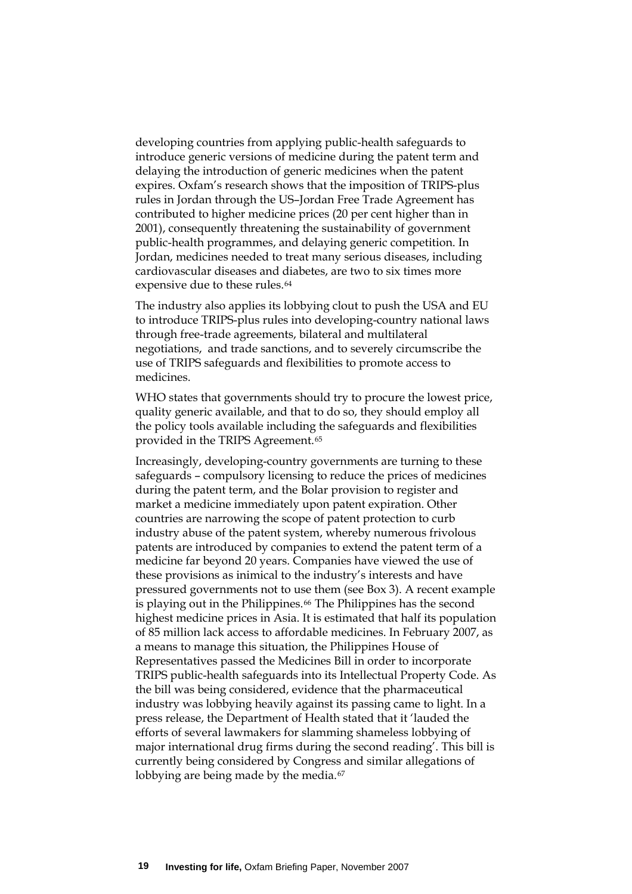developing countries from applying public-health safeguards to introduce generic versions of medicine during the patent term and delaying the introduction of generic medicines when the patent expires. Oxfam's research shows that the imposition of TRIPS-plus rules in Jordan through the US–Jordan Free Trade Agreement has contributed to higher medicine prices (20 per cent higher than in 2001), consequently threatening the sustainability of government public-health programmes, and delaying generic competition. In Jordan, medicines needed to treat many serious diseases, including cardiovascular diseases and diabetes, are two to six times more expensive due to these rules.[64]

The industry also applies its lobbying clout to push the USA and EU to introduce TRIPS-plus rules into developing-country national laws through free-trade agreements, bilateral and multilateral negotiations, and trade sanctions, and to severely circumscribe the use of TRIPS safeguards and flexibilities to promote access to medicines.

WHO states that governments should try to procure the lowest price, quality generic available, and that to do so, they should employ all the policy tools available including the safeguards and flexibilities provided in the TRIPS Agreement.[65]

Increasingly, developing-country governments are turning to these safeguards – compulsory licensing to reduce the prices of medicines during the patent term, and the Bolar provision to register and market a medicine immediately upon patent expiration. Other countries are narrowing the scope of patent protection to curb industry abuse of the patent system, whereby numerous frivolous patents are introduced by companies to extend the patent term of a medicine far beyond 20 years. Companies have viewed the use of these provisions as inimical to the industry's interests and have pressured governments not to use them (see Box 3). A recent example is playing out in the Philippines.[66] The Philippines has the second highest medicine prices in Asia. It is estimated that half its population of 85 million lack access to affordable medicines. In February 2007, as a means to manage this situation, the Philippines House of Representatives passed the Medicines Bill in order to incorporate TRIPS public-health safeguards into its Intellectual Property Code. As the bill was being considered, evidence that the pharmaceutical industry was lobbying heavily against its passing came to light. In a press release, the Department of Health stated that it 'lauded the efforts of several lawmakers for slamming shameless lobbying of major international drug firms during the second reading'. This bill is currently being considered by Congress and similar allegations of lobbying are being made by the media.[67]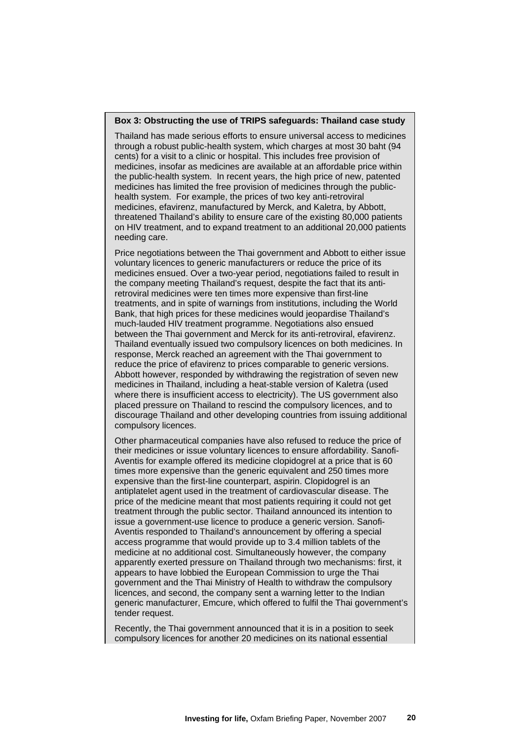**Box 3: Obstructing the use of TRIPS safeguards: Thailand case study**

Thailand has made serious efforts to ensure universal access to medicines through a robust public-health system, which charges at most 30 baht (94 cents) for a visit to a clinic or hospital. This includes free provision of medicines, insofar as medicines are available at an affordable price within the public-health system. In recent years, the high price of new, patented medicines has limited the free provision of medicines through the public-health system. For example, the prices of two key anti-retroviral medicines, efavirenz, manufactured by Merck, and Kaletra, by Abbott, threatened Thailand's ability to ensure care of the existing 80,000 patients on HIV treatment, and to expand treatment to an additional 20,000 patients needing care.

Price negotiations between the Thai government and Abbott to either issue voluntary licences to generic manufacturers or reduce the price of its medicines ensued. Over a two-year period, negotiations failed to result in the company meeting Thailand's request, despite the fact that its anti-retroviral medicines were ten times more expensive than first-line treatments, and in spite of warnings from institutions, including the World Bank, that high prices for these medicines would jeopardise Thailand's much-lauded HIV treatment programme. Negotiations also ensued between the Thai government and Merck for its anti-retroviral, efavirenz. Thailand eventually issued two compulsory licences on both medicines. In response, Merck reached an agreement with the Thai government to reduce the price of efavirenz to prices comparable to generic versions. Abbott however, responded by withdrawing the registration of seven new medicines in Thailand, including a heat-stable version of Kaletra (used where there is insufficient access to electricity). The US government also placed pressure on Thailand to rescind the compulsory licences, and to discourage Thailand and other developing countries from issuing additional compulsory licences.

Other pharmaceutical companies have also refused to reduce the price of their medicines or issue voluntary licences to ensure affordability. Sanofi-Aventis for example offered its medicine clopidogrel at a price that is 60 times more expensive than the generic equivalent and 250 times more expensive than the first-line counterpart, aspirin. Clopidogrel is an antiplatelet agent used in the treatment of cardiovascular disease. The price of the medicine meant that most patients requiring it could not get treatment through the public sector. Thailand announced its intention to issue a government-use licence to produce a generic version. Sanofi-Aventis responded to Thailand's announcement by offering a special access programme that would provide up to 3.4 million tablets of the medicine at no additional cost. Simultaneously however, the company apparently exerted pressure on Thailand through two mechanisms: first, it appears to have lobbied the European Commission to urge the Thai government and the Thai Ministry of Health to withdraw the compulsory licences, and second, the company sent a warning letter to the Indian generic manufacturer, Emcure, which offered to fulfil the Thai government's tender request.

Recently, the Thai government announced that it is in a position to seek compulsory licences for another 20 medicines on its national essential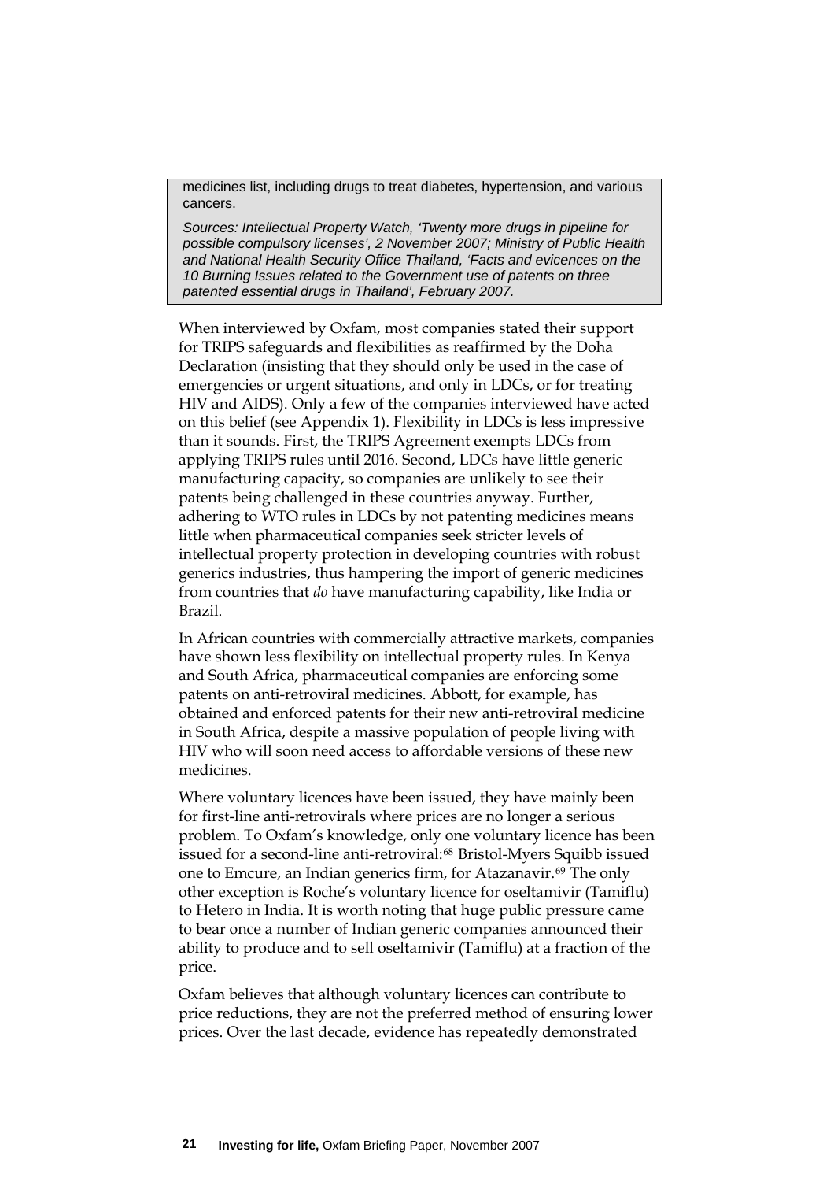medicines list, including drugs to treat diabetes, hypertension, and various cancers.

*Sources: Intellectual Property Watch, 'Twenty more drugs in pipeline for possible compulsory licenses', 2 November 2007; Ministry of Public Health and National Health Security Office Thailand, 'Facts and evicences on the 10 Burning Issues related to the Government use of patents on three patented essential drugs in Thailand', February 2007.*

When interviewed by Oxfam, most companies stated their support for TRIPS safeguards and flexibilities as reaffirmed by the Doha Declaration (insisting that they should only be used in the case of emergencies or urgent situations, and only in LDCs, or for treating HIV and AIDS). Only a few of the companies interviewed have acted on this belief (see Appendix 1). Flexibility in LDCs is less impressive than it sounds. First, the TRIPS Agreement exempts LDCs from applying TRIPS rules until 2016. Second, LDCs have little generic manufacturing capacity, so companies are unlikely to see their patents being challenged in these countries anyway. Further, adhering to WTO rules in LDCs by not patenting medicines means little when pharmaceutical companies seek stricter levels of intellectual property protection in developing countries with robust generics industries, thus hampering the import of generic medicines from countries that *do* have manufacturing capability, like India or Brazil.

In African countries with commercially attractive markets, companies have shown less flexibility on intellectual property rules. In Kenya and South Africa, pharmaceutical companies are enforcing some patents on anti-retroviral medicines. Abbott, for example, has obtained and enforced patents for their new anti-retroviral medicine in South Africa, despite a massive population of people living with HIV who will soon need access to affordable versions of these new medicines.

Where voluntary licences have been issued, they have mainly been for first-line anti-retrovirals where prices are no longer a serious problem. To Oxfam's knowledge, only one voluntary licence has been issued for a second-line anti-retroviral:[68] Bristol-Myers Squibb issued one to Emcure, an Indian generics firm, for Atazanavir.[69] The only other exception is Roche's voluntary licence for oseltamivir (Tamiflu) to Hetero in India. It is worth noting that huge public pressure came to bear once a number of Indian generic companies announced their ability to produce and to sell oseltamivir (Tamiflu) at a fraction of the price.

Oxfam believes that although voluntary licences can contribute to price reductions, they are not the preferred method of ensuring lower prices. Over the last decade, evidence has repeatedly demonstrated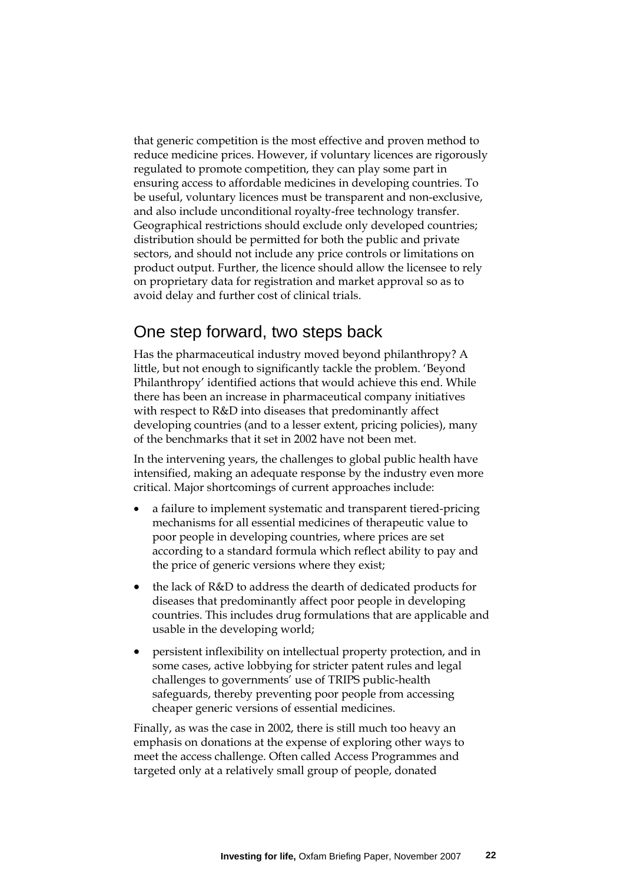that generic competition is the most effective and proven method to reduce medicine prices. However, if voluntary licences are rigorously regulated to promote competition, they can play some part in ensuring access to affordable medicines in developing countries. To be useful, voluntary licences must be transparent and non-exclusive, and also include unconditional royalty-free technology transfer. Geographical restrictions should exclude only developed countries; distribution should be permitted for both the public and private sectors, and should not include any price controls or limitations on product output. Further, the licence should allow the licensee to rely on proprietary data for registration and market approval so as to avoid delay and further cost of clinical trials.

## One step forward, two steps back

Has the pharmaceutical industry moved beyond philanthropy? A little, but not enough to significantly tackle the problem. 'Beyond Philanthropy' identified actions that would achieve this end. While there has been an increase in pharmaceutical company initiatives with respect to R&D into diseases that predominantly affect developing countries (and to a lesser extent, pricing policies), many of the benchmarks that it set in 2002 have not been met.

In the intervening years, the challenges to global public health have intensified, making an adequate response by the industry even more critical. Major shortcomings of current approaches include:

- a failure to implement systematic and transparent tiered-pricing mechanisms for all essential medicines of therapeutic value to poor people in developing countries, where prices are set according to a standard formula which reflect ability to pay and the price of generic versions where they exist;
- the lack of R&D to address the dearth of dedicated products for diseases that predominantly affect poor people in developing countries. This includes drug formulations that are applicable and usable in the developing world;
- persistent inflexibility on intellectual property protection, and in some cases, active lobbying for stricter patent rules and legal challenges to governments' use of TRIPS public-health safeguards, thereby preventing poor people from accessing cheaper generic versions of essential medicines.

Finally, as was the case in 2002, there is still much too heavy an emphasis on donations at the expense of exploring other ways to meet the access challenge. Often called Access Programmes and targeted only at a relatively small group of people, donated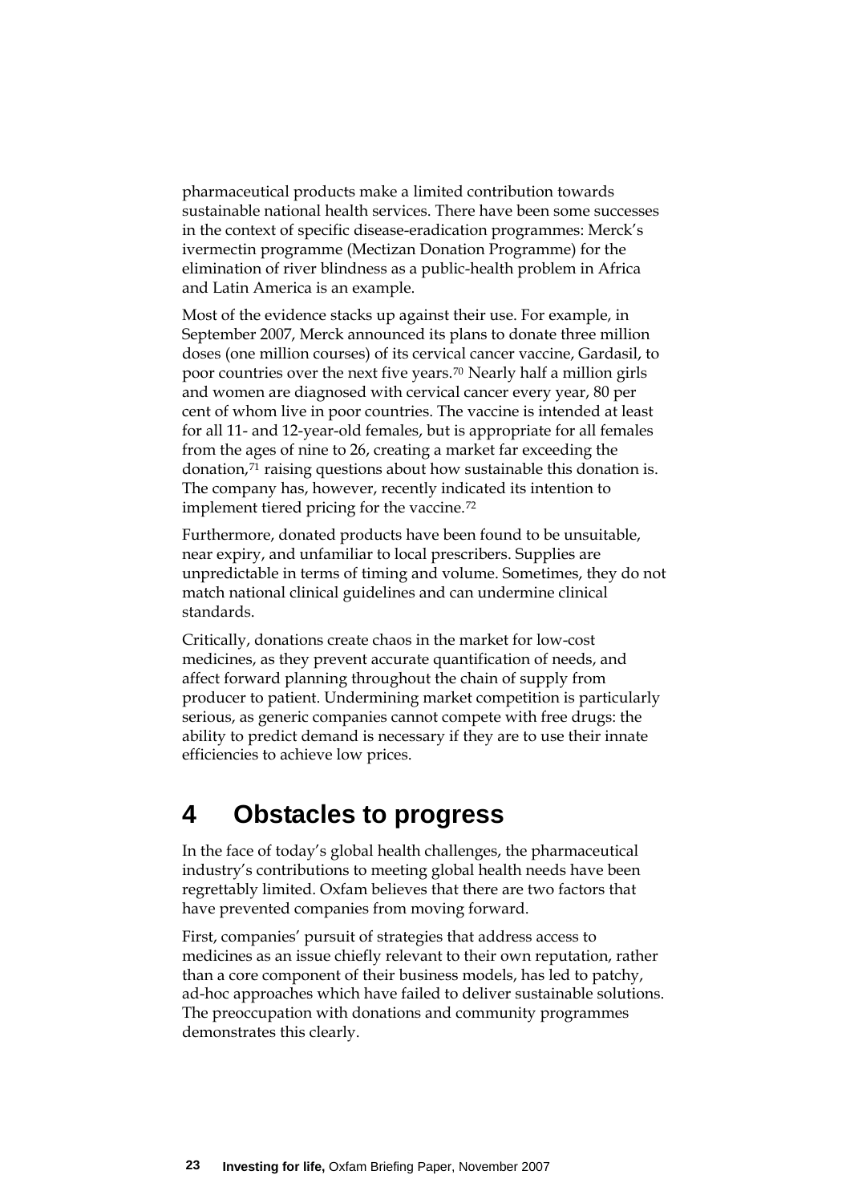pharmaceutical products make a limited contribution towards sustainable national health services. There have been some successes in the context of specific disease-eradication programmes: Merck's ivermectin programme (Mectizan Donation Programme) for the elimination of river blindness as a public-health problem in Africa and Latin America is an example.

Most of the evidence stacks up against their use. For example, in September 2007, Merck announced its plans to donate three million doses (one million courses) of its cervical cancer vaccine, Gardasil, to poor countries over the next five years.[70] Nearly half a million girls and women are diagnosed with cervical cancer every year, 80 per cent of whom live in poor countries. The vaccine is intended at least for all 11- and 12-year-old females, but is appropriate for all females from the ages of nine to 26, creating a market far exceeding the donation,[71] raising questions about how sustainable this donation is. The company has, however, recently indicated its intention to implement tiered pricing for the vaccine.[72]

Furthermore, donated products have been found to be unsuitable, near expiry, and unfamiliar to local prescribers. Supplies are unpredictable in terms of timing and volume. Sometimes, they do not match national clinical guidelines and can undermine clinical standards.

Critically, donations create chaos in the market for low-cost medicines, as they prevent accurate quantification of needs, and affect forward planning throughout the chain of supply from producer to patient. Undermining market competition is particularly serious, as generic companies cannot compete with free drugs: the ability to predict demand is necessary if they are to use their innate efficiencies to achieve low prices.

# 4 Obstacles to progress

In the face of today's global health challenges, the pharmaceutical industry's contributions to meeting global health needs have been regrettably limited. Oxfam believes that there are two factors that have prevented companies from moving forward.

First, companies' pursuit of strategies that address access to medicines as an issue chiefly relevant to their own reputation, rather than a core component of their business models, has led to patchy, ad-hoc approaches which have failed to deliver sustainable solutions. The preoccupation with donations and community programmes demonstrates this clearly.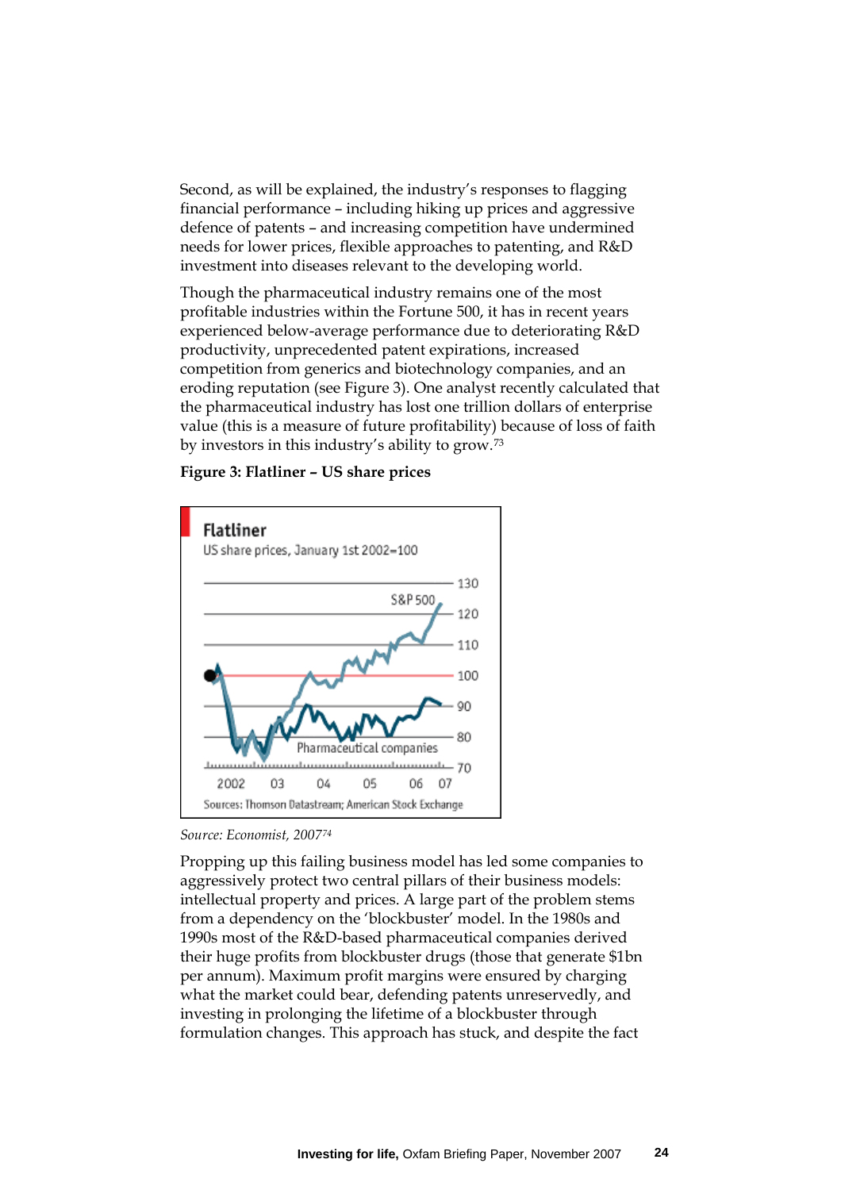Second, as will be explained, the industry's responses to flagging financial performance – including hiking up prices and aggressive defence of patents – and increasing competition have undermined needs for lower prices, flexible approaches to patenting, and R&D investment into diseases relevant to the developing world.

Though the pharmaceutical industry remains one of the most profitable industries within the Fortune 500, it has in recent years experienced below-average performance due to deteriorating R&D productivity, unprecedented patent expirations, increased competition from generics and biotechnology companies, and an eroding reputation (see Figure 3). One analyst recently calculated that the pharmaceutical industry has lost one trillion dollars of enterprise value (this is a measure of future profitability) because of loss of faith by investors in this industry's ability to grow.[73]

**Figure 3: Flatliner – US share prices**

Flatliner

US share prices, January 1st 2002=100

Sources: Thomson Datastream; American Stock Exchange

*Source: Economist, 2007*[74]

Propping up this failing business model has led some companies to aggressively protect two central pillars of their business models: intellectual property and prices. A large part of the problem stems from a dependency on the 'blockbuster' model. In the 1980s and 1990s most of the R&D-based pharmaceutical companies derived their huge profits from blockbuster drugs (those that generate $1bn per annum). Maximum profit margins were ensured by charging what the market could bear, defending patents unreservedly, and investing in prolonging the lifetime of a blockbuster through formulation changes. This approach has stuck, and despite the fact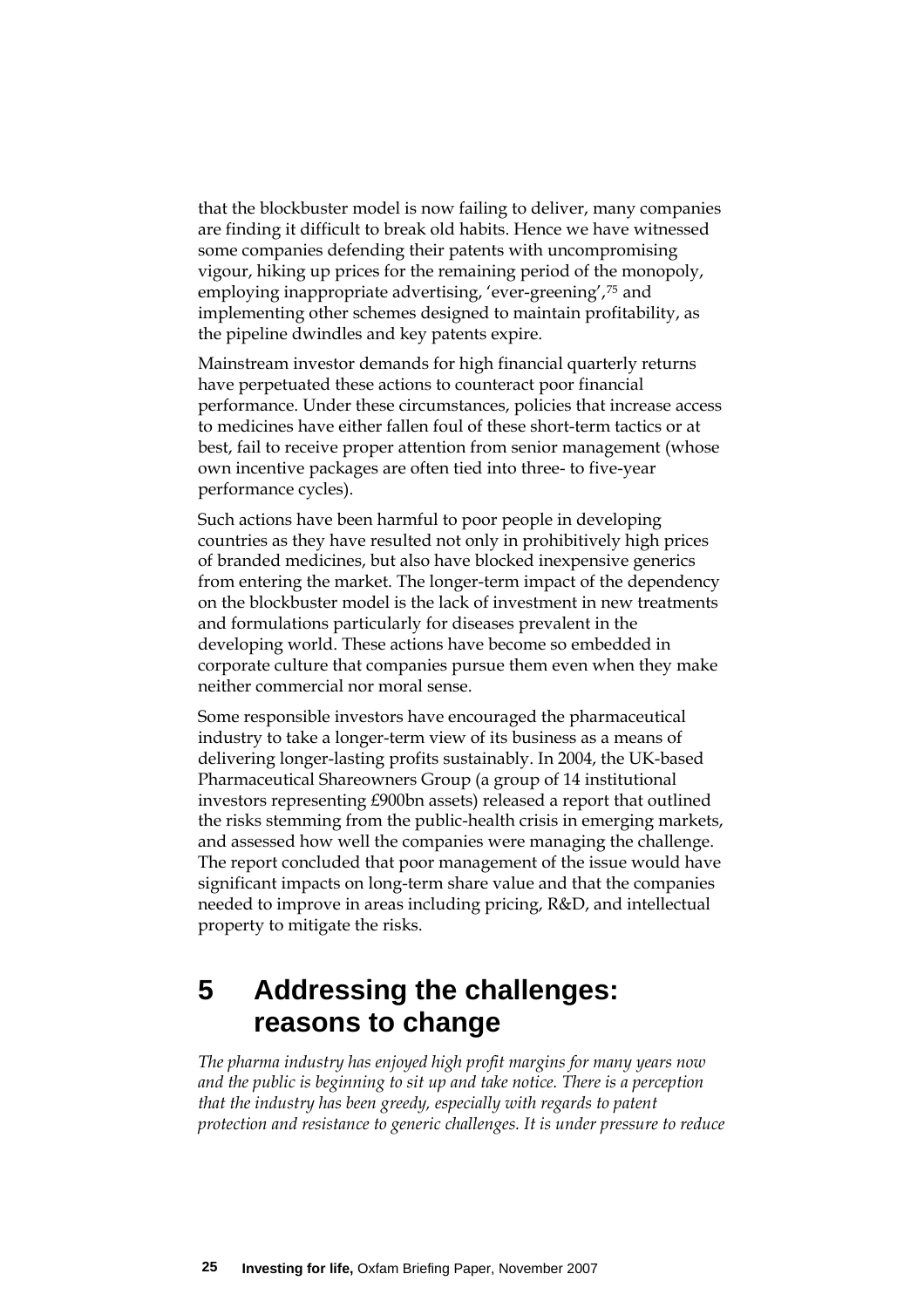that the blockbuster model is now failing to deliver, many companies are finding it difficult to break old habits. Hence we have witnessed some companies defending their patents with uncompromising vigour, hiking up prices for the remaining period of the monopoly, employing inappropriate advertising, 'ever-greening',[75] and implementing other schemes designed to maintain profitability, as the pipeline dwindles and key patents expire.

Mainstream investor demands for high financial quarterly returns have perpetuated these actions to counteract poor financial performance. Under these circumstances, policies that increase access to medicines have either fallen foul of these short-term tactics or at best, fail to receive proper attention from senior management (whose own incentive packages are often tied into three- to five-year performance cycles).

Such actions have been harmful to poor people in developing countries as they have resulted not only in prohibitively high prices of branded medicines, but also have blocked inexpensive generics from entering the market. The longer-term impact of the dependency on the blockbuster model is the lack of investment in new treatments and formulations particularly for diseases prevalent in the developing world. These actions have become so embedded in corporate culture that companies pursue them even when they make neither commercial nor moral sense.

Some responsible investors have encouraged the pharmaceutical industry to take a longer-term view of its business as a means of delivering longer-lasting profits sustainably. In 2004, the UK-based Pharmaceutical Shareowners Group (a group of 14 institutional investors representing £900bn assets) released a report that outlined the risks stemming from the public-health crisis in emerging markets, and assessed how well the companies were managing the challenge. The report concluded that poor management of the issue would have significant impacts on long-term share value and that the companies needed to improve in areas including pricing, R&D, and intellectual property to mitigate the risks.

# 5 Addressing the challenges: reasons to change

*The pharma industry has enjoyed high profit margins for many years now and the public is beginning to sit up and take notice. There is a perception that the industry has been greedy, especially with regards to patent protection and resistance to generic challenges. It is under pressure to reduce*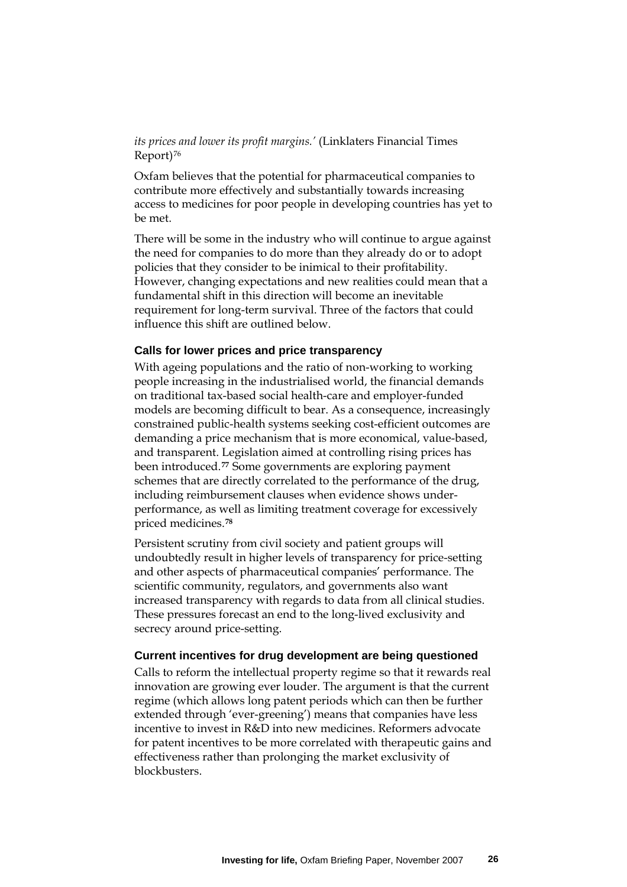*its prices and lower its profit margins.'* (Linklaters Financial Times Report)[76]

Oxfam believes that the potential for pharmaceutical companies to contribute more effectively and substantially towards increasing access to medicines for poor people in developing countries has yet to be met.

There will be some in the industry who will continue to argue against the need for companies to do more than they already do or to adopt policies that they consider to be inimical to their profitability. However, changing expectations and new realities could mean that a fundamental shift in this direction will become an inevitable requirement for long-term survival. Three of the factors that could influence this shift are outlined below.

### Calls for lower prices and price transparency

With ageing populations and the ratio of non-working to working people increasing in the industrialised world, the financial demands on traditional tax-based social health-care and employer-funded models are becoming difficult to bear. As a consequence, increasingly constrained public-health systems seeking cost-efficient outcomes are demanding a price mechanism that is more economical, value-based, and transparent. Legislation aimed at controlling rising prices has been introduced.[77] Some governments are exploring payment schemes that are directly correlated to the performance of the drug, including reimbursement clauses when evidence shows under-performance, as well as limiting treatment coverage for excessively priced medicines.[78]

Persistent scrutiny from civil society and patient groups will undoubtedly result in higher levels of transparency for price-setting and other aspects of pharmaceutical companies' performance. The scientific community, regulators, and governments also want increased transparency with regards to data from all clinical studies. These pressures forecast an end to the long-lived exclusivity and secrecy around price-setting.

### Current incentives for drug development are being questioned

Calls to reform the intellectual property regime so that it rewards real innovation are growing ever louder. The argument is that the current regime (which allows long patent periods which can then be further extended through 'ever-greening') means that companies have less incentive to invest in R&D into new medicines. Reformers advocate for patent incentives to be more correlated with therapeutic gains and effectiveness rather than prolonging the market exclusivity of blockbusters.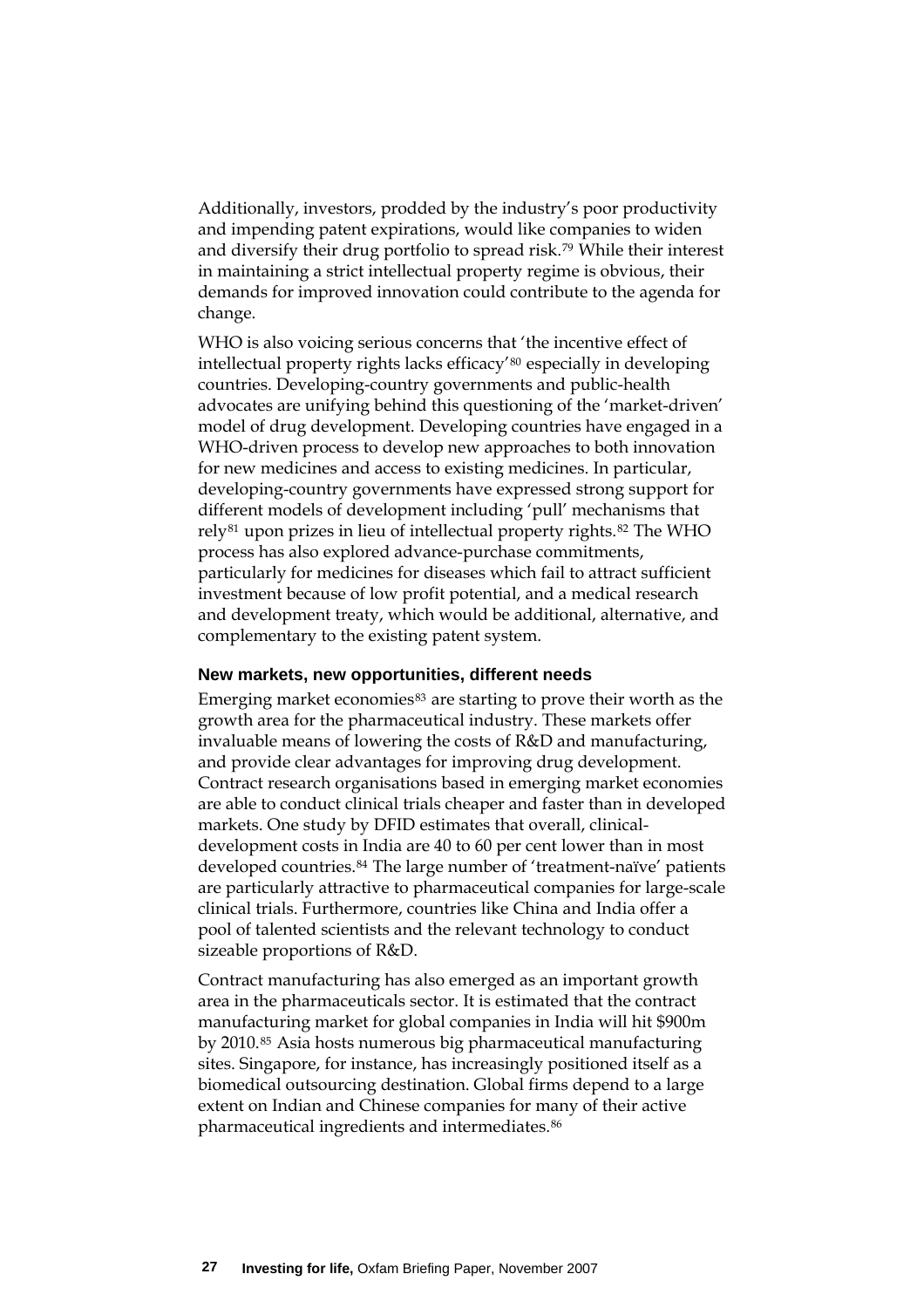Additionally, investors, prodded by the industry's poor productivity and impending patent expirations, would like companies to widen and diversify their drug portfolio to spread risk.[79] While their interest in maintaining a strict intellectual property regime is obvious, their demands for improved innovation could contribute to the agenda for change.

WHO is also voicing serious concerns that 'the incentive effect of intellectual property rights lacks efficacy'[80] especially in developing countries. Developing-country governments and public-health advocates are unifying behind this questioning of the 'market-driven' model of drug development. Developing countries have engaged in a WHO-driven process to develop new approaches to both innovation for new medicines and access to existing medicines. In particular, developing-country governments have expressed strong support for different models of development including 'pull' mechanisms that rely[81] upon prizes in lieu of intellectual property rights.[82] The WHO process has also explored advance-purchase commitments, particularly for medicines for diseases which fail to attract sufficient investment because of low profit potential, and a medical research and development treaty, which would be additional, alternative, and complementary to the existing patent system.

### New markets, new opportunities, different needs

Emerging market economies[83] are starting to prove their worth as the growth area for the pharmaceutical industry. These markets offer invaluable means of lowering the costs of R&D and manufacturing, and provide clear advantages for improving drug development. Contract research organisations based in emerging market economies are able to conduct clinical trials cheaper and faster than in developed markets. One study by DFID estimates that overall, clinical-development costs in India are 40 to 60 per cent lower than in most developed countries.[84] The large number of 'treatment-naïve' patients are particularly attractive to pharmaceutical companies for large-scale clinical trials. Furthermore, countries like China and India offer a pool of talented scientists and the relevant technology to conduct sizeable proportions of R&D.

Contract manufacturing has also emerged as an important growth area in the pharmaceuticals sector. It is estimated that the contract manufacturing market for global companies in India will hit $900m by 2010.[85] Asia hosts numerous big pharmaceutical manufacturing sites. Singapore, for instance, has increasingly positioned itself as a biomedical outsourcing destination. Global firms depend to a large extent on Indian and Chinese companies for many of their active pharmaceutical ingredients and intermediates.[86]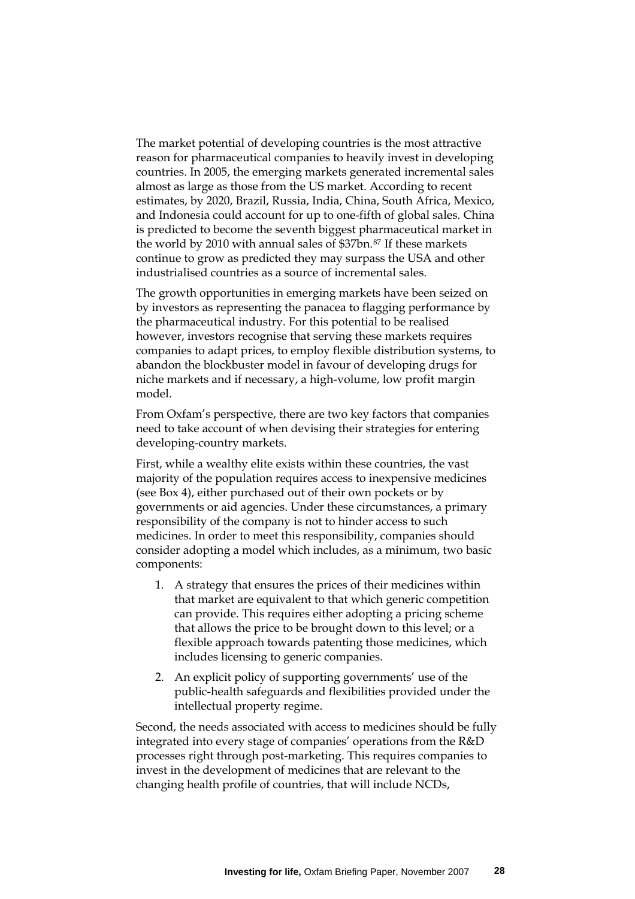The market potential of developing countries is the most attractive reason for pharmaceutical companies to heavily invest in developing countries. In 2005, the emerging markets generated incremental sales almost as large as those from the US market. According to recent estimates, by 2020, Brazil, Russia, India, China, South Africa, Mexico, and Indonesia could account for up to one-fifth of global sales. China is predicted to become the seventh biggest pharmaceutical market in the world by 2010 with annual sales of $37bn.[87] If these markets continue to grow as predicted they may surpass the USA and other industrialised countries as a source of incremental sales.

The growth opportunities in emerging markets have been seized on by investors as representing the panacea to flagging performance by the pharmaceutical industry. For this potential to be realised however, investors recognise that serving these markets requires companies to adapt prices, to employ flexible distribution systems, to abandon the blockbuster model in favour of developing drugs for niche markets and if necessary, a high-volume, low profit margin model.

From Oxfam's perspective, there are two key factors that companies need to take account of when devising their strategies for entering developing-country markets.

First, while a wealthy elite exists within these countries, the vast majority of the population requires access to inexpensive medicines (see Box 4), either purchased out of their own pockets or by governments or aid agencies. Under these circumstances, a primary responsibility of the company is not to hinder access to such medicines. In order to meet this responsibility, companies should consider adopting a model which includes, as a minimum, two basic components:

1. A strategy that ensures the prices of their medicines within that market are equivalent to that which generic competition can provide. This requires either adopting a pricing scheme that allows the price to be brought down to this level; or a flexible approach towards patenting those medicines, which includes licensing to generic companies.
2. An explicit policy of supporting governments' use of the public-health safeguards and flexibilities provided under the intellectual property regime.

Second, the needs associated with access to medicines should be fully integrated into every stage of companies' operations from the R&D processes right through post-marketing. This requires companies to invest in the development of medicines that are relevant to the changing health profile of countries, that will include NCDs,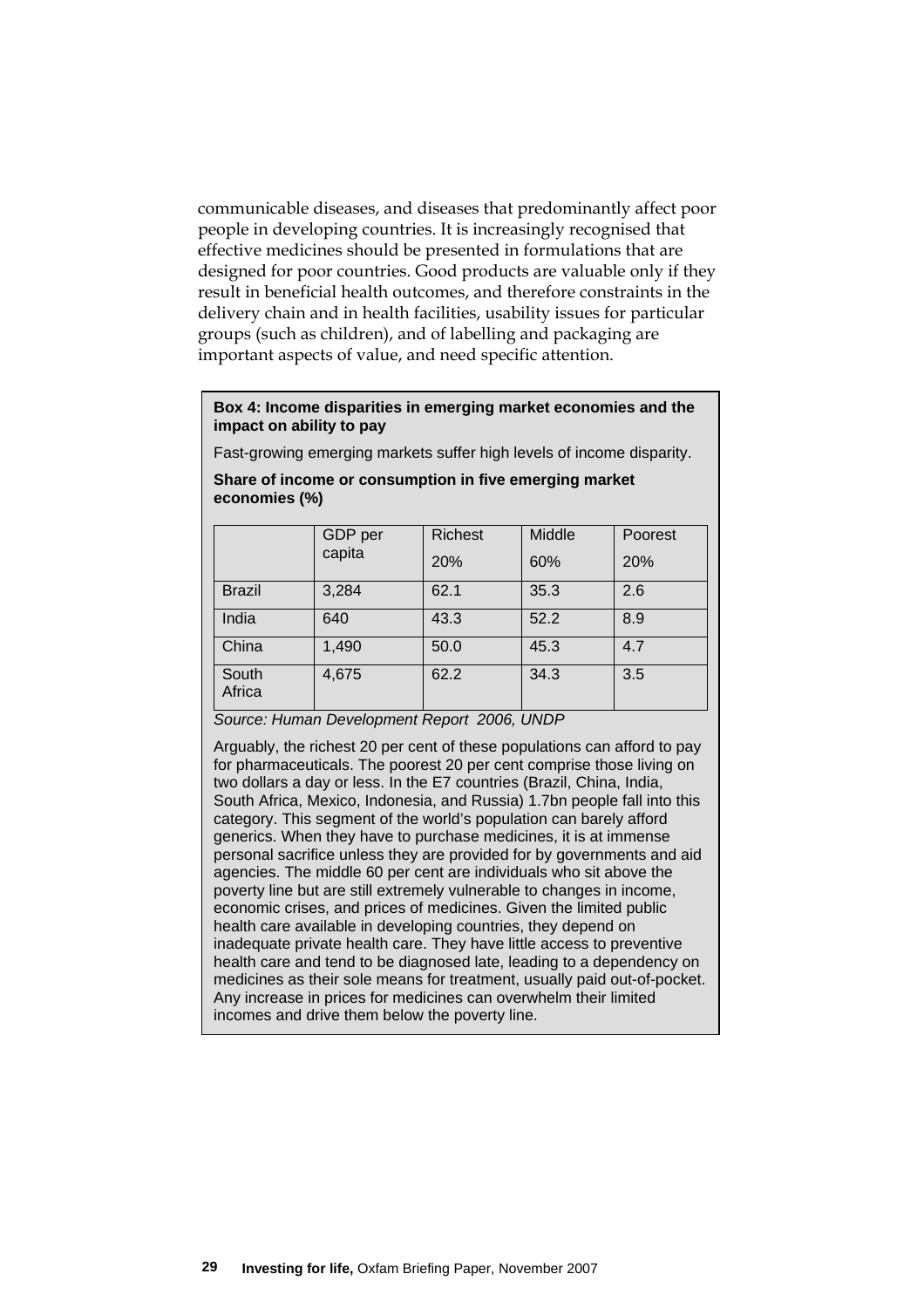communicable diseases, and diseases that predominantly affect poor people in developing countries. It is increasingly recognised that effective medicines should be presented in formulations that are designed for poor countries. Good products are valuable only if they result in beneficial health outcomes, and therefore constraints in the delivery chain and in health facilities, usability issues for particular groups (such as children), and of labelling and packaging are important aspects of value, and need specific attention.

**Box 4: Income disparities in emerging market economies and the impact on ability to pay**

Fast-growing emerging markets suffer high levels of income disparity.

**Share of income or consumption in five emerging market economies (%)**

| | GDP per capita | Richest 20% | Middle 60% | Poorest 20% |
|---|---|---|---|---|
| Brazil | 3,284 | 62.1 | 35.3 | 2.6 |
| India | 640 | 43.3 | 52.2 | 8.9 |
| China | 1,490 | 50.0 | 45.3 | 4.7 |
| South Africa | 4,675 | 62.2 | 34.3 | 3.5 |

*Source: Human Development Report 2006, UNDP*

Arguably, the richest 20 per cent of these populations can afford to pay for pharmaceuticals. The poorest 20 per cent comprise those living on two dollars a day or less. In the E7 countries (Brazil, China, India, South Africa, Mexico, Indonesia, and Russia) 1.7bn people fall into this category. This segment of the world's population can barely afford generics. When they have to purchase medicines, it is at immense personal sacrifice unless they are provided for by governments and aid agencies. The middle 60 per cent are individuals who sit above the poverty line but are still extremely vulnerable to changes in income, economic crises, and prices of medicines. Given the limited public health care available in developing countries, they depend on inadequate private health care. They have little access to preventive health care and tend to be diagnosed late, leading to a dependency on medicines as their sole means for treatment, usually paid out-of-pocket. Any increase in prices for medicines can overwhelm their limited incomes and drive them below the poverty line.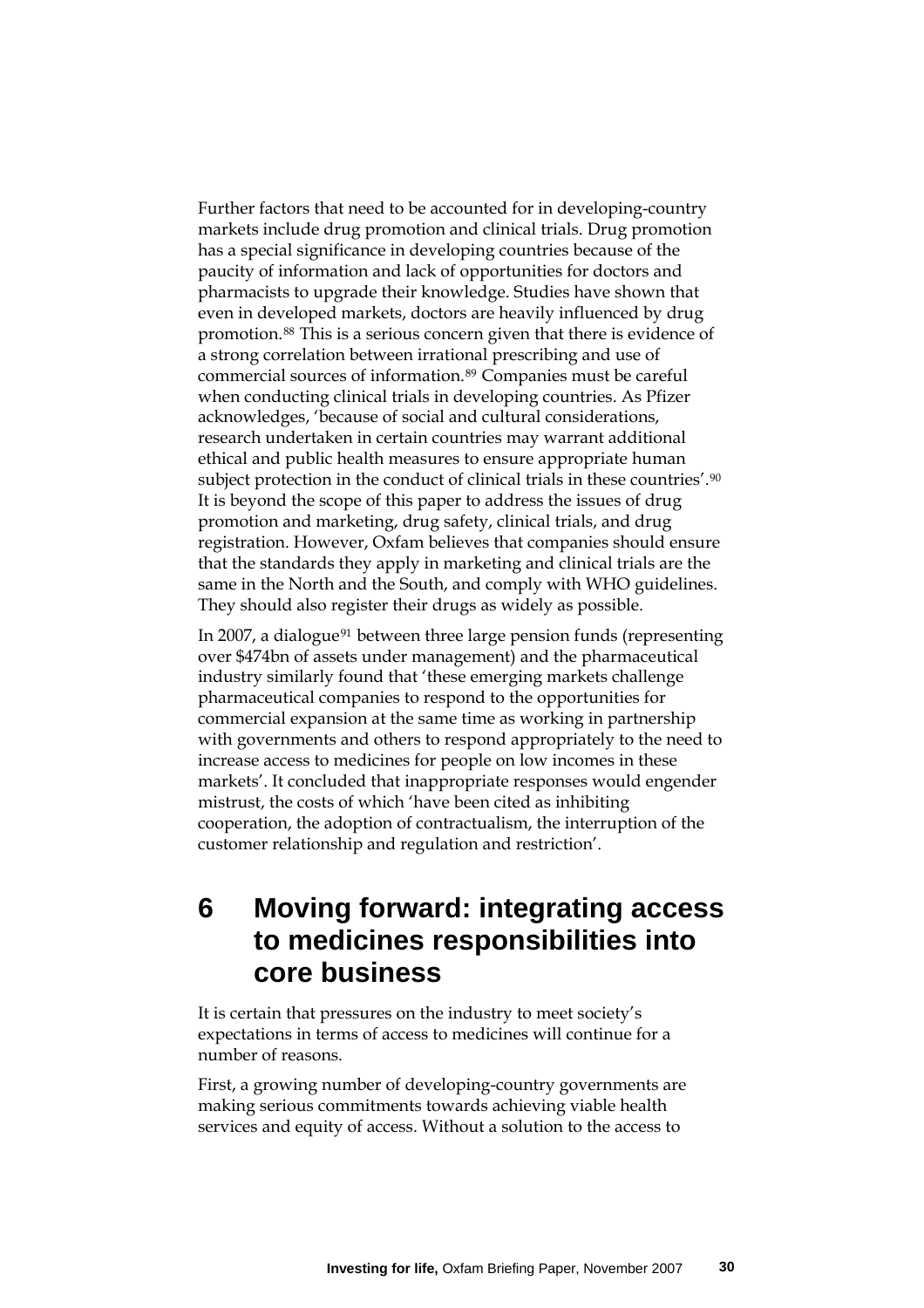Further factors that need to be accounted for in developing-country markets include drug promotion and clinical trials. Drug promotion has a special significance in developing countries because of the paucity of information and lack of opportunities for doctors and pharmacists to upgrade their knowledge. Studies have shown that even in developed markets, doctors are heavily influenced by drug promotion.[88] This is a serious concern given that there is evidence of a strong correlation between irrational prescribing and use of commercial sources of information.[89] Companies must be careful when conducting clinical trials in developing countries. As Pfizer acknowledges, 'because of social and cultural considerations, research undertaken in certain countries may warrant additional ethical and public health measures to ensure appropriate human subject protection in the conduct of clinical trials in these countries'.[90] It is beyond the scope of this paper to address the issues of drug promotion and marketing, drug safety, clinical trials, and drug registration. However, Oxfam believes that companies should ensure that the standards they apply in marketing and clinical trials are the same in the North and the South, and comply with WHO guidelines. They should also register their drugs as widely as possible.

In 2007, a dialogue[91] between three large pension funds (representing over $474bn of assets under management) and the pharmaceutical industry similarly found that 'these emerging markets challenge pharmaceutical companies to respond to the opportunities for commercial expansion at the same time as working in partnership with governments and others to respond appropriately to the need to increase access to medicines for people on low incomes in these markets'. It concluded that inappropriate responses would engender mistrust, the costs of which 'have been cited as inhibiting cooperation, the adoption of contractualism, the interruption of the customer relationship and regulation and restriction'.

# 6 Moving forward: integrating access to medicines responsibilities into core business

It is certain that pressures on the industry to meet society's expectations in terms of access to medicines will continue for a number of reasons.

First, a growing number of developing-country governments are making serious commitments towards achieving viable health services and equity of access. Without a solution to the access to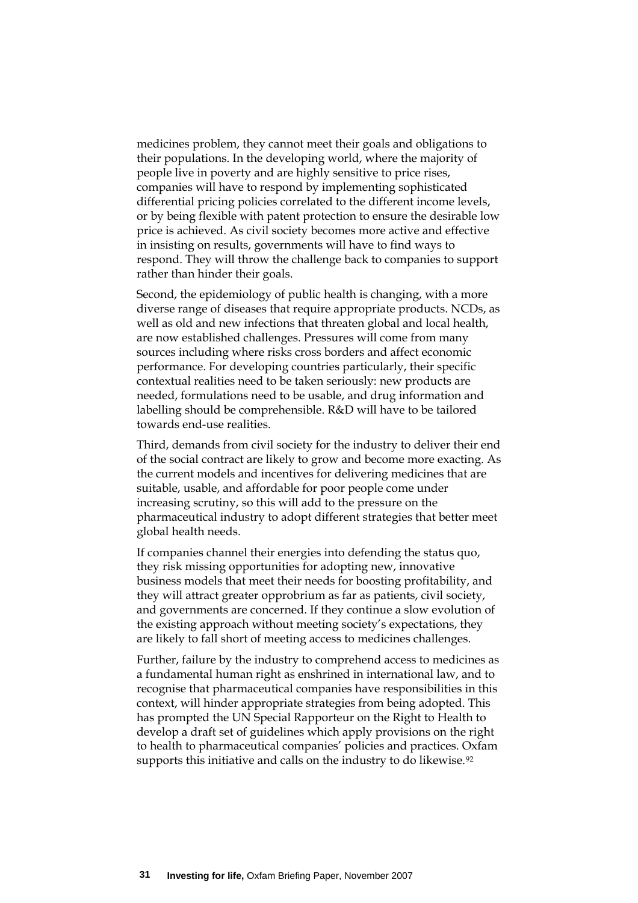medicines problem, they cannot meet their goals and obligations to their populations. In the developing world, where the majority of people live in poverty and are highly sensitive to price rises, companies will have to respond by implementing sophisticated differential pricing policies correlated to the different income levels, or by being flexible with patent protection to ensure the desirable low price is achieved. As civil society becomes more active and effective in insisting on results, governments will have to find ways to respond. They will throw the challenge back to companies to support rather than hinder their goals.

Second, the epidemiology of public health is changing, with a more diverse range of diseases that require appropriate products. NCDs, as well as old and new infections that threaten global and local health, are now established challenges. Pressures will come from many sources including where risks cross borders and affect economic performance. For developing countries particularly, their specific contextual realities need to be taken seriously: new products are needed, formulations need to be usable, and drug information and labelling should be comprehensible. R&D will have to be tailored towards end-use realities.

Third, demands from civil society for the industry to deliver their end of the social contract are likely to grow and become more exacting. As the current models and incentives for delivering medicines that are suitable, usable, and affordable for poor people come under increasing scrutiny, so this will add to the pressure on the pharmaceutical industry to adopt different strategies that better meet global health needs.

If companies channel their energies into defending the status quo, they risk missing opportunities for adopting new, innovative business models that meet their needs for boosting profitability, and they will attract greater opprobrium as far as patients, civil society, and governments are concerned. If they continue a slow evolution of the existing approach without meeting society's expectations, they are likely to fall short of meeting access to medicines challenges.

Further, failure by the industry to comprehend access to medicines as a fundamental human right as enshrined in international law, and to recognise that pharmaceutical companies have responsibilities in this context, will hinder appropriate strategies from being adopted. This has prompted the UN Special Rapporteur on the Right to Health to develop a draft set of guidelines which apply provisions on the right to health to pharmaceutical companies' policies and practices. Oxfam supports this initiative and calls on the industry to do likewise.[92]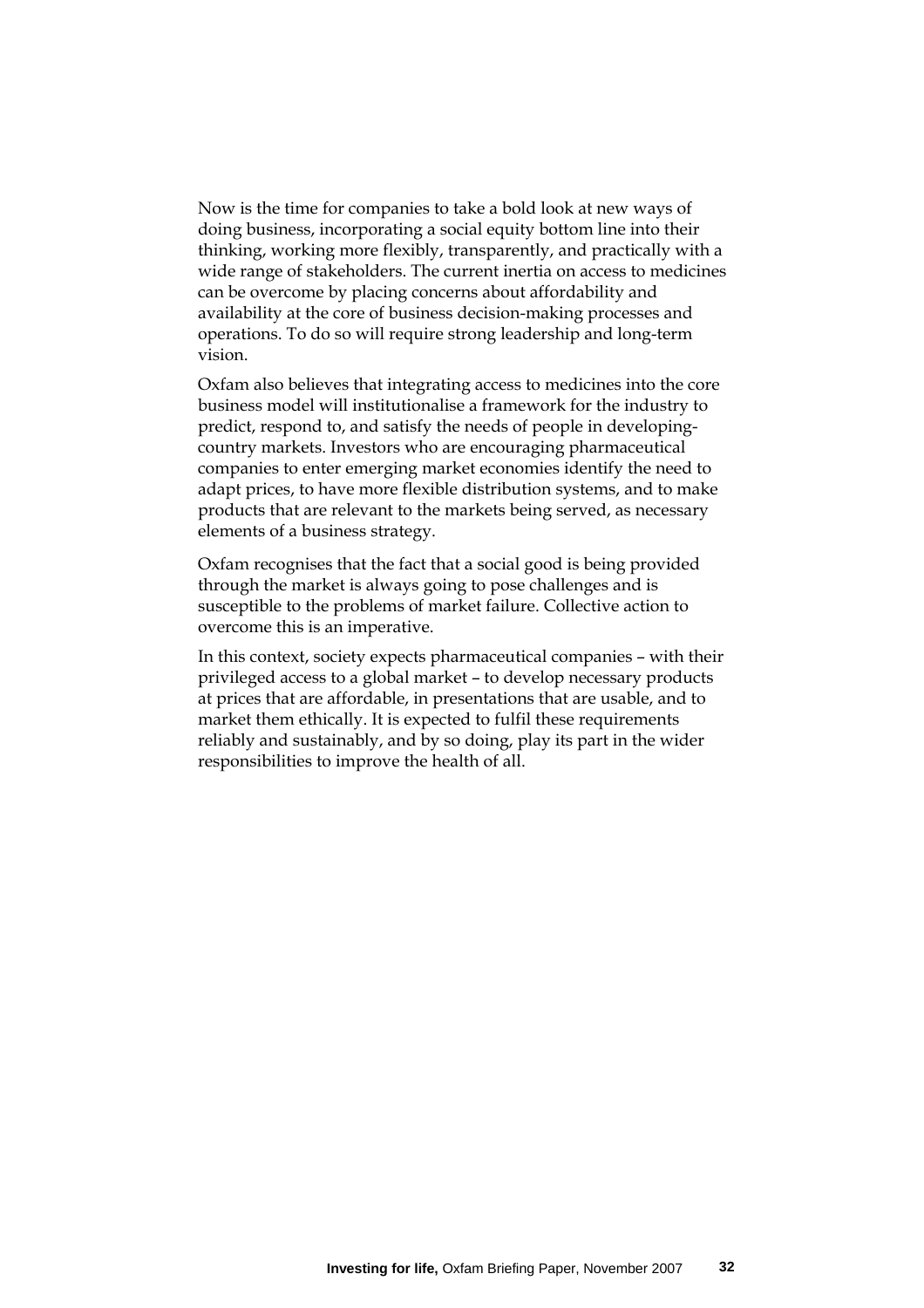Now is the time for companies to take a bold look at new ways of doing business, incorporating a social equity bottom line into their thinking, working more flexibly, transparently, and practically with a wide range of stakeholders. The current inertia on access to medicines can be overcome by placing concerns about affordability and availability at the core of business decision-making processes and operations. To do so will require strong leadership and long-term vision.

Oxfam also believes that integrating access to medicines into the core business model will institutionalise a framework for the industry to predict, respond to, and satisfy the needs of people in developing-country markets. Investors who are encouraging pharmaceutical companies to enter emerging market economies identify the need to adapt prices, to have more flexible distribution systems, and to make products that are relevant to the markets being served, as necessary elements of a business strategy.

Oxfam recognises that the fact that a social good is being provided through the market is always going to pose challenges and is susceptible to the problems of market failure. Collective action to overcome this is an imperative.

In this context, society expects pharmaceutical companies – with their privileged access to a global market – to develop necessary products at prices that are affordable, in presentations that are usable, and to market them ethically. It is expected to fulfil these requirements reliably and sustainably, and by so doing, play its part in the wider responsibilities to improve the health of all.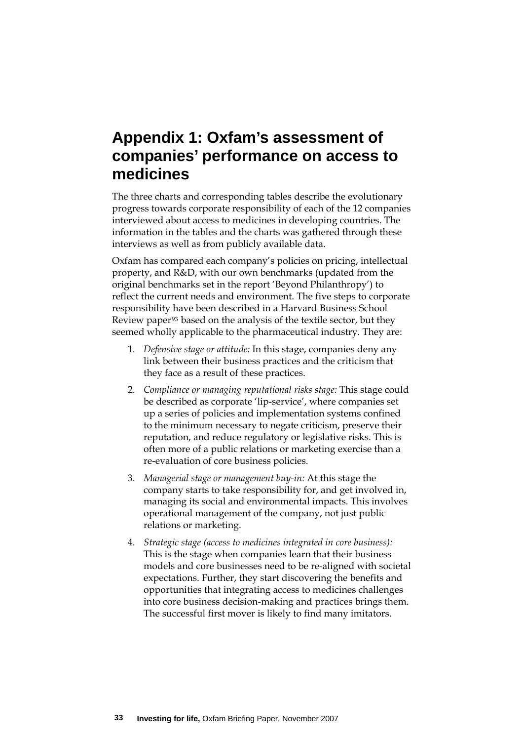# Appendix 1: Oxfam's assessment of companies' performance on access to medicines

The three charts and corresponding tables describe the evolutionary progress towards corporate responsibility of each of the 12 companies interviewed about access to medicines in developing countries. The information in the tables and the charts was gathered through these interviews as well as from publicly available data.

Oxfam has compared each company's policies on pricing, intellectual property, and R&D, with our own benchmarks (updated from the original benchmarks set in the report 'Beyond Philanthropy') to reflect the current needs and environment. The five steps to corporate responsibility have been described in a Harvard Business School Review paper[93] based on the analysis of the textile sector, but they seemed wholly applicable to the pharmaceutical industry. They are:

1. *Defensive stage or attitude:* In this stage, companies deny any link between their business practices and the criticism that they face as a result of these practices.
2. *Compliance or managing reputational risks stage:* This stage could be described as corporate 'lip-service', where companies set up a series of policies and implementation systems confined to the minimum necessary to negate criticism, preserve their reputation, and reduce regulatory or legislative risks. This is often more of a public relations or marketing exercise than a re-evaluation of core business policies.
3. *Managerial stage or management buy-in:* At this stage the company starts to take responsibility for, and get involved in, managing its social and environmental impacts. This involves operational management of the company, not just public relations or marketing.
4. *Strategic stage (access to medicines integrated in core business):* This is the stage when companies learn that their business models and core businesses need to be re-aligned with societal expectations. Further, they start discovering the benefits and opportunities that integrating access to medicines challenges into core business decision-making and practices brings them. The successful first mover is likely to find many imitators.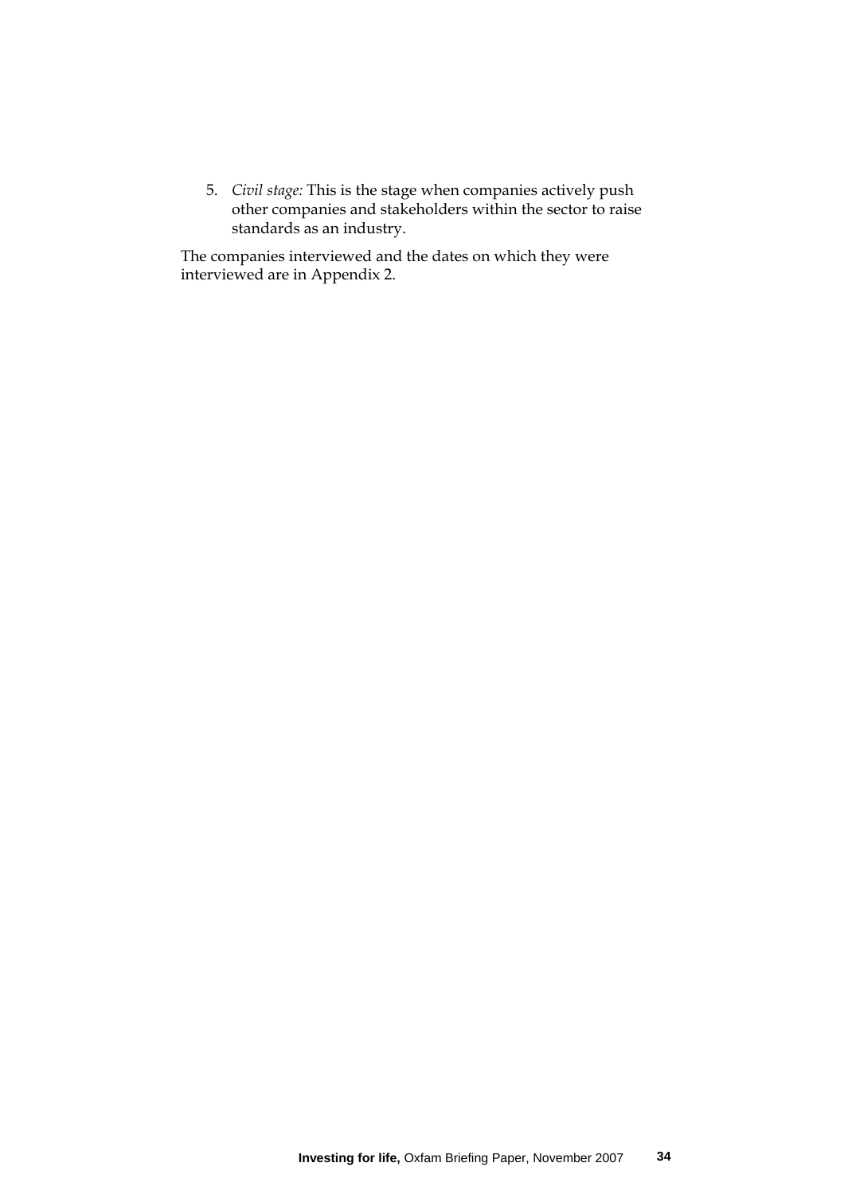5. *Civil stage:* This is the stage when companies actively push other companies and stakeholders within the sector to raise standards as an industry.

The companies interviewed and the dates on which they were interviewed are in Appendix 2.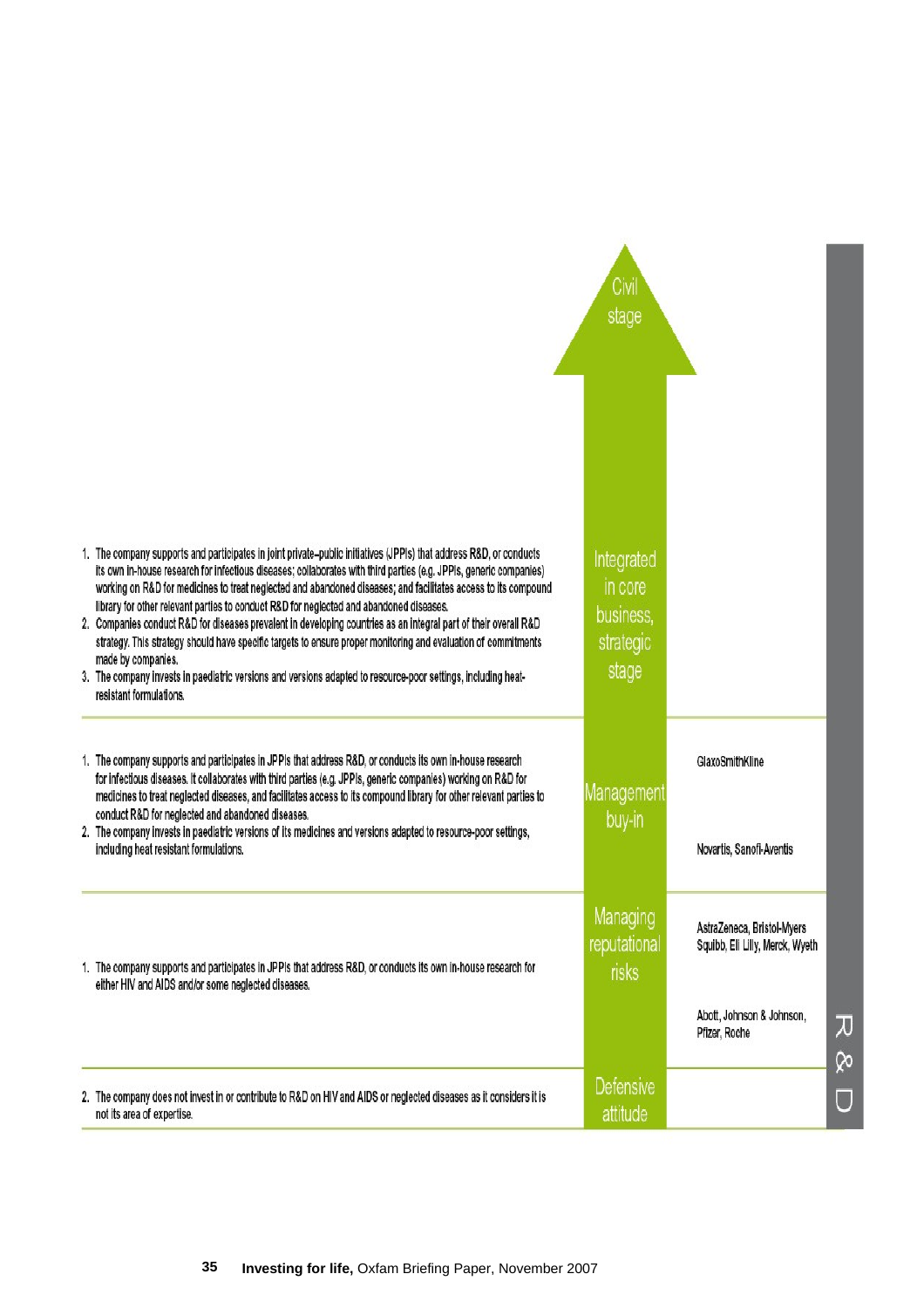| Criteria | Stage | Companies |
|---|---|---|
| | Civil stage | |
| 1. The company supports and participates in joint private–public initiatives (JPPIs) that address R&D, or conducts its own in-house research for infectious diseases; collaborates with third parties (e.g. JPPIs, generic companies) working on R&D for medicines to treat neglected and abandoned diseases; and facilitates access to its compound library for other relevant parties to conduct R&D for neglected and abandoned diseases.<br>2. Companies conduct R&D for diseases prevalent in developing countries as an integral part of their overall R&D strategy. This strategy should have specific targets to ensure proper monitoring and evaluation of commitments made by companies.<br>3. The company invests in paediatric versions and versions adapted to resource-poor settings, including heat-resistant formulations. | Integrated in core business, strategic stage | |
| 1. The company supports and participates in JPPIs that address R&D, or conducts its own in-house research for infectious diseases. It collaborates with third parties (e.g. JPPIs, generic companies) working on R&D for medicines to treat neglected diseases, and facilitates access to its compound library for other relevant parties to conduct R&D for neglected and abandoned diseases.<br>2. The company invests in paediatric versions of its medicines and versions adapted to resource-poor settings, including heat resistant formulations. | Management buy-in | GlaxoSmithKline<br><br>Novartis, Sanofi-Aventis |
| 1. The company supports and participates in JPPIs that address R&D, or conducts its own in-house research for either HIV and AIDS and/or some neglected diseases. | Managing reputational risks | AstraZeneca, Bristol-Myers Squibb, Eli Lilly, Merck, Wyeth<br><br>Abott, Johnson & Johnson, Pfizer, Roche |
| 2. The company does not invest in or contribute to R&D on HIV and AIDS or neglected diseases as it considers it is not its area of expertise. | Defensive attitude | |

R & D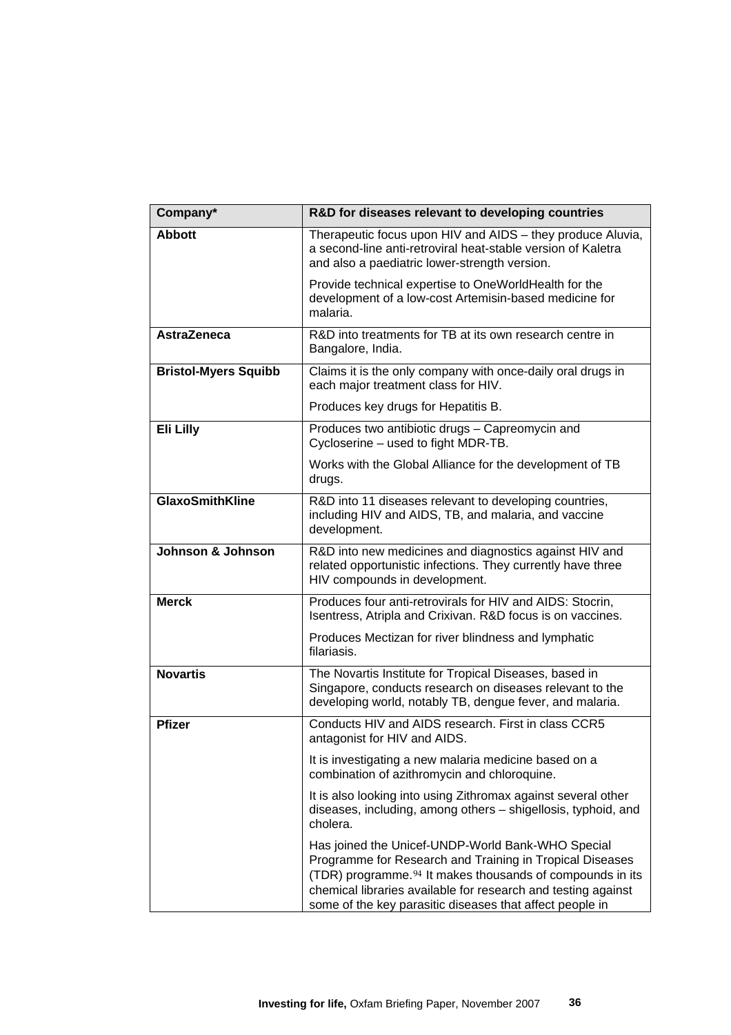| Company* | R&D for diseases relevant to developing countries |
| --- | --- |
| **Abbott** | Therapeutic focus upon HIV and AIDS – they produce Aluvia, a second-line anti-retroviral heat-stable version of Kaletra and also a paediatric lower-strength version.<br><br>Provide technical expertise to OneWorldHealth for the development of a low-cost Artemisin-based medicine for malaria. |
| **AstraZeneca** | R&D into treatments for TB at its own research centre in Bangalore, India. |
| **Bristol-Myers Squibb** | Claims it is the only company with once-daily oral drugs in each major treatment class for HIV.<br><br>Produces key drugs for Hepatitis B. |
| **Eli Lilly** | Produces two antibiotic drugs – Capreomycin and Cycloserine – used to fight MDR-TB.<br><br>Works with the Global Alliance for the development of TB drugs. |
| **GlaxoSmithKline** | R&D into 11 diseases relevant to developing countries, including HIV and AIDS, TB, and malaria, and vaccine development. |
| **Johnson & Johnson** | R&D into new medicines and diagnostics against HIV and related opportunistic infections. They currently have three HIV compounds in development. |
| **Merck** | Produces four anti-retrovirals for HIV and AIDS: Stocrin, Isentress, Atripla and Crixivan. R&D focus is on vaccines.<br><br>Produces Mectizan for river blindness and lymphatic filariasis. |
| **Novartis** | The Novartis Institute for Tropical Diseases, based in Singapore, conducts research on diseases relevant to the developing world, notably TB, dengue fever, and malaria. |
| **Pfizer** | Conducts HIV and AIDS research. First in class CCR5 antagonist for HIV and AIDS.<br><br>It is investigating a new malaria medicine based on a combination of azithromycin and chloroquine.<br><br>It is also looking into using Zithromax against several other diseases, including, among others – shigellosis, typhoid, and cholera.<br><br>Has joined the Unicef-UNDP-World Bank-WHO Special Programme for Research and Training in Tropical Diseases (TDR) programme.[94] It makes thousands of compounds in its chemical libraries available for research and testing against some of the key parasitic diseases that affect people in |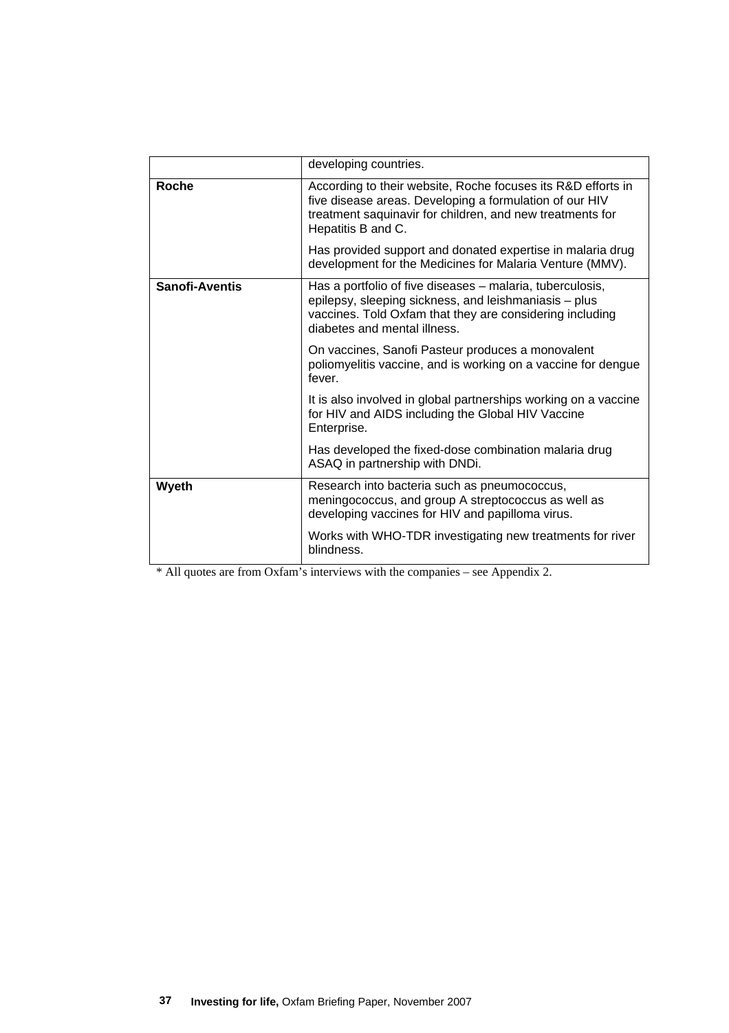| | |
|---|---|
| | developing countries. |
| **Roche** | According to their website, Roche focuses its R&D efforts in five disease areas. Developing a formulation of our HIV treatment saquinavir for children, and new treatments for Hepatitis B and C.<br><br>Has provided support and donated expertise in malaria drug development for the Medicines for Malaria Venture (MMV). |
| **Sanofi-Aventis** | Has a portfolio of five diseases – malaria, tuberculosis, epilepsy, sleeping sickness, and leishmaniasis – plus vaccines. Told Oxfam that they are considering including diabetes and mental illness.<br><br>On vaccines, Sanofi Pasteur produces a monovalent poliomyelitis vaccine, and is working on a vaccine for dengue fever.<br><br>It is also involved in global partnerships working on a vaccine for HIV and AIDS including the Global HIV Vaccine Enterprise.<br><br>Has developed the fixed-dose combination malaria drug ASAQ in partnership with DNDi. |
| **Wyeth** | Research into bacteria such as pneumococcus, meningococcus, and group A streptococcus as well as developing vaccines for HIV and papilloma virus.<br><br>Works with WHO-TDR investigating new treatments for river blindness. |

* All quotes are from Oxfam's interviews with the companies – see Appendix 2.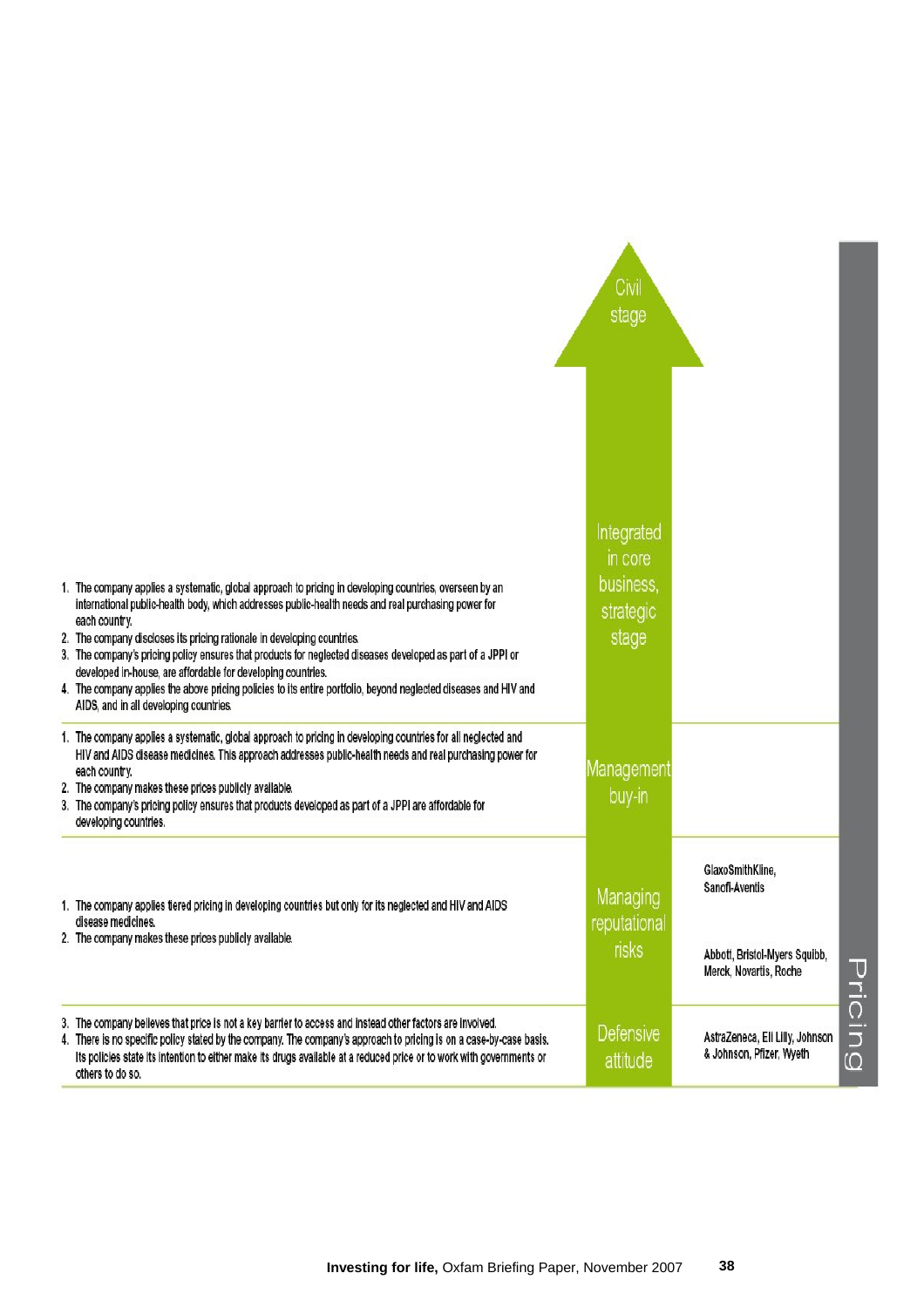## Pricing

| Criteria | Stage | Companies |
|---|---|---|
| | Civil stage | |
| 1. The company applies a systematic, global approach to pricing in developing countries, overseen by an international public-health body, which addresses public-health needs and real purchasing power for each country.<br>2. The company discloses its pricing rationale in developing countries.<br>3. The company's pricing policy ensures that products for neglected diseases developed as part of a JPPI or developed in-house, are affordable for developing countries.<br>4. The company applies the above pricing policies to its entire portfolio, beyond neglected diseases and HIV and AIDS, and in all developing countries. | Integrated in core business, strategic stage | |
| 1. The company applies a systematic, global approach to pricing in developing countries for all neglected and HIV and AIDS disease medicines. This approach addresses public-health needs and real purchasing power for each country.<br>2. The company makes these prices publicly available.<br>3. The company's pricing policy ensures that products developed as part of a JPPI are affordable for developing countries. | Management buy-in | |
| 1. The company applies tiered pricing in developing countries but only for its neglected and HIV and AIDS disease medicines.<br>2. The company makes these prices publicly available. | Managing reputational risks | GlaxoSmithKline, Sanofi-Aventis<br><br>Abbott, Bristol-Myers Squibb, Merck, Novartis, Roche |
| 3. The company believes that price is not a key barrier to access and instead other factors are involved.<br>4. There is no specific policy stated by the company. The company's approach to pricing is on a case-by-case basis. Its policies state its intention to either make its drugs available at a reduced price or to work with governments or others to do so. | Defensive attitude | AstraZeneca, Eli Lilly, Johnson & Johnson, Pfizer, Wyeth |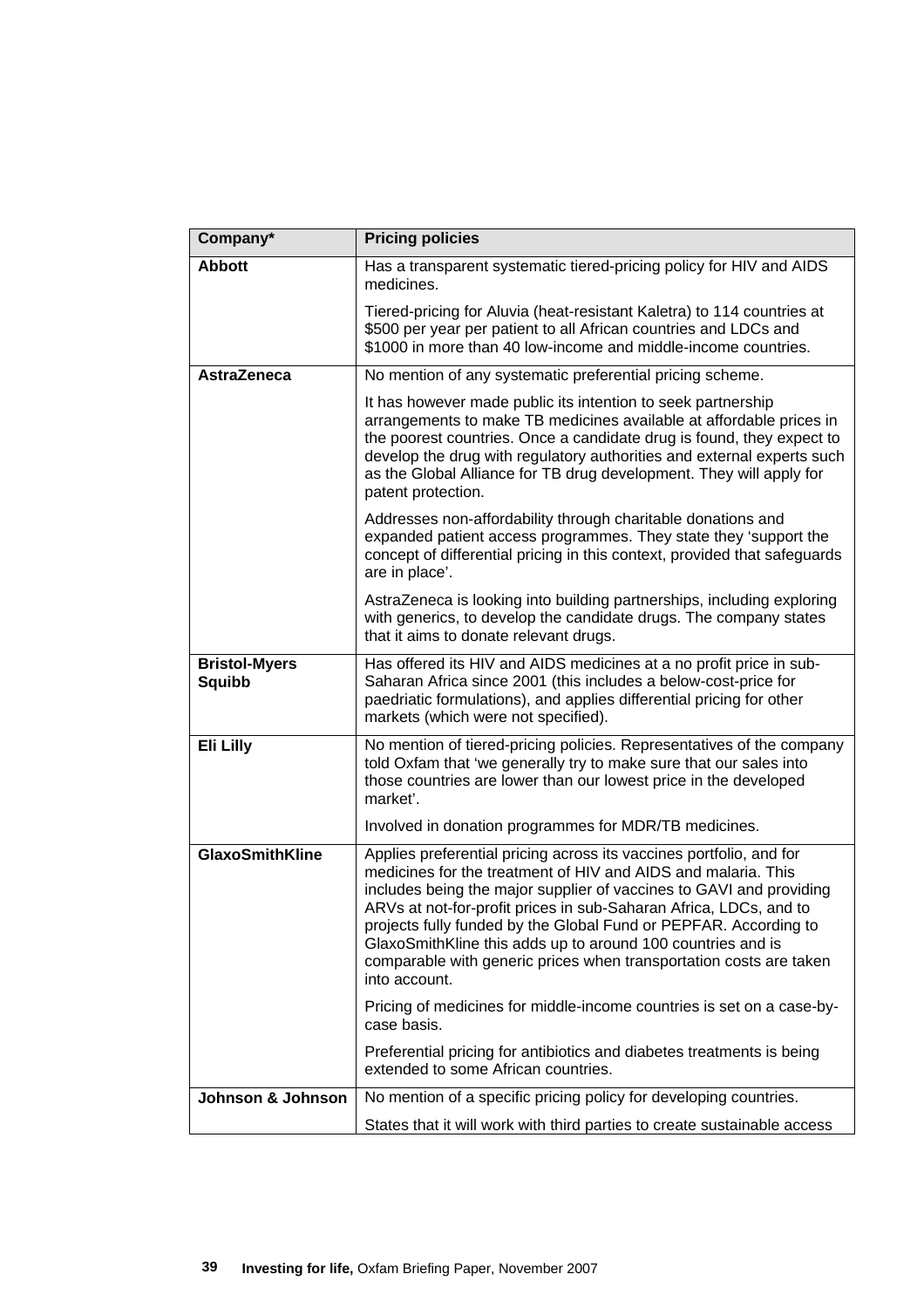| Company* | Pricing policies |
|---|---|
| **Abbott** | Has a transparent systematic tiered-pricing policy for HIV and AIDS medicines.<br><br>Tiered-pricing for Aluvia (heat-resistant Kaletra) to 114 countries at $500 per year per patient to all African countries and LDCs and $1000 in more than 40 low-income and middle-income countries. |
| **AstraZeneca** | No mention of any systematic preferential pricing scheme.<br><br>It has however made public its intention to seek partnership arrangements to make TB medicines available at affordable prices in the poorest countries. Once a candidate drug is found, they expect to develop the drug with regulatory authorities and external experts such as the Global Alliance for TB drug development. They will apply for patent protection.<br><br>Addresses non-affordability through charitable donations and expanded patient access programmes. They state they 'support the concept of differential pricing in this context, provided that safeguards are in place'.<br><br>AstraZeneca is looking into building partnerships, including exploring with generics, to develop the candidate drugs. The company states that it aims to donate relevant drugs. |
| **Bristol-Myers Squibb** | Has offered its HIV and AIDS medicines at a no profit price in sub-Saharan Africa since 2001 (this includes a below-cost-price for paediatric formulations), and applies differential pricing for other markets (which were not specified). |
| **Eli Lilly** | No mention of tiered-pricing policies. Representatives of the company told Oxfam that 'we generally try to make sure that our sales into those countries are lower than our lowest price in the developed market'.<br><br>Involved in donation programmes for MDR/TB medicines. |
| **GlaxoSmithKline** | Applies preferential pricing across its vaccines portfolio, and for medicines for the treatment of HIV and AIDS and malaria. This includes being the major supplier of vaccines to GAVI and providing ARVs at not-for-profit prices in sub-Saharan Africa, LDCs, and to projects fully funded by the Global Fund or PEPFAR. According to GlaxoSmithKline this adds up to around 100 countries and is comparable with generic prices when transportation costs are taken into account.<br><br>Pricing of medicines for middle-income countries is set on a case-by-case basis.<br><br>Preferential pricing for antibiotics and diabetes treatments is being extended to some African countries. |
| **Johnson & Johnson** | No mention of a specific pricing policy for developing countries.<br><br>States that it will work with third parties to create sustainable access |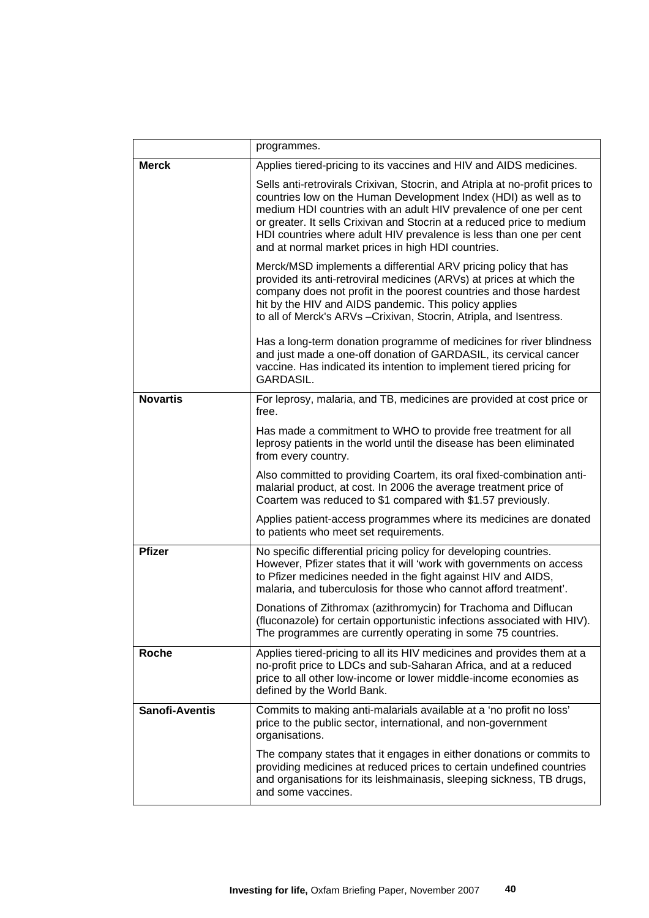| | |
|---|---|
| | programmes. |
| **Merck** | Applies tiered-pricing to its vaccines and HIV and AIDS medicines.<br><br>Sells anti-retrovirals Crixivan, Stocrin, and Atripla at no-profit prices to countries low on the Human Development Index (HDI) as well as to medium HDI countries with an adult HIV prevalence of one per cent or greater. It sells Crixivan and Stocrin at a reduced price to medium HDI countries where adult HIV prevalence is less than one per cent and at normal market prices in high HDI countries.<br><br>Merck/MSD implements a differential ARV pricing policy that has provided its anti-retroviral medicines (ARVs) at prices at which the company does not profit in the poorest countries and those hardest hit by the HIV and AIDS pandemic. This policy applies to all of Merck's ARVs –Crixivan, Stocrin, Atripla, and Isentress.<br><br>Has a long-term donation programme of medicines for river blindness and just made a one-off donation of GARDASIL, its cervical cancer vaccine. Has indicated its intention to implement tiered pricing for GARDASIL. |
| **Novartis** | For leprosy, malaria, and TB, medicines are provided at cost price or free.<br><br>Has made a commitment to WHO to provide free treatment for all leprosy patients in the world until the disease has been eliminated from every country.<br><br>Also committed to providing Coartem, its oral fixed-combination anti-malarial product, at cost. In 2006 the average treatment price of Coartem was reduced to $1 compared with $1.57 previously.<br><br>Applies patient-access programmes where its medicines are donated to patients who meet set requirements. |
| **Pfizer** | No specific differential pricing policy for developing countries. However, Pfizer states that it will 'work with governments on access to Pfizer medicines needed in the fight against HIV and AIDS, malaria, and tuberculosis for those who cannot afford treatment'.<br><br>Donations of Zithromax (azithromycin) for Trachoma and Diflucan (fluconazole) for certain opportunistic infections associated with HIV). The programmes are currently operating in some 75 countries. |
| **Roche** | Applies tiered-pricing to all its HIV medicines and provides them at a no-profit price to LDCs and sub-Saharan Africa, and at a reduced price to all other low-income or lower middle-income economies as defined by the World Bank. |
| **Sanofi-Aventis** | Commits to making anti-malarials available at a 'no profit no loss' price to the public sector, international, and non-government organisations.<br><br>The company states that it engages in either donations or commits to providing medicines at reduced prices to certain undefined countries and organisations for its leishmainasis, sleeping sickness, TB drugs, and some vaccines. |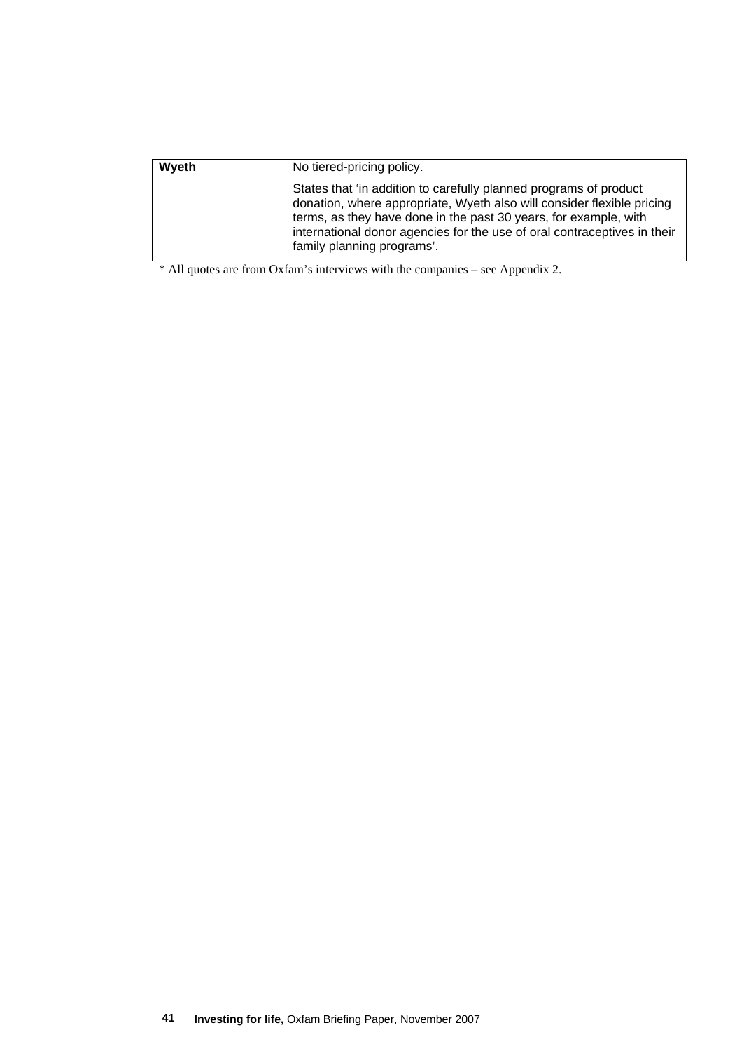| | |
|---|---|
| **Wyeth** | No tiered-pricing policy.<br><br>States that 'in addition to carefully planned programs of product donation, where appropriate, Wyeth also will consider flexible pricing terms, as they have done in the past 30 years, for example, with international donor agencies for the use of oral contraceptives in their family planning programs'. |

* All quotes are from Oxfam's interviews with the companies – see Appendix 2.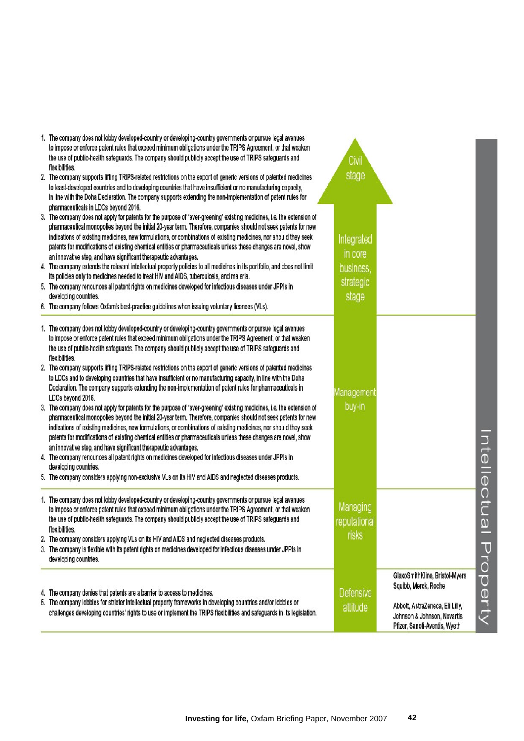# Intellectual Property

| Criteria | Stage | Companies |
|---|---|---|
| 1. The company does not lobby developed-country or developing-country governments or pursue legal avenues to impose or enforce patent rules that exceed minimum obligations under the TRIPS Agreement, or that weaken the use of public-health safeguards. The company should publicly accept the use of TRIPS safeguards and flexibilities.<br>2. The company supports lifting TRIPS-related restrictions on the export of generic versions of patented medicines to least-developed countries and to developing countries that have insufficient or no manufacturing capacity, in line with the Doha Declaration. The company supports extending the non-implementation of patent rules for pharmaceuticals in LDCs beyond 2016.<br>3. The company does not apply for patents for the purpose of 'ever-greening' existing medicines, i.e. the extension of pharmaceutical monopolies beyond the initial 20-year term. Therefore, companies should not seek patents for new indications of existing medicines, new formulations, or combinations of existing medicines, nor should they seek patents for modifications of existing chemical entities or pharmaceuticals unless these changes are novel, show an innovative step, and have significant therapeutic advantages.<br>4. The company extends the relevant intellectual property policies to all medicines in its portfolio, and does not limit its policies only to medicines needed to treat HIV and AIDS, tuberculosis, and malaria.<br>5. The company renounces all patent rights on medicines developed for infectious diseases under JPPIs in developing countries.<br>6. The company follows Oxfam's best-practice guidelines when issuing voluntary licences (VLs). | Civil stage<br><br>Integrated in core business, strategic stage | |
| 1. The company does not lobby developed-country or developing-country governments or pursue legal avenues to impose or enforce patent rules that exceed minimum obligations under the TRIPS Agreement, or that weaken the use of public-health safeguards. The company should publicly accept the use of TRIPS safeguards and flexibilities.<br>2. The company supports lifting TRIPS-related restrictions on the export of generic versions of patented medicines to LDCs and to developing countries that have insufficient or no manufacturing capacity, in line with the Doha Declaration. The company supports extending the non-implementation of patent rules for pharmaceuticals in LDCs beyond 2016.<br>3. The company does not apply for patents for the purpose of 'ever-greening' existing medicines, i.e. the extension of pharmaceutical monopolies beyond the initial 20-year term. Therefore, companies should not seek patents for new indications of existing medicines, new formulations, or combinations of existing medicines, nor should they seek patents for modifications of existing chemical entities or pharmaceuticals unless these changes are novel, show an innovative step, and have significant therapeutic advantages.<br>4. The company renounces all patent rights on medicines developed for infectious diseases under JPPIs in developing countries.<br>5. The company considers applying non-exclusive VLs on its HIV and AIDS and neglected diseases products. | Management buy-in | |
| 1. The company does not lobby developed-country or developing-country governments or pursue legal avenues to impose or enforce patent rules that exceed minimum obligations under the TRIPS Agreement, or that weaken the use of public-health safeguards. The company should publicly accept the use of TRIPS safeguards and flexibilities.<br>2. The company considers applying VLs on its HIV and AIDS and neglected diseases products.<br>3. The company is flexible with its patent rights on medicines developed for infectious diseases under JPPIs in developing countries. | Managing reputational risks | |
| 4. The company denies that patents are a barrier to access to medicines.<br>5. The company lobbies for stricter intellectual property frameworks in developing countries and/or lobbies or challenges developing countries' rights to use or implement the TRIPS flexibilities and safeguards in its legislation. | Defensive attitude | GlaxoSmithKline, Bristol-Myers Squibb, Merck, Roche<br><br>Abbott, AstraZeneca, Eli Lilly, Johnson & Johnson, Novartis, Pfizer, Sanofi-Aventis, Wyeth |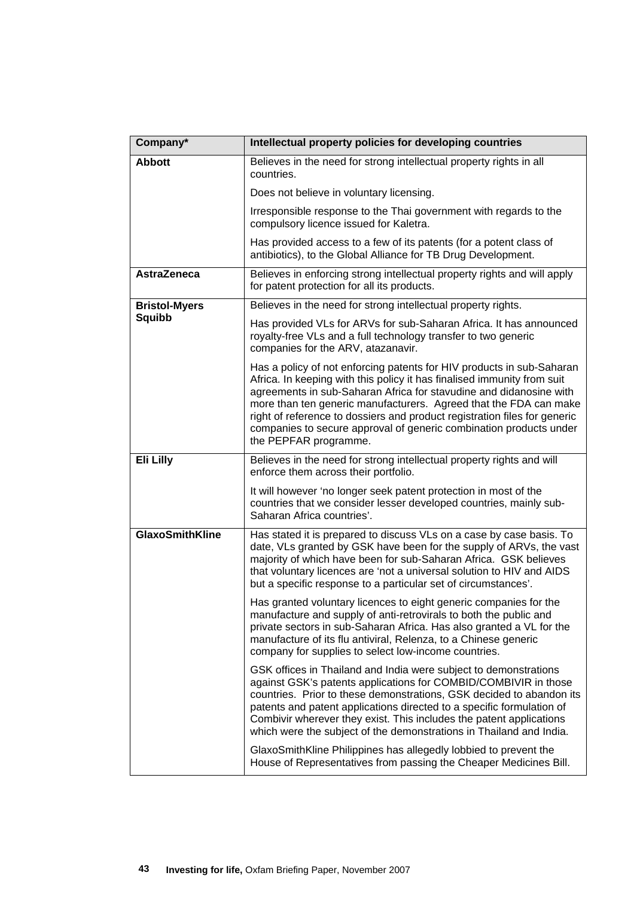| Company* | Intellectual property policies for developing countries |
|---|---|
| **Abbott** | Believes in the need for strong intellectual property rights in all countries.<br><br>Does not believe in voluntary licensing.<br><br>Irresponsible response to the Thai government with regards to the compulsory licence issued for Kaletra.<br><br>Has provided access to a few of its patents (for a potent class of antibiotics), to the Global Alliance for TB Drug Development. |
| **AstraZeneca** | Believes in enforcing strong intellectual property rights and will apply for patent protection for all its products. |
| **Bristol-Myers Squibb** | Believes in the need for strong intellectual property rights.<br><br>Has provided VLs for ARVs for sub-Saharan Africa. It has announced royalty-free VLs and a full technology transfer to two generic companies for the ARV, atazanavir.<br><br>Has a policy of not enforcing patents for HIV products in sub-Saharan Africa. In keeping with this policy it has finalised immunity from suit agreements in sub-Saharan Africa for stavudine and didanosine with more than ten generic manufacturers. Agreed that the FDA can make right of reference to dossiers and product registration files for generic companies to secure approval of generic combination products under the PEPFAR programme. |
| **Eli Lilly** | Believes in the need for strong intellectual property rights and will enforce them across their portfolio.<br><br>It will however 'no longer seek patent protection in most of the countries that we consider lesser developed countries, mainly sub-Saharan Africa countries'. |
| **GlaxoSmithKline** | Has stated it is prepared to discuss VLs on a case by case basis. To date, VLs granted by GSK have been for the supply of ARVs, the vast majority of which have been for sub-Saharan Africa. GSK believes that voluntary licences are 'not a universal solution to HIV and AIDS but a specific response to a particular set of circumstances'.<br><br>Has granted voluntary licences to eight generic companies for the manufacture and supply of anti-retrovirals to both the public and private sectors in sub-Saharan Africa. Has also granted a VL for the manufacture of its flu antiviral, Relenza, to a Chinese generic company for supplies to select low-income countries.<br><br>GSK offices in Thailand and India were subject to demonstrations against GSK's patents applications for COMBID/COMBIVIR in those countries. Prior to these demonstrations, GSK decided to abandon its patents and patent applications directed to a specific formulation of Combivir wherever they exist. This includes the patent applications which were the subject of the demonstrations in Thailand and India.<br><br>GlaxoSmithKline Philippines has allegedly lobbied to prevent the House of Representatives from passing the Cheaper Medicines Bill. |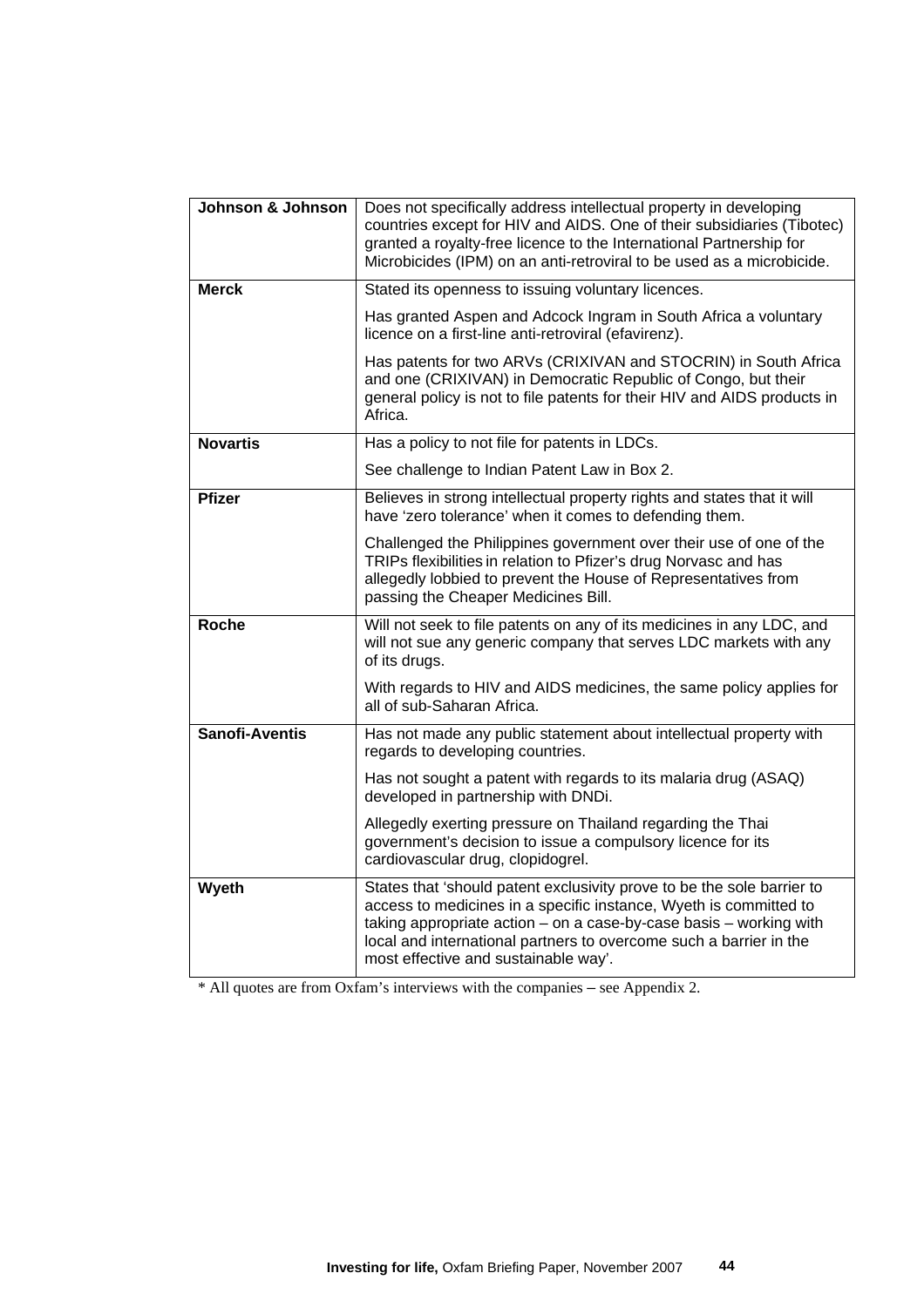| | |
|---|---|
| **Johnson & Johnson** | Does not specifically address intellectual property in developing countries except for HIV and AIDS. One of their subsidiaries (Tibotec) granted a royalty-free licence to the International Partnership for Microbicides (IPM) on an anti-retroviral to be used as a microbicide. |
| **Merck** | Stated its openness to issuing voluntary licences.<br><br>Has granted Aspen and Adcock Ingram in South Africa a voluntary licence on a first-line anti-retroviral (efavirenz).<br><br>Has patents for two ARVs (CRIXIVAN and STOCRIN) in South Africa and one (CRIXIVAN) in Democratic Republic of Congo, but their general policy is not to file patents for their HIV and AIDS products in Africa. |
| **Novartis** | Has a policy to not file for patents in LDCs.<br><br>See challenge to Indian Patent Law in Box 2. |
| **Pfizer** | Believes in strong intellectual property rights and states that it will have 'zero tolerance' when it comes to defending them.<br><br>Challenged the Philippines government over their use of one of the TRIPs flexibilities in relation to Pfizer's drug Norvasc and has allegedly lobbied to prevent the House of Representatives from passing the Cheaper Medicines Bill. |
| **Roche** | Will not seek to file patents on any of its medicines in any LDC, and will not sue any generic company that serves LDC markets with any of its drugs.<br><br>With regards to HIV and AIDS medicines, the same policy applies for all of sub-Saharan Africa. |
| **Sanofi-Aventis** | Has not made any public statement about intellectual property with regards to developing countries.<br><br>Has not sought a patent with regards to its malaria drug (ASAQ) developed in partnership with DNDi.<br><br>Allegedly exerting pressure on Thailand regarding the Thai government's decision to issue a compulsory licence for its cardiovascular drug, clopidogrel. |
| **Wyeth** | States that 'should patent exclusivity prove to be the sole barrier to access to medicines in a specific instance, Wyeth is committed to taking appropriate action – on a case-by-case basis – working with local and international partners to overcome such a barrier in the most effective and sustainable way'. |

* All quotes are from Oxfam's interviews with the companies – see Appendix 2.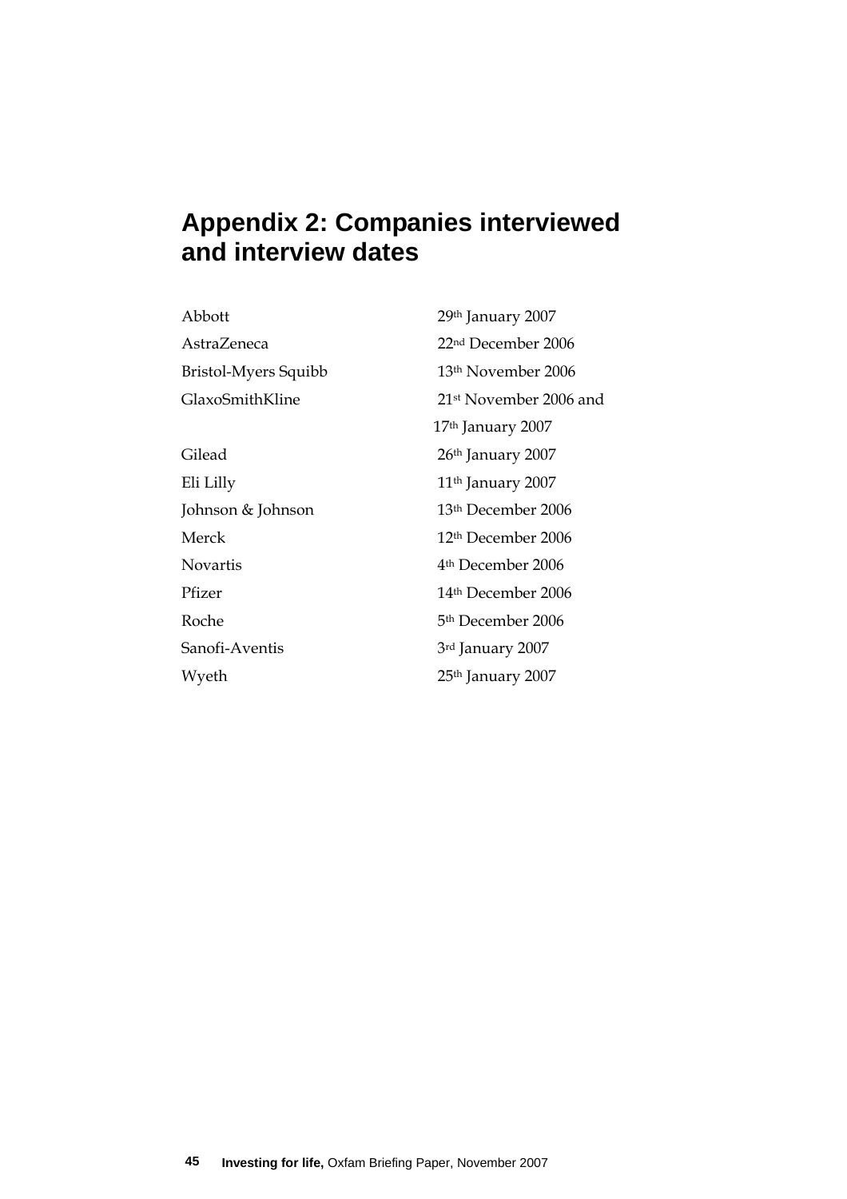## Appendix 2: Companies interviewed and interview dates

| | |
|---|---|
| Abbott | 29th January 2007 |
| AstraZeneca | 22nd December 2006 |
| Bristol-Myers Squibb | 13th November 2006 |
| GlaxoSmithKline | 21st November 2006 and 17th January 2007 |
| Gilead | 26th January 2007 |
| Eli Lilly | 11th January 2007 |
| Johnson & Johnson | 13th December 2006 |
| Merck | 12th December 2006 |
| Novartis | 4th December 2006 |
| Pfizer | 14th December 2006 |
| Roche | 5th December 2006 |
| Sanofi-Aventis | 3rd January 2007 |
| Wyeth | 25th January 2007 |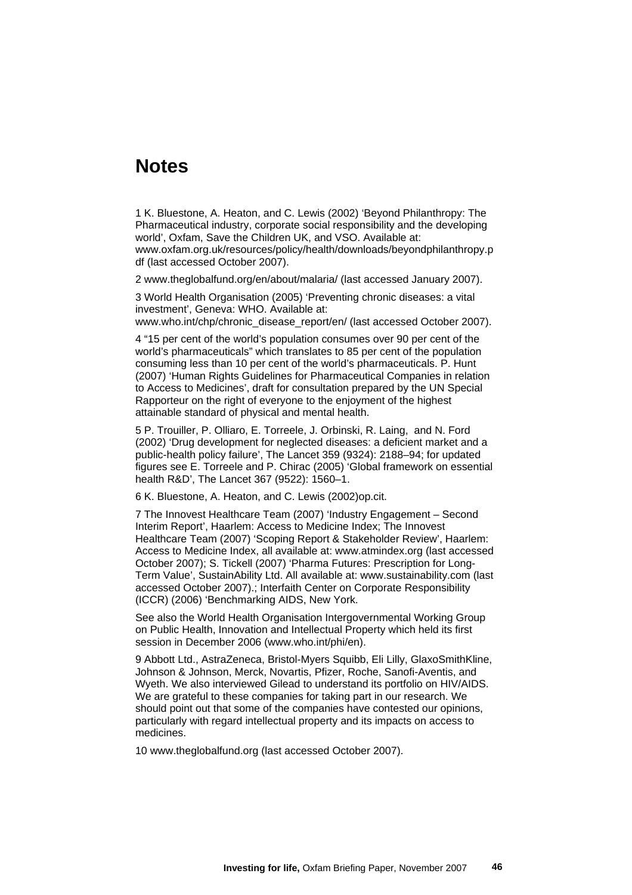# Notes

1 K. Bluestone, A. Heaton, and C. Lewis (2002) 'Beyond Philanthropy: The Pharmaceutical industry, corporate social responsibility and the developing world', Oxfam, Save the Children UK, and VSO. Available at: www.oxfam.org.uk/resources/policy/health/downloads/beyondphilanthropy.pdf (last accessed October 2007).

2 www.theglobalfund.org/en/about/malaria/ (last accessed January 2007).

3 World Health Organisation (2005) 'Preventing chronic diseases: a vital investment', Geneva: WHO. Available at: www.who.int/chp/chronic_disease_report/en/ (last accessed October 2007).

4 "15 per cent of the world's population consumes over 90 per cent of the world's pharmaceuticals" which translates to 85 per cent of the population consuming less than 10 per cent of the world's pharmaceuticals. P. Hunt (2007) 'Human Rights Guidelines for Pharmaceutical Companies in relation to Access to Medicines', draft for consultation prepared by the UN Special Rapporteur on the right of everyone to the enjoyment of the highest attainable standard of physical and mental health.

5 P. Trouiller, P. Olliaro, E. Torreele, J. Orbinski, R. Laing, and N. Ford (2002) 'Drug development for neglected diseases: a deficient market and a public-health policy failure', The Lancet 359 (9324): 2188–94; for updated figures see E. Torreele and P. Chirac (2005) 'Global framework on essential health R&D', The Lancet 367 (9522): 1560–1.

6 K. Bluestone, A. Heaton, and C. Lewis (2002)op.cit.

7 The Innovest Healthcare Team (2007) 'Industry Engagement – Second Interim Report', Haarlem: Access to Medicine Index; The Innovest Healthcare Team (2007) 'Scoping Report & Stakeholder Review', Haarlem: Access to Medicine Index, all available at: www.atmindex.org (last accessed October 2007); S. Tickell (2007) 'Pharma Futures: Prescription for Long-Term Value', SustainAbility Ltd. All available at: www.sustainability.com (last accessed October 2007).; Interfaith Center on Corporate Responsibility (ICCR) (2006) 'Benchmarking AIDS, New York.

See also the World Health Organisation Intergovernmental Working Group on Public Health, Innovation and Intellectual Property which held its first session in December 2006 (www.who.int/phi/en).

9 Abbott Ltd., AstraZeneca, Bristol-Myers Squibb, Eli Lilly, GlaxoSmithKline, Johnson & Johnson, Merck, Novartis, Pfizer, Roche, Sanofi-Aventis, and Wyeth. We also interviewed Gilead to understand its portfolio on HIV/AIDS. We are grateful to these companies for taking part in our research. We should point out that some of the companies have contested our opinions, particularly with regard intellectual property and its impacts on access to medicines.

10 www.theglobalfund.org (last accessed October 2007).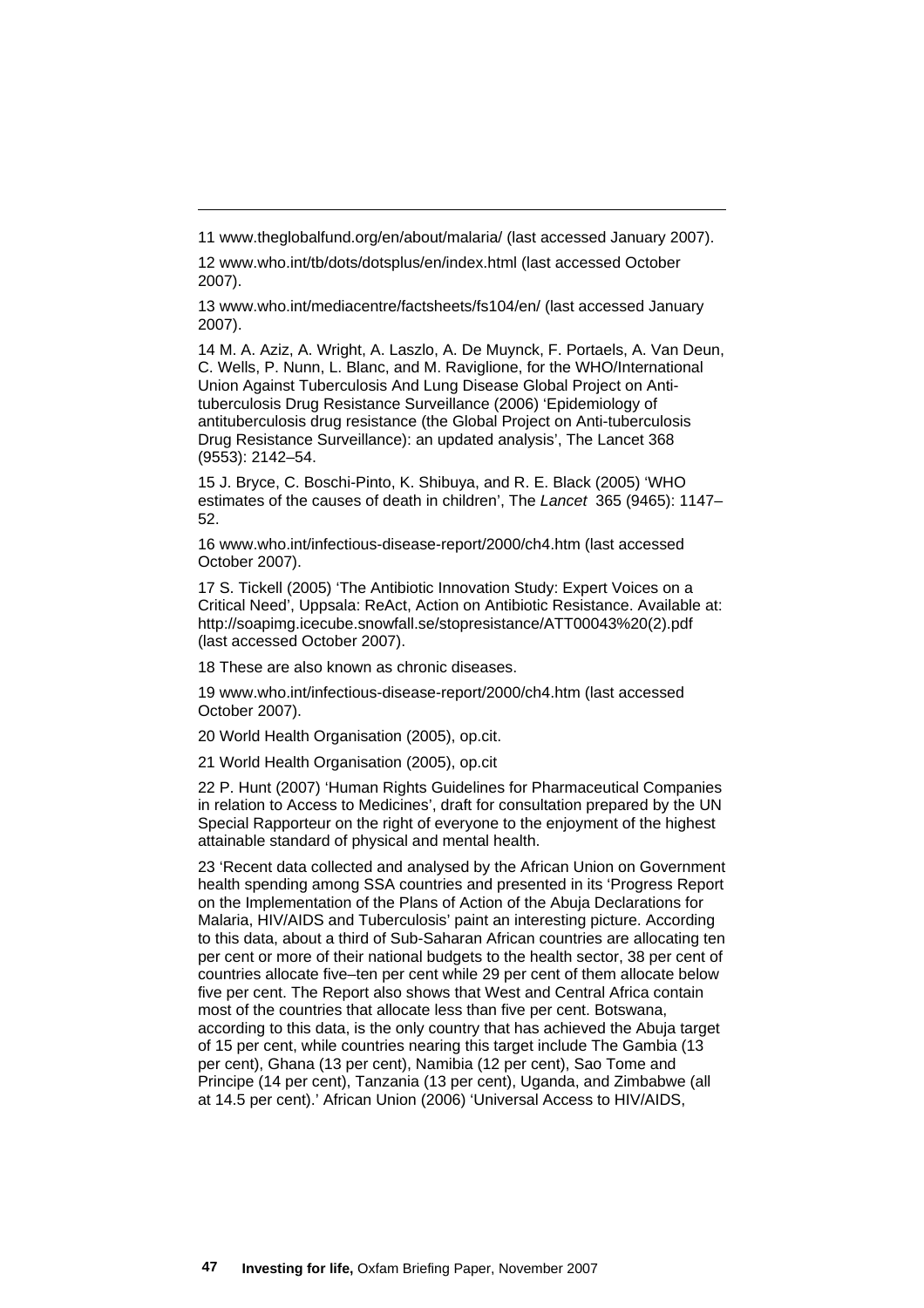11 www.theglobalfund.org/en/about/malaria/ (last accessed January 2007).

12 www.who.int/tb/dots/dotsplus/en/index.html (last accessed October 2007).

13 www.who.int/mediacentre/factsheets/fs104/en/ (last accessed January 2007).

14 M. A. Aziz, A. Wright, A. Laszlo, A. De Muynck, F. Portaels, A. Van Deun, C. Wells, P. Nunn, L. Blanc, and M. Raviglione, for the WHO/International Union Against Tuberculosis And Lung Disease Global Project on Anti-tuberculosis Drug Resistance Surveillance (2006) 'Epidemiology of antituberculosis drug resistance (the Global Project on Anti-tuberculosis Drug Resistance Surveillance): an updated analysis', The Lancet 368 (9553): 2142–54.

15 J. Bryce, C. Boschi-Pinto, K. Shibuya, and R. E. Black (2005) 'WHO estimates of the causes of death in children', The *Lancet* 365 (9465): 1147–52.

16 www.who.int/infectious-disease-report/2000/ch4.htm (last accessed October 2007).

17 S. Tickell (2005) 'The Antibiotic Innovation Study: Expert Voices on a Critical Need', Uppsala: ReAct, Action on Antibiotic Resistance. Available at: http://soapimg.icecube.snowfall.se/stopresistance/ATT00043%20(2).pdf (last accessed October 2007).

18 These are also known as chronic diseases.

19 www.who.int/infectious-disease-report/2000/ch4.htm (last accessed October 2007).

20 World Health Organisation (2005), op.cit.

21 World Health Organisation (2005), op.cit

22 P. Hunt (2007) 'Human Rights Guidelines for Pharmaceutical Companies in relation to Access to Medicines', draft for consultation prepared by the UN Special Rapporteur on the right of everyone to the enjoyment of the highest attainable standard of physical and mental health.

23 'Recent data collected and analysed by the African Union on Government health spending among SSA countries and presented in its 'Progress Report on the Implementation of the Plans of Action of the Abuja Declarations for Malaria, HIV/AIDS and Tuberculosis' paint an interesting picture. According to this data, about a third of Sub-Saharan African countries are allocating ten per cent or more of their national budgets to the health sector, 38 per cent of countries allocate five–ten per cent while 29 per cent of them allocate below five per cent. The Report also shows that West and Central Africa contain most of the countries that allocate less than five per cent. Botswana, according to this data, is the only country that has achieved the Abuja target of 15 per cent, while countries nearing this target include The Gambia (13 per cent), Ghana (13 per cent), Namibia (12 per cent), Sao Tome and Principe (14 per cent), Tanzania (13 per cent), Uganda, and Zimbabwe (all at 14.5 per cent).' African Union (2006) 'Universal Access to HIV/AIDS,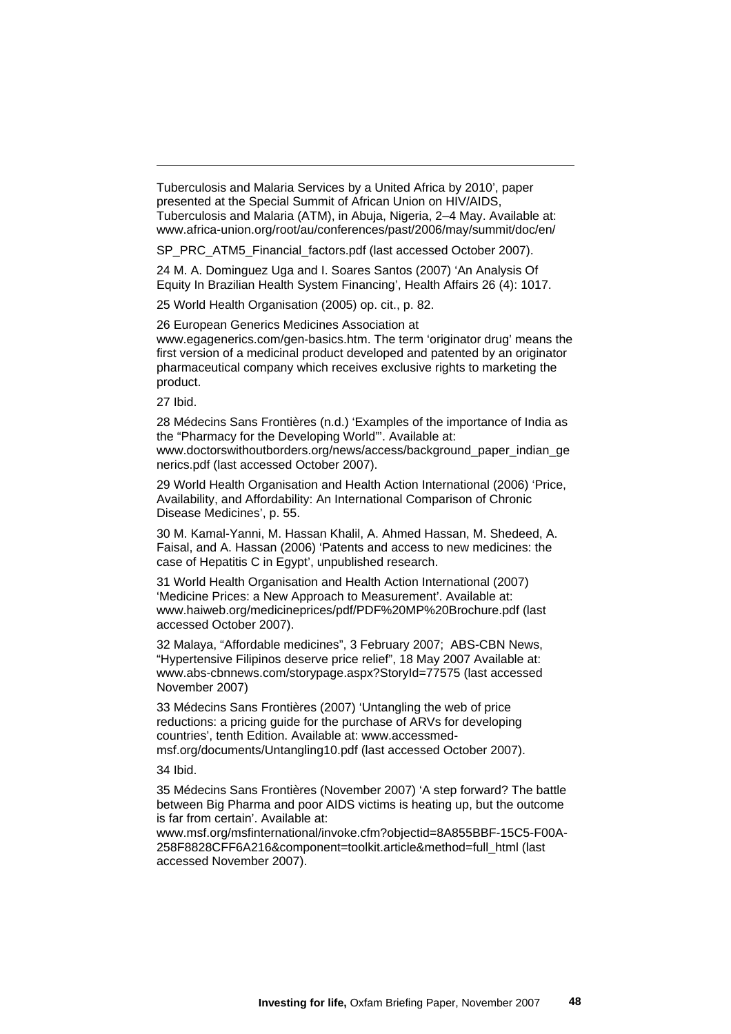Tuberculosis and Malaria Services by a United Africa by 2010', paper presented at the Special Summit of African Union on HIV/AIDS, Tuberculosis and Malaria (ATM), in Abuja, Nigeria, 2–4 May. Available at: www.africa-union.org/root/au/conferences/past/2006/may/summit/doc/en/

SP_PRC_ATM5_Financial_factors.pdf (last accessed October 2007).

24 M. A. Dominguez Uga and I. Soares Santos (2007) 'An Analysis Of Equity In Brazilian Health System Financing', Health Affairs 26 (4): 1017.

25 World Health Organisation (2005) op. cit., p. 82.

26 European Generics Medicines Association at www.egagenerics.com/gen-basics.htm. The term 'originator drug' means the first version of a medicinal product developed and patented by an originator pharmaceutical company which receives exclusive rights to marketing the product.

27 Ibid.

28 Médecins Sans Frontières (n.d.) 'Examples of the importance of India as the "Pharmacy for the Developing World"'. Available at: www.doctorswithoutborders.org/news/access/background_paper_indian_generics.pdf (last accessed October 2007).

29 World Health Organisation and Health Action International (2006) 'Price, Availability, and Affordability: An International Comparison of Chronic Disease Medicines', p. 55.

30 M. Kamal-Yanni, M. Hassan Khalil, A. Ahmed Hassan, M. Shedeed, A. Faisal, and A. Hassan (2006) 'Patents and access to new medicines: the case of Hepatitis C in Egypt', unpublished research.

31 World Health Organisation and Health Action International (2007) 'Medicine Prices: a New Approach to Measurement'. Available at: www.haiweb.org/medicineprices/pdf/PDF%20MP%20Brochure.pdf (last accessed October 2007).

32 Malaya, "Affordable medicines", 3 February 2007; ABS-CBN News, "Hypertensive Filipinos deserve price relief", 18 May 2007 Available at: www.abs-cbnnews.com/storypage.aspx?StoryId=77575 (last accessed November 2007)

33 Médecins Sans Frontières (2007) 'Untangling the web of price reductions: a pricing guide for the purchase of ARVs for developing countries', tenth Edition. Available at: www.accessmed-msf.org/documents/Untangling10.pdf (last accessed October 2007).

34 Ibid.

35 Médecins Sans Frontières (November 2007) 'A step forward? The battle between Big Pharma and poor AIDS victims is heating up, but the outcome is far from certain'. Available at: www.msf.org/msfinternational/invoke.cfm?objectid=8A855BBF-15C5-F00A-258F8828CFF6A216&component=toolkit.article&method=full_html (last accessed November 2007).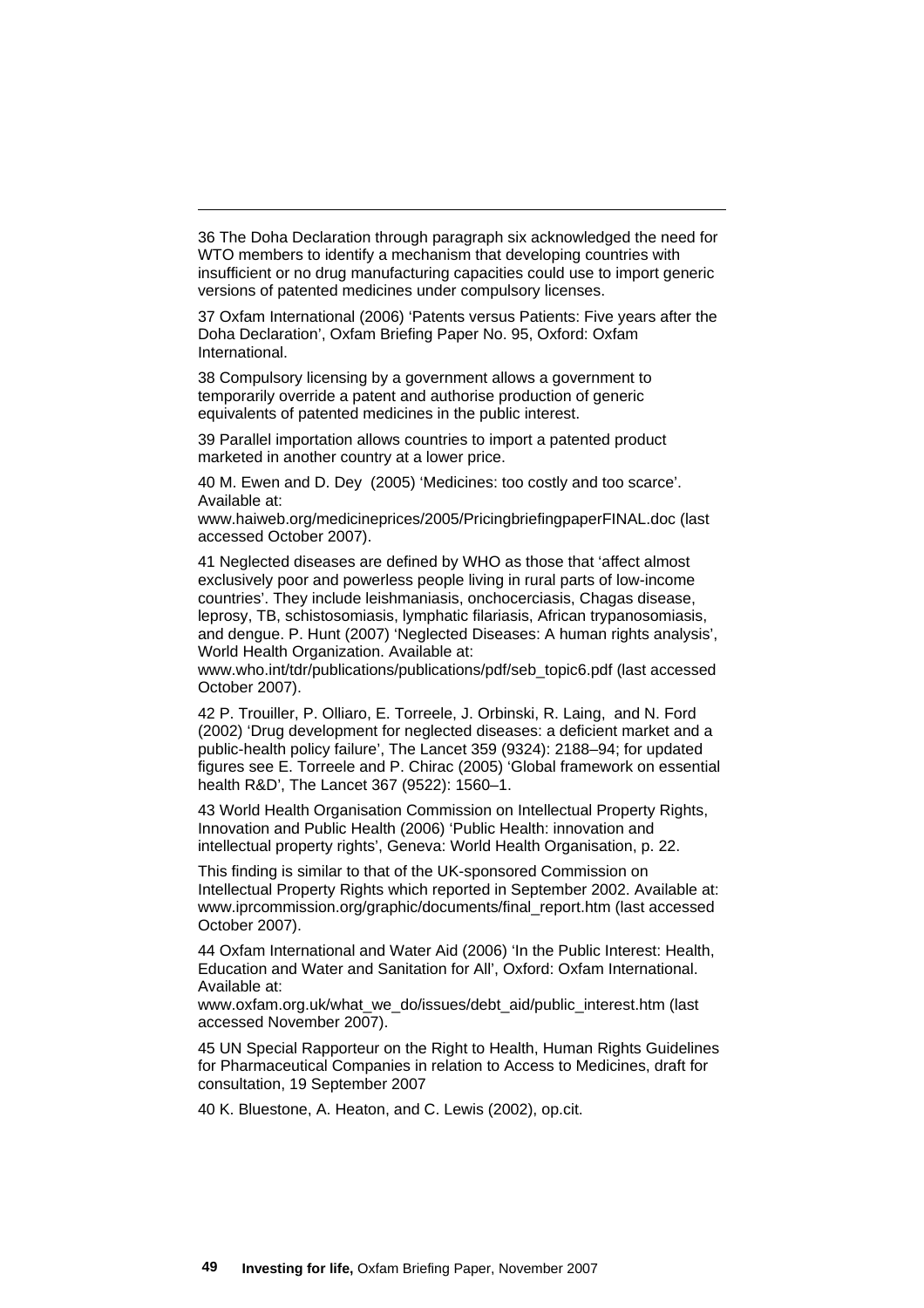36 The Doha Declaration through paragraph six acknowledged the need for WTO members to identify a mechanism that developing countries with insufficient or no drug manufacturing capacities could use to import generic versions of patented medicines under compulsory licenses.

37 Oxfam International (2006) 'Patents versus Patients: Five years after the Doha Declaration', Oxfam Briefing Paper No. 95, Oxford: Oxfam International.

38 Compulsory licensing by a government allows a government to temporarily override a patent and authorise production of generic equivalents of patented medicines in the public interest.

39 Parallel importation allows countries to import a patented product marketed in another country at a lower price.

40 M. Ewen and D. Dey (2005) 'Medicines: too costly and too scarce'. Available at: www.haiweb.org/medicineprices/2005/PricingbriefingpaperFINAL.doc (last accessed October 2007).

41 Neglected diseases are defined by WHO as those that 'affect almost exclusively poor and powerless people living in rural parts of low-income countries'. They include leishmaniasis, onchocerciasis, Chagas disease, leprosy, TB, schistosomiasis, lymphatic filariasis, African trypanosomiasis, and dengue. P. Hunt (2007) 'Neglected Diseases: A human rights analysis', World Health Organization. Available at: www.who.int/tdr/publications/publications/pdf/seb_topic6.pdf (last accessed October 2007).

42 P. Trouiller, P. Olliaro, E. Torreele, J. Orbinski, R. Laing, and N. Ford (2002) 'Drug development for neglected diseases: a deficient market and a public-health policy failure', The Lancet 359 (9324): 2188–94; for updated figures see E. Torreele and P. Chirac (2005) 'Global framework on essential health R&D', The Lancet 367 (9522): 1560–1.

43 World Health Organisation Commission on Intellectual Property Rights, Innovation and Public Health (2006) 'Public Health: innovation and intellectual property rights', Geneva: World Health Organisation, p. 22.

This finding is similar to that of the UK-sponsored Commission on Intellectual Property Rights which reported in September 2002. Available at: www.iprcommission.org/graphic/documents/final_report.htm (last accessed October 2007).

44 Oxfam International and Water Aid (2006) 'In the Public Interest: Health, Education and Water and Sanitation for All', Oxford: Oxfam International. Available at: www.oxfam.org.uk/what_we_do/issues/debt_aid/public_interest.htm (last accessed November 2007).

45 UN Special Rapporteur on the Right to Health, Human Rights Guidelines for Pharmaceutical Companies in relation to Access to Medicines, draft for consultation, 19 September 2007

40 K. Bluestone, A. Heaton, and C. Lewis (2002), op.cit.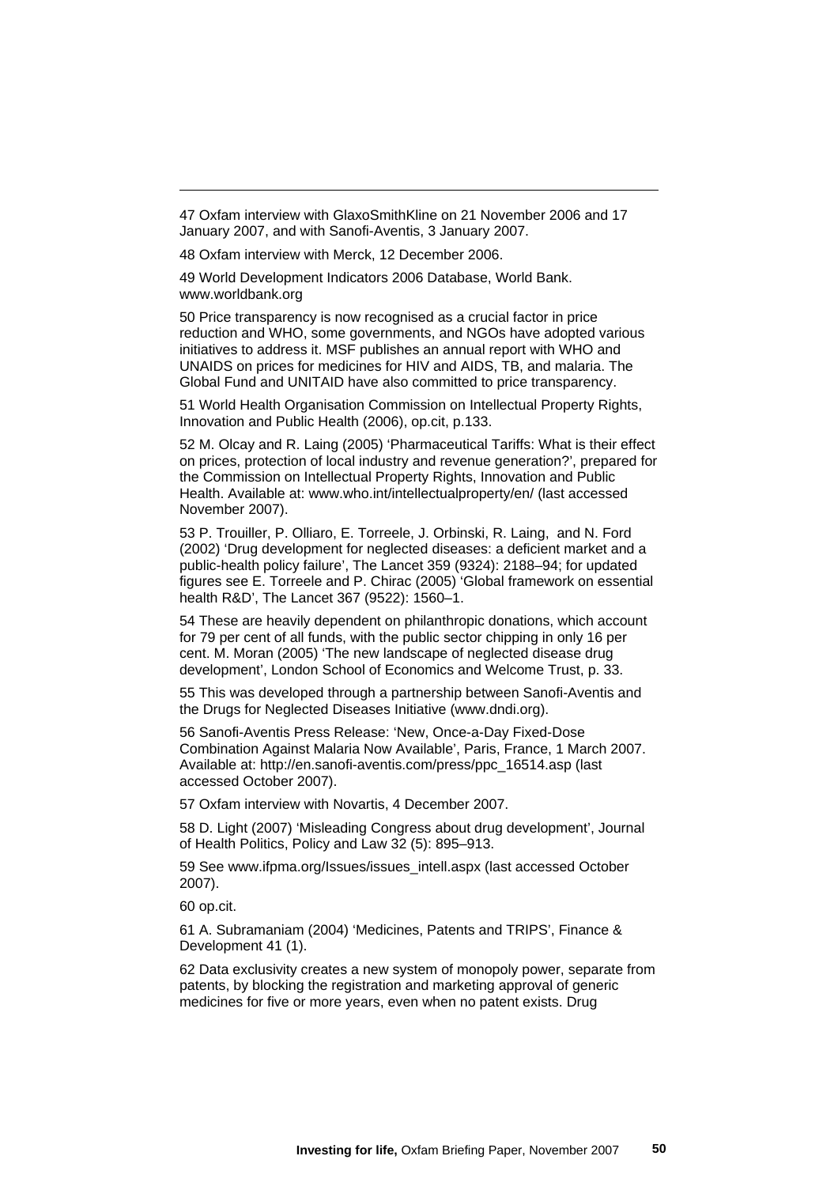47 Oxfam interview with GlaxoSmithKline on 21 November 2006 and 17 January 2007, and with Sanofi-Aventis, 3 January 2007.

48 Oxfam interview with Merck, 12 December 2006.

49 World Development Indicators 2006 Database, World Bank. www.worldbank.org

50 Price transparency is now recognised as a crucial factor in price reduction and WHO, some governments, and NGOs have adopted various initiatives to address it. MSF publishes an annual report with WHO and UNAIDS on prices for medicines for HIV and AIDS, TB, and malaria. The Global Fund and UNITAID have also committed to price transparency.

51 World Health Organisation Commission on Intellectual Property Rights, Innovation and Public Health (2006), op.cit, p.133.

52 M. Olcay and R. Laing (2005) 'Pharmaceutical Tariffs: What is their effect on prices, protection of local industry and revenue generation?', prepared for the Commission on Intellectual Property Rights, Innovation and Public Health. Available at: www.who.int/intellectualproperty/en/ (last accessed November 2007).

53 P. Trouiller, P. Olliaro, E. Torreele, J. Orbinski, R. Laing, and N. Ford (2002) 'Drug development for neglected diseases: a deficient market and a public-health policy failure', The Lancet 359 (9324): 2188–94; for updated figures see E. Torreele and P. Chirac (2005) 'Global framework on essential health R&D', The Lancet 367 (9522): 1560–1.

54 These are heavily dependent on philanthropic donations, which account for 79 per cent of all funds, with the public sector chipping in only 16 per cent. M. Moran (2005) 'The new landscape of neglected disease drug development', London School of Economics and Welcome Trust, p. 33.

55 This was developed through a partnership between Sanofi-Aventis and the Drugs for Neglected Diseases Initiative (www.dndi.org).

56 Sanofi-Aventis Press Release: 'New, Once-a-Day Fixed-Dose Combination Against Malaria Now Available', Paris, France, 1 March 2007. Available at: http://en.sanofi-aventis.com/press/ppc_16514.asp (last accessed October 2007).

57 Oxfam interview with Novartis, 4 December 2007.

58 D. Light (2007) 'Misleading Congress about drug development', Journal of Health Politics, Policy and Law 32 (5): 895–913.

59 See www.ifpma.org/Issues/issues_intell.aspx (last accessed October 2007).

60 op.cit.

61 A. Subramaniam (2004) 'Medicines, Patents and TRIPS', Finance & Development 41 (1).

62 Data exclusivity creates a new system of monopoly power, separate from patents, by blocking the registration and marketing approval of generic medicines for five or more years, even when no patent exists. Drug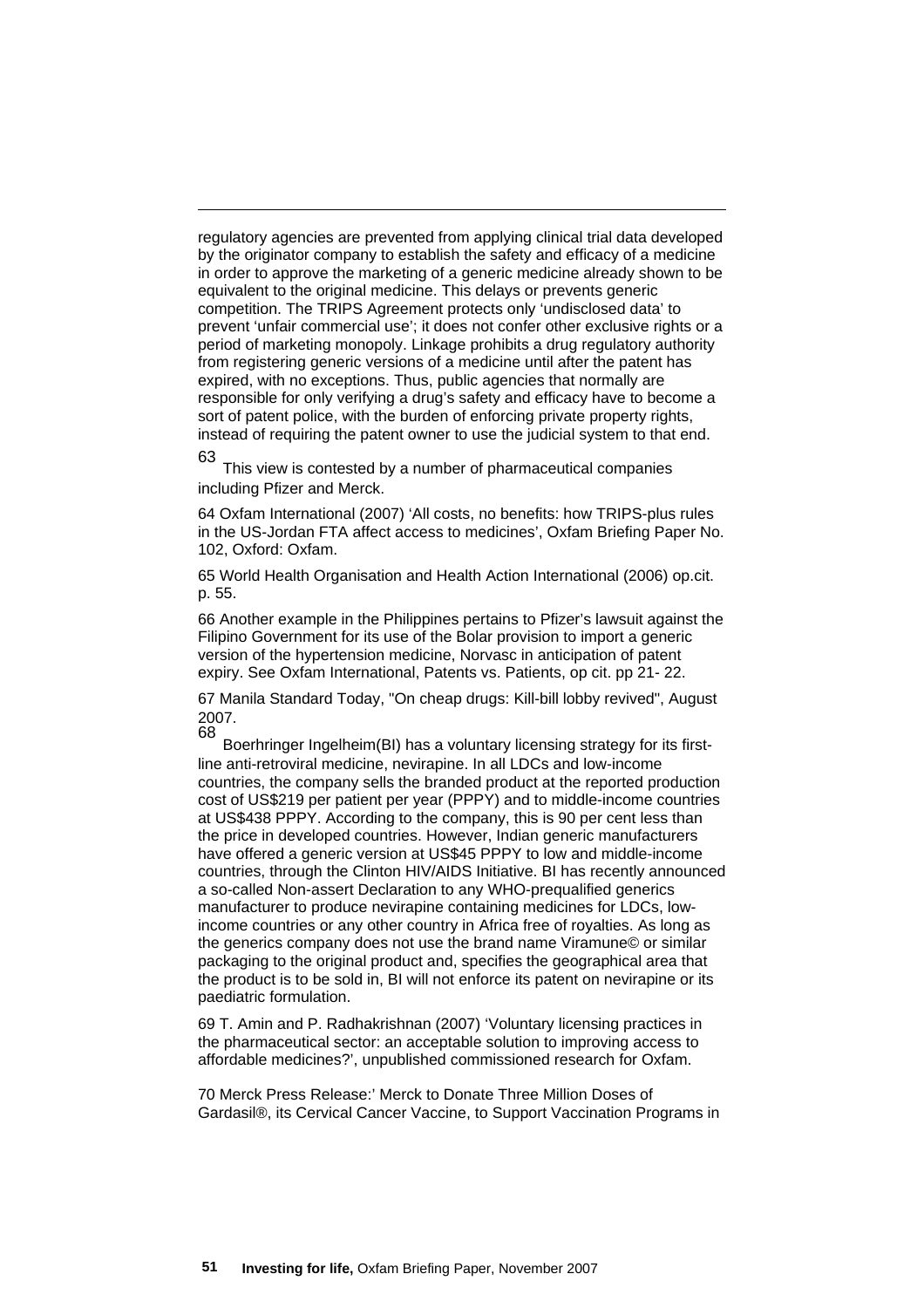regulatory agencies are prevented from applying clinical trial data developed by the originator company to establish the safety and efficacy of a medicine in order to approve the marketing of a generic medicine already shown to be equivalent to the original medicine. This delays or prevents generic competition. The TRIPS Agreement protects only 'undisclosed data' to prevent 'unfair commercial use'; it does not confer other exclusive rights or a period of marketing monopoly. Linkage prohibits a drug regulatory authority from registering generic versions of a medicine until after the patent has expired, with no exceptions. Thus, public agencies that normally are responsible for only verifying a drug's safety and efficacy have to become a sort of patent police, with the burden of enforcing private property rights, instead of requiring the patent owner to use the judicial system to that end.

63 This view is contested by a number of pharmaceutical companies including Pfizer and Merck.

64 Oxfam International (2007) 'All costs, no benefits: how TRIPS-plus rules in the US-Jordan FTA affect access to medicines', Oxfam Briefing Paper No. 102, Oxford: Oxfam.

65 World Health Organisation and Health Action International (2006) op.cit. p. 55.

66 Another example in the Philippines pertains to Pfizer's lawsuit against the Filipino Government for its use of the Bolar provision to import a generic version of the hypertension medicine, Norvasc in anticipation of patent expiry. See Oxfam International, Patents vs. Patients, op cit. pp 21- 22.

67 Manila Standard Today, "On cheap drugs: Kill-bill lobby revived", August 2007.

68 Boerhringer Ingelheim(BI) has a voluntary licensing strategy for its first-line anti-retroviral medicine, nevirapine. In all LDCs and low-income countries, the company sells the branded product at the reported production cost of US$219 per patient per year (PPPY) and to middle-income countries at US$438 PPPY. According to the company, this is 90 per cent less than the price in developed countries. However, Indian generic manufacturers have offered a generic version at US$45 PPPY to low and middle-income countries, through the Clinton HIV/AIDS Initiative. BI has recently announced a so-called Non-assert Declaration to any WHO-prequalified generics manufacturer to produce nevirapine containing medicines for LDCs, low-income countries or any other country in Africa free of royalties. As long as the generics company does not use the brand name Viramune© or similar packaging to the original product and, specifies the geographical area that the product is to be sold in, BI will not enforce its patent on nevirapine or its paediatric formulation.

69 T. Amin and P. Radhakrishnan (2007) 'Voluntary licensing practices in the pharmaceutical sector: an acceptable solution to improving access to affordable medicines?', unpublished commissioned research for Oxfam.

70 Merck Press Release:' Merck to Donate Three Million Doses of Gardasil®, its Cervical Cancer Vaccine, to Support Vaccination Programs in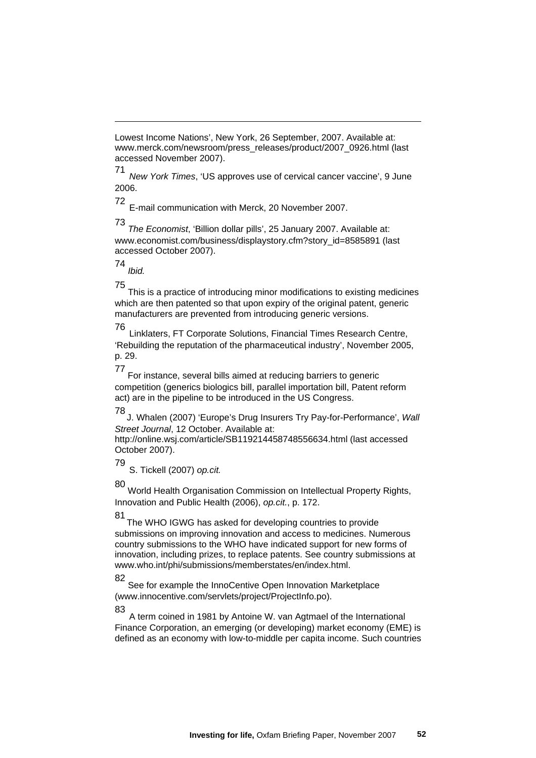Lowest Income Nations', New York, 26 September, 2007. Available at: www.merck.com/newsroom/press_releases/product/2007_0926.html (last accessed November 2007).

71 *New York Times*, 'US approves use of cervical cancer vaccine', 9 June 2006.

72 E-mail communication with Merck, 20 November 2007.

73 *The Economist*, 'Billion dollar pills', 25 January 2007. Available at: www.economist.com/business/displaystory.cfm?story_id=8585891 (last accessed October 2007).

74 *Ibid.*

75 This is a practice of introducing minor modifications to existing medicines which are then patented so that upon expiry of the original patent, generic manufacturers are prevented from introducing generic versions.

76 Linklaters, FT Corporate Solutions, Financial Times Research Centre, 'Rebuilding the reputation of the pharmaceutical industry', November 2005, p. 29.

77 For instance, several bills aimed at reducing barriers to generic competition (generics biologics bill, parallel importation bill, Patent reform act) are in the pipeline to be introduced in the US Congress.

78 J. Whalen (2007) 'Europe's Drug Insurers Try Pay-for-Performance', *Wall Street Journal*, 12 October. Available at: http://online.wsj.com/article/SB119214458748556634.html (last accessed October 2007).

79 S. Tickell (2007) *op.cit.*

80 World Health Organisation Commission on Intellectual Property Rights, Innovation and Public Health (2006), *op.cit.*, p. 172.

81 The WHO IGWG has asked for developing countries to provide submissions on improving innovation and access to medicines. Numerous country submissions to the WHO have indicated support for new forms of innovation, including prizes, to replace patents. See country submissions at www.who.int/phi/submissions/memberstates/en/index.html.

82 See for example the InnoCentive Open Innovation Marketplace (www.innocentive.com/servlets/project/ProjectInfo.po).

83 A term coined in 1981 by Antoine W. van Agtmael of the International Finance Corporation, an emerging (or developing) market economy (EME) is defined as an economy with low-to-middle per capita income. Such countries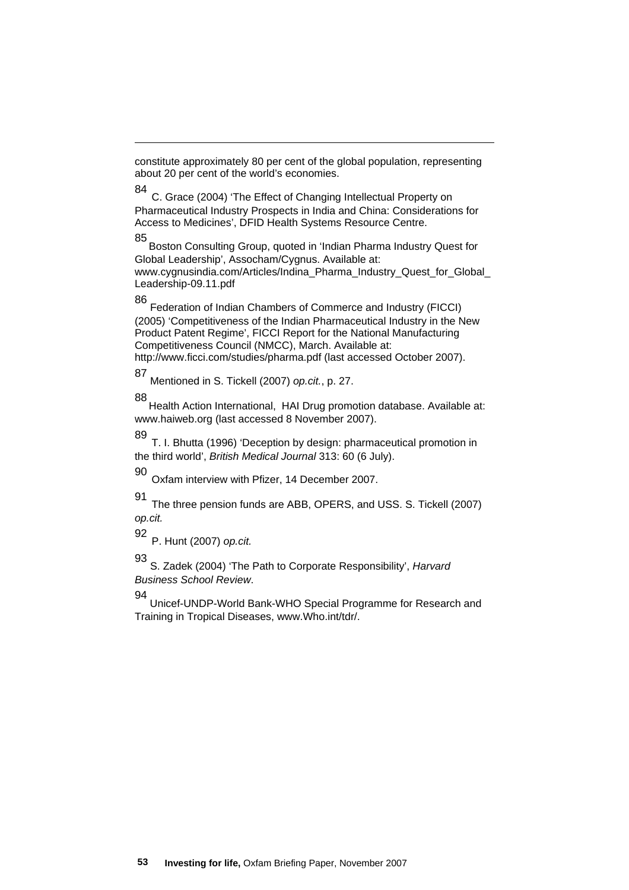constitute approximately 80 per cent of the global population, representing about 20 per cent of the world's economies.

[84] C. Grace (2004) 'The Effect of Changing Intellectual Property on Pharmaceutical Industry Prospects in India and China: Considerations for Access to Medicines', DFID Health Systems Resource Centre.

[85] Boston Consulting Group, quoted in 'Indian Pharma Industry Quest for Global Leadership', Assocham/Cygnus. Available at: www.cygnusindia.com/Articles/Indina_Pharma_Industry_Quest_for_Global_Leadership-09.11.pdf

[86] Federation of Indian Chambers of Commerce and Industry (FICCI) (2005) 'Competitiveness of the Indian Pharmaceutical Industry in the New Product Patent Regime', FICCI Report for the National Manufacturing Competitiveness Council (NMCC), March. Available at: http://www.ficci.com/studies/pharma.pdf (last accessed October 2007).

[87] Mentioned in S. Tickell (2007) *op.cit.*, p. 27.

[88] Health Action International, HAI Drug promotion database. Available at: www.haiweb.org (last accessed 8 November 2007).

[89] T. I. Bhutta (1996) 'Deception by design: pharmaceutical promotion in the third world', *British Medical Journal* 313: 60 (6 July).

[90] Oxfam interview with Pfizer, 14 December 2007.

[91] The three pension funds are ABB, OPERS, and USS. S. Tickell (2007) *op.cit.*

[92] P. Hunt (2007) *op.cit.*

[93] S. Zadek (2004) 'The Path to Corporate Responsibility', *Harvard Business School Review*.

[94] Unicef-UNDP-World Bank-WHO Special Programme for Research and Training in Tropical Diseases, www.Who.int/tdr/.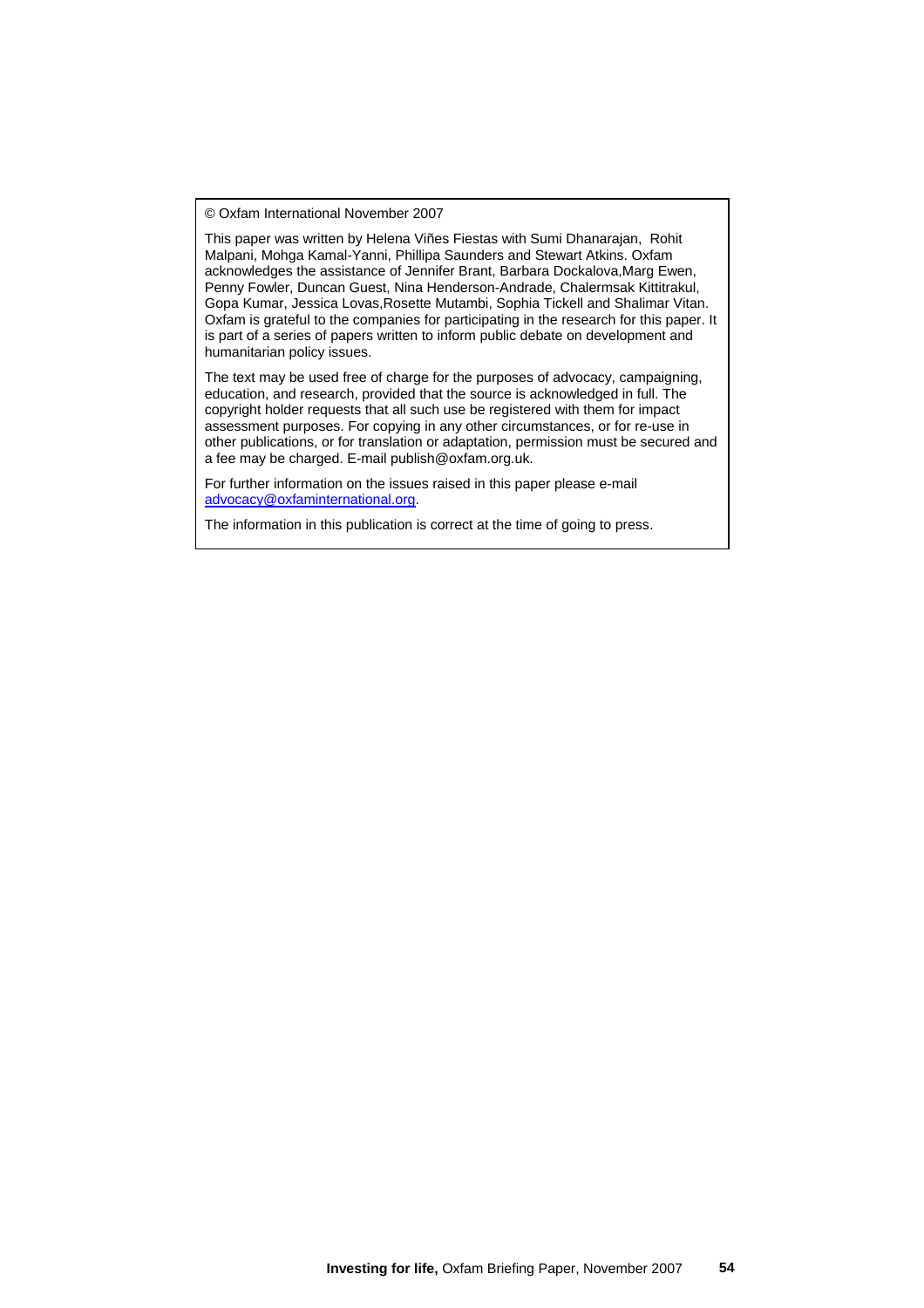© Oxfam International November 2007

This paper was written by Helena Viñes Fiestas with Sumi Dhanarajan, Rohit Malpani, Mohga Kamal-Yanni, Phillipa Saunders and Stewart Atkins. Oxfam acknowledges the assistance of Jennifer Brant, Barbara Dockalova, Marg Ewen, Penny Fowler, Duncan Guest, Nina Henderson-Andrade, Chalermsak Kittitrakul, Gopa Kumar, Jessica Lovas, Rosette Mutambi, Sophia Tickell and Shalimar Vitan. Oxfam is grateful to the companies for participating in the research for this paper. It is part of a series of papers written to inform public debate on development and humanitarian policy issues.

The text may be used free of charge for the purposes of advocacy, campaigning, education, and research, provided that the source is acknowledged in full. The copyright holder requests that all such use be registered with them for impact assessment purposes. For copying in any other circumstances, or for re-use in other publications, or for translation or adaptation, permission must be secured and a fee may be charged. E-mail publish@oxfam.org.uk.

For further information on the issues raised in this paper please e-mail advocacy@oxfaminternational.org.

The information in this publication is correct at the time of going to press.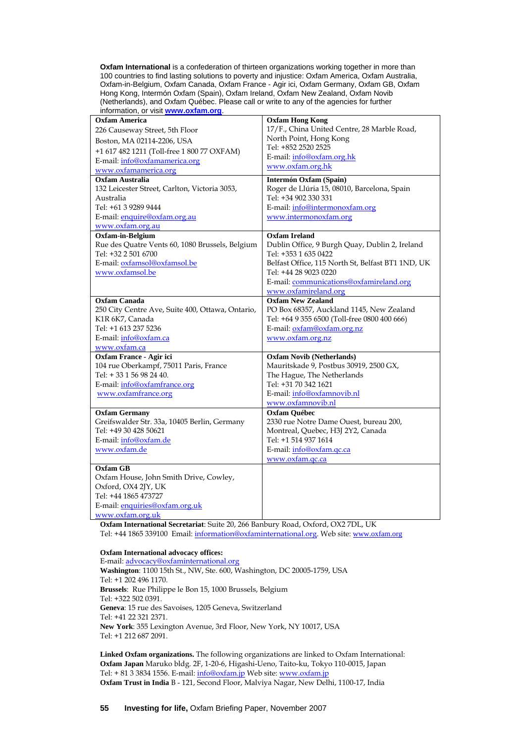**Oxfam International** is a confederation of thirteen organizations working together in more than 100 countries to find lasting solutions to poverty and injustice: Oxfam America, Oxfam Australia, Oxfam-in-Belgium, Oxfam Canada, Oxfam France - Agir ici, Oxfam Germany, Oxfam GB, Oxfam Hong Kong, Intermón Oxfam (Spain), Oxfam Ireland, Oxfam New Zealand, Oxfam Novib (Netherlands), and Oxfam Québec. Please call or write to any of the agencies for further information, or visit **www.oxfam.org**.

| | |
|---|---|
| **Oxfam America**<br>226 Causeway Street, 5th Floor<br>Boston, MA 02114-2206, USA<br>+1 617 482 1211 (Toll-free 1 800 77 OXFAM)<br>E-mail: info@oxfamamerica.org<br>www.oxfamamerica.org | **Oxfam Hong Kong**<br>17/F., China United Centre, 28 Marble Road, North Point, Hong Kong<br>Tel: +852 2520 2525<br>E-mail: info@oxfam.org.hk<br>www.oxfam.org.hk |
| **Oxfam Australia**<br>132 Leicester Street, Carlton, Victoria 3053, Australia<br>Tel: +61 3 9289 9444<br>E-mail: enquire@oxfam.org.au<br>www.oxfam.org.au | **Intermón Oxfam (Spain)**<br>Roger de Llúria 15, 08010, Barcelona, Spain<br>Tel: +34 902 330 331<br>E-mail: info@intermonoxfam.org<br>www.intermonoxfam.org |
| **Oxfam-in-Belgium**<br>Rue des Quatre Vents 60, 1080 Brussels, Belgium<br>Tel: +32 2 501 6700<br>E-mail: oxfamsol@oxfamsol.be<br>www.oxfamsol.be | **Oxfam Ireland**<br>Dublin Office, 9 Burgh Quay, Dublin 2, Ireland<br>Tel: +353 1 635 0422<br>Belfast Office, 115 North St, Belfast BT1 1ND, UK<br>Tel: +44 28 9023 0220<br>E-mail: communications@oxfamireland.org<br>www.oxfamireland.org |
| **Oxfam Canada**<br>250 City Centre Ave, Suite 400, Ottawa, Ontario, K1R 6K7, Canada<br>Tel: +1 613 237 5236<br>E-mail: info@oxfam.ca<br>www.oxfam.ca | **Oxfam New Zealand**<br>PO Box 68357, Auckland 1145, New Zealand<br>Tel: +64 9 355 6500 (Toll-free 0800 400 666)<br>E-mail: oxfam@oxfam.org.nz<br>www.oxfam.org.nz |
| **Oxfam France - Agir ici**<br>104 rue Oberkampf, 75011 Paris, France<br>Tel: + 33 1 56 98 24 40.<br>E-mail: info@oxfamfrance.org<br>www.oxfamfrance.org | **Oxfam Novib (Netherlands)**<br>Mauritskade 9, Postbus 30919, 2500 GX, The Hague, The Netherlands<br>Tel: +31 70 342 1621<br>E-mail: info@oxfamnovib.nl<br>www.oxfamnovib.nl |
| **Oxfam Germany**<br>Greifswalder Str. 33a, 10405 Berlin, Germany<br>Tel: +49 30 428 50621<br>E-mail: info@oxfam.de<br>www.oxfam.de | **Oxfam Québec**<br>2330 rue Notre Dame Ouest, bureau 200, Montreal, Quebec, H3J 2Y2, Canada<br>Tel: +1 514 937 1614<br>E-mail: info@oxfam.qc.ca<br>www.oxfam.qc.ca |
| **Oxfam GB**<br>Oxfam House, John Smith Drive, Cowley, Oxford, OX4 2JY, UK<br>Tel: +44 1865 473727<br>E-mail: enquiries@oxfam.org.uk<br>www.oxfam.org.uk | |

**Oxfam International Secretariat**: Suite 20, 266 Banbury Road, Oxford, OX2 7DL, UK
Tel: +44 1865 339100 Email: information@oxfaminternational.org. Web site: www.oxfam.org

**Oxfam International advocacy offices:**
E-mail: advocacy@oxfaminternational.org
**Washington**: 1100 15th St., NW, Ste. 600, Washington, DC 20005-1759, USA
Tel: +1 202 496 1170.
**Brussels**: Rue Philippe le Bon 15, 1000 Brussels, Belgium
Tel: +322 502 0391.
**Geneva**: 15 rue des Savoises, 1205 Geneva, Switzerland
Tel: +41 22 321 2371.
**New York**: 355 Lexington Avenue, 3rd Floor, New York, NY 10017, USA
Tel: +1 212 687 2091.

**Linked Oxfam organizations.** The following organizations are linked to Oxfam International:
**Oxfam Japan** Maruko bldg. 2F, 1-20-6, Higashi-Ueno, Taito-ku, Tokyo 110-0015, Japan
Tel: + 81 3 3834 1556. E-mail: info@oxfam.jp Web site: www.oxfam.jp
**Oxfam Trust in India** B - 121, Second Floor, Malviya Nagar, New Delhi, 1100-17, India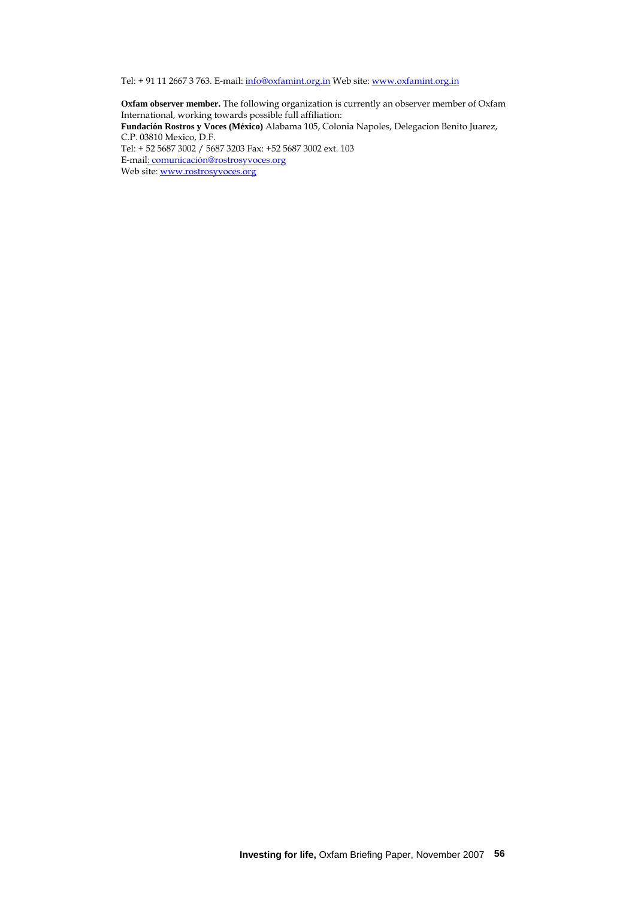Tel: + 91 11 2667 3 763. E-mail: info@oxfamint.org.in Web site: www.oxfamint.org.in

**Oxfam observer member.** The following organization is currently an observer member of Oxfam International, working towards possible full affiliation:
**Fundación Rostros y Voces (México)** Alabama 105, Colonia Napoles, Delegacion Benito Juarez, C.P. 03810 Mexico, D.F.
Tel: + 52 5687 3002 / 5687 3203 Fax: +52 5687 3002 ext. 103
E-mail: comunicación@rostrosyvoces.org
Web site: www.rostrosyvoces.org